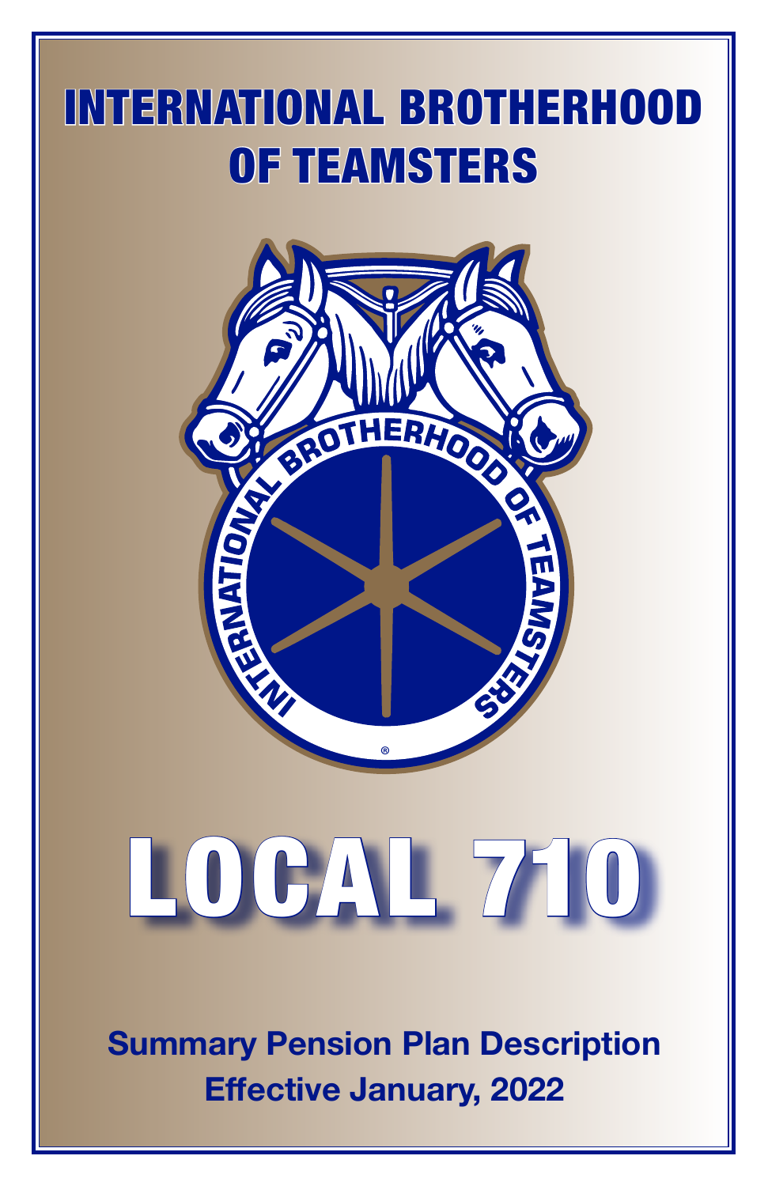# INTERNATIONAL BROTHERHOOD OF TEAMSTERS

# LOCAL 710

**Summary Pension Plan Description**
**Effective January, 2022**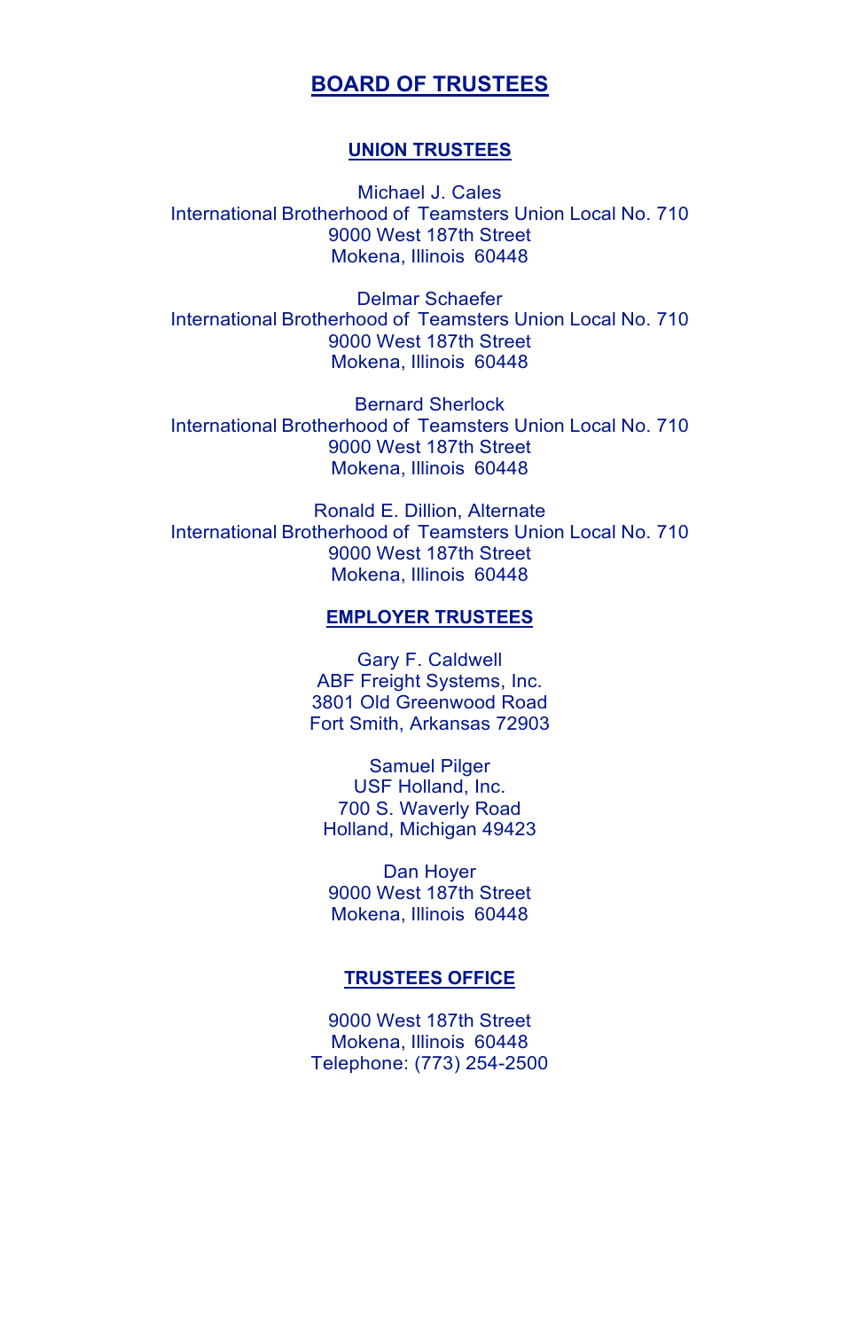# BOARD OF TRUSTEES

## UNION TRUSTEES

Michael J. Cales
International Brotherhood of Teamsters Union Local No. 710
9000 West 187th Street
Mokena, Illinois 60448

Delmar Schaefer
International Brotherhood of Teamsters Union Local No. 710
9000 West 187th Street
Mokena, Illinois 60448

Bernard Sherlock
International Brotherhood of Teamsters Union Local No. 710
9000 West 187th Street
Mokena, Illinois 60448

Ronald E. Dillion, Alternate
International Brotherhood of Teamsters Union Local No. 710
9000 West 187th Street
Mokena, Illinois 60448

## EMPLOYER TRUSTEES

Gary F. Caldwell
ABF Freight Systems, Inc.
3801 Old Greenwood Road
Fort Smith, Arkansas 72903

Samuel Pilger
USF Holland, Inc.
700 S. Waverly Road
Holland, Michigan 49423

Dan Hoyer
9000 West 187th Street
Mokena, Illinois 60448

## TRUSTEES OFFICE

9000 West 187th Street
Mokena, Illinois 60448
Telephone: (773) 254-2500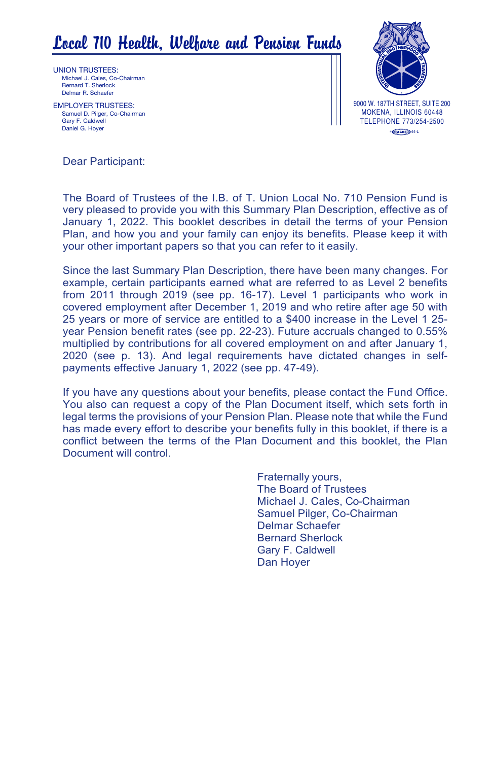# Local 710 Health, Welfare and Pension Funds

UNION TRUSTEES:
Michael J. Cales, Co-Chairman
Bernard T. Sherlock
Delmar R. Schaefer

EMPLOYER TRUSTEES:
Samuel D. Pilger, Co-Chairman
Gary F. Caldwell
Daniel G. Hoyer

9000 W. 187TH STREET, SUITE 200
MOKENA, ILLINOIS 60448
TELEPHONE 773/254-2500

Dear Participant:

The Board of Trustees of the I.B. of T. Union Local No. 710 Pension Fund is very pleased to provide you with this Summary Plan Description, effective as of January 1, 2022. This booklet describes in detail the terms of your Pension Plan, and how you and your family can enjoy its benefits. Please keep it with your other important papers so that you can refer to it easily.

Since the last Summary Plan Description, there have been many changes. For example, certain participants earned what are referred to as Level 2 benefits from 2011 through 2019 (see pp. 16-17). Level 1 participants who work in covered employment after December 1, 2019 and who retire after age 50 with 25 years or more of service are entitled to a $400 increase in the Level 1 25-year Pension benefit rates (see pp. 22-23). Future accruals changed to 0.55% multiplied by contributions for all covered employment on and after January 1, 2020 (see p. 13). And legal requirements have dictated changes in self-payments effective January 1, 2022 (see pp. 47-49).

If you have any questions about your benefits, please contact the Fund Office. You also can request a copy of the Plan Document itself, which sets forth in legal terms the provisions of your Pension Plan. Please note that while the Fund has made every effort to describe your benefits fully in this booklet, if there is a conflict between the terms of the Plan Document and this booklet, the Plan Document will control.

Fraternally yours,
The Board of Trustees
Michael J. Cales, Co-Chairman
Samuel Pilger, Co-Chairman
Delmar Schaefer
Bernard Sherlock
Gary F. Caldwell
Dan Hoyer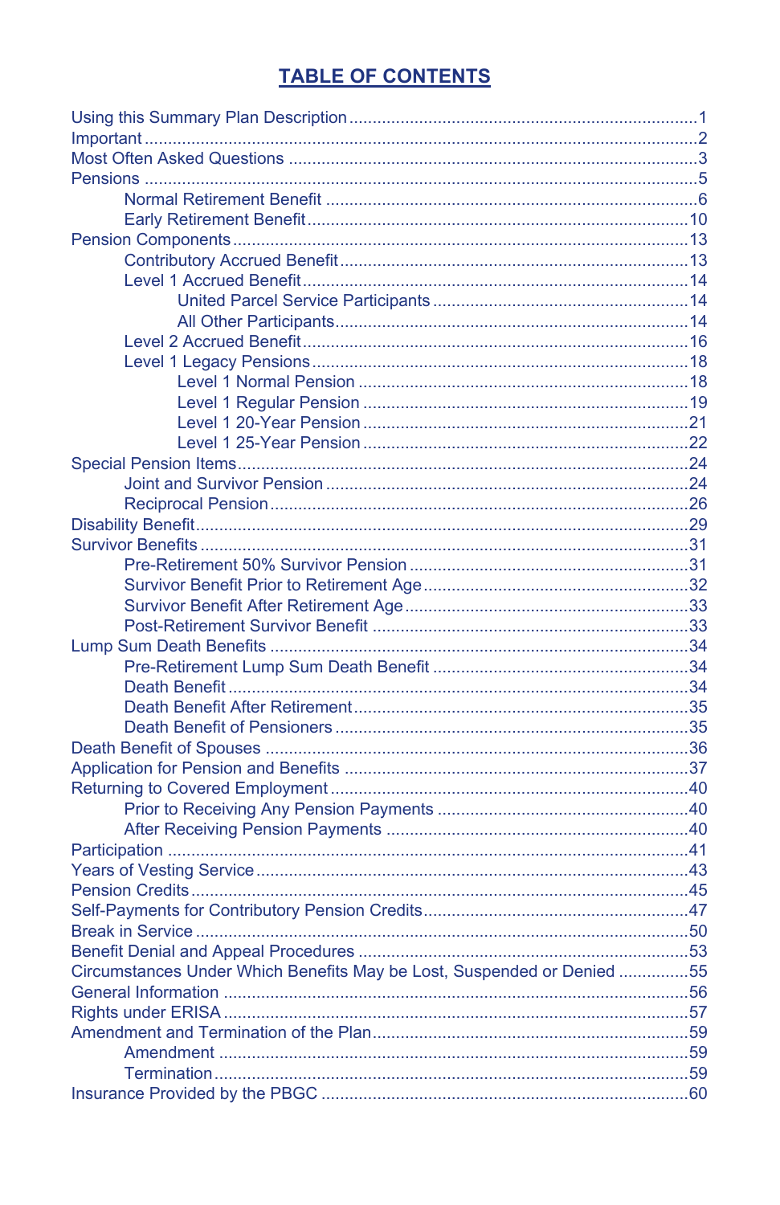# TABLE OF CONTENTS

Using this Summary Plan Description ........................................................................1
Important ....................................................................................................................2
Most Often Asked Questions ......................................................................................3
Pensions ....................................................................................................................5
- Normal Retirement Benefit ...............................................................................6
- Early Retirement Benefit.................................................................................10

Pension Components................................................................................................13
- Contributory Accrued Benefit.........................................................................13
- Level 1 Accrued Benefit.................................................................................14
  - United Parcel Service Participants ......................................................14
  - All Other Participants...........................................................................14
- Level 2 Accrued Benefit..................................................................................16
- Level 1 Legacy Pensions................................................................................18
  - Level 1 Normal Pension ......................................................................18
  - Level 1 Regular Pension .....................................................................19
  - Level 1 20-Year Pension .....................................................................21
  - Level 1 25-Year Pension .....................................................................22

Special Pension Items................................................................................................24
- Joint and Survivor Pension .............................................................................24
- Reciprocal Pension.........................................................................................26

Disability Benefit........................................................................................................29
Survivor Benefits .......................................................................................................31
- Pre-Retirement 50% Survivor Pension ............................................................31
- Survivor Benefit Prior to Retirement Age.........................................................32
- Survivor Benefit After Retirement Age.............................................................33
- Post-Retirement Survivor Benefit ...................................................................33

Lump Sum Death Benefits .........................................................................................34
- Pre-Retirement Lump Sum Death Benefit ......................................................34
- Death Benefit ..................................................................................................34
- Death Benefit After Retirement.......................................................................35
- Death Benefit of Pensioners ...........................................................................35

Death Benefit of Spouses ..........................................................................................36
Application for Pension and Benefits .........................................................................37
Returning to Covered Employment............................................................................40
- Prior to Receiving Any Pension Payments .....................................................40
- After Receiving Pension Payments ................................................................40

Participation ..............................................................................................................41
Years of Vesting Service............................................................................................43
Pension Credits.........................................................................................................45
Self-Payments for Contributory Pension Credits........................................................47
Break in Service ........................................................................................................50
Benefit Denial and Appeal Procedures ......................................................................53
Circumstances Under Which Benefits May be Lost, Suspended or Denied ...............55
General Information ..................................................................................................56
Rights under ERISA ..................................................................................................57
Amendment and Termination of the Plan...................................................................59
- Amendment ....................................................................................................59
- Termination.....................................................................................................59

Insurance Provided by the PBGC ..............................................................................60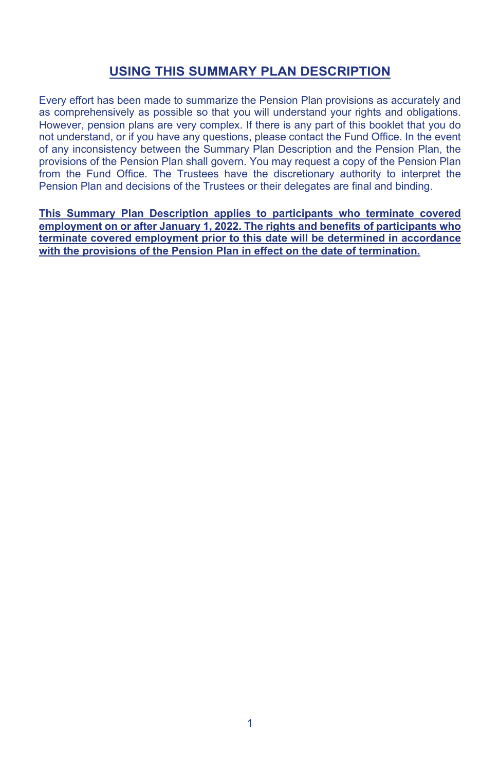## USING THIS SUMMARY PLAN DESCRIPTION

Every effort has been made to summarize the Pension Plan provisions as accurately and as comprehensively as possible so that you will understand your rights and obligations. However, pension plans are very complex. If there is any part of this booklet that you do not understand, or if you have any questions, please contact the Fund Office. In the event of any inconsistency between the Summary Plan Description and the Pension Plan, the provisions of the Pension Plan shall govern. You may request a copy of the Pension Plan from the Fund Office. The Trustees have the discretionary authority to interpret the Pension Plan and decisions of the Trustees or their delegates are final and binding.

**This Summary Plan Description applies to participants who terminate covered employment on or after January 1, 2022. The rights and benefits of participants who terminate covered employment prior to this date will be determined in accordance with the provisions of the Pension Plan in effect on the date of termination.**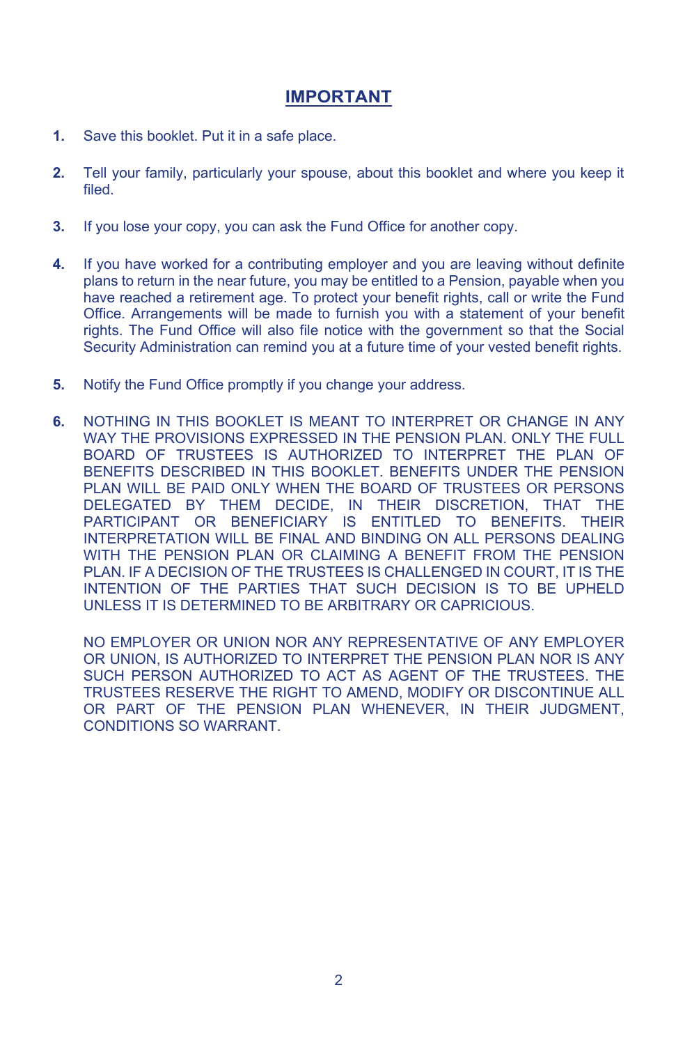# IMPORTANT

1. Save this booklet. Put it in a safe place.

2. Tell your family, particularly your spouse, about this booklet and where you keep it filed.

3. If you lose your copy, you can ask the Fund Office for another copy.

4. If you have worked for a contributing employer and you are leaving without definite plans to return in the near future, you may be entitled to a Pension, payable when you have reached a retirement age. To protect your benefit rights, call or write the Fund Office. Arrangements will be made to furnish you with a statement of your benefit rights. The Fund Office will also file notice with the government so that the Social Security Administration can remind you at a future time of your vested benefit rights.

5. Notify the Fund Office promptly if you change your address.

6. NOTHING IN THIS BOOKLET IS MEANT TO INTERPRET OR CHANGE IN ANY WAY THE PROVISIONS EXPRESSED IN THE PENSION PLAN. ONLY THE FULL BOARD OF TRUSTEES IS AUTHORIZED TO INTERPRET THE PLAN OF BENEFITS DESCRIBED IN THIS BOOKLET. BENEFITS UNDER THE PENSION PLAN WILL BE PAID ONLY WHEN THE BOARD OF TRUSTEES OR PERSONS DELEGATED BY THEM DECIDE, IN THEIR DISCRETION, THAT THE PARTICIPANT OR BENEFICIARY IS ENTITLED TO BENEFITS. THEIR INTERPRETATION WILL BE FINAL AND BINDING ON ALL PERSONS DEALING WITH THE PENSION PLAN OR CLAIMING A BENEFIT FROM THE PENSION PLAN. IF A DECISION OF THE TRUSTEES IS CHALLENGED IN COURT, IT IS THE INTENTION OF THE PARTIES THAT SUCH DECISION IS TO BE UPHELD UNLESS IT IS DETERMINED TO BE ARBITRARY OR CAPRICIOUS.

   NO EMPLOYER OR UNION NOR ANY REPRESENTATIVE OF ANY EMPLOYER OR UNION, IS AUTHORIZED TO INTERPRET THE PENSION PLAN NOR IS ANY SUCH PERSON AUTHORIZED TO ACT AS AGENT OF THE TRUSTEES. THE TRUSTEES RESERVE THE RIGHT TO AMEND, MODIFY OR DISCONTINUE ALL OR PART OF THE PENSION PLAN WHENEVER, IN THEIR JUDGMENT, CONDITIONS SO WARRANT.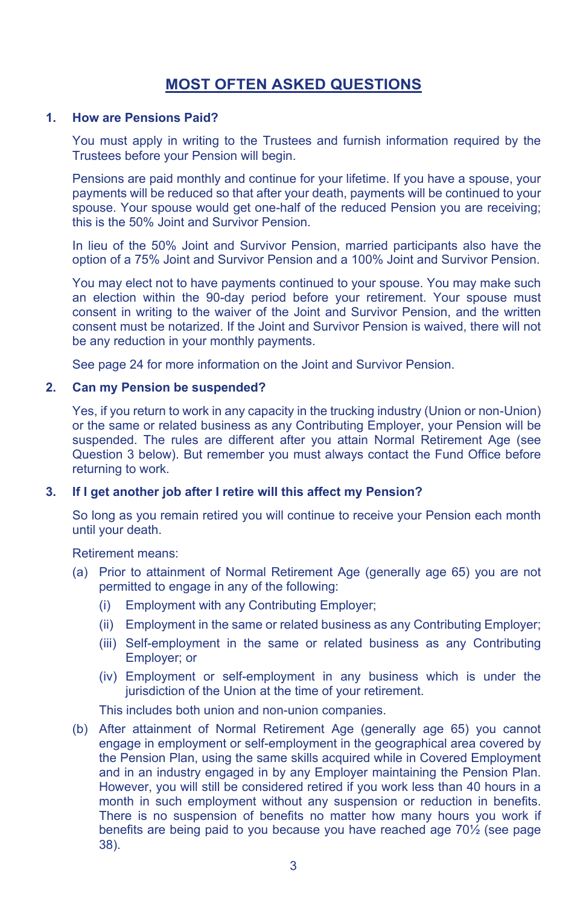## MOST OFTEN ASKED QUESTIONS

### 1. How are Pensions Paid?

You must apply in writing to the Trustees and furnish information required by the Trustees before your Pension will begin.

Pensions are paid monthly and continue for your lifetime. If you have a spouse, your payments will be reduced so that after your death, payments will be continued to your spouse. Your spouse would get one-half of the reduced Pension you are receiving; this is the 50% Joint and Survivor Pension.

In lieu of the 50% Joint and Survivor Pension, married participants also have the option of a 75% Joint and Survivor Pension and a 100% Joint and Survivor Pension.

You may elect not to have payments continued to your spouse. You may make such an election within the 90-day period before your retirement. Your spouse must consent in writing to the waiver of the Joint and Survivor Pension, and the written consent must be notarized. If the Joint and Survivor Pension is waived, there will not be any reduction in your monthly payments.

See page 24 for more information on the Joint and Survivor Pension.

### 2. Can my Pension be suspended?

Yes, if you return to work in any capacity in the trucking industry (Union or non-Union) or the same or related business as any Contributing Employer, your Pension will be suspended. The rules are different after you attain Normal Retirement Age (see Question 3 below). But remember you must always contact the Fund Office before returning to work.

### 3. If I get another job after I retire will this affect my Pension?

So long as you remain retired you will continue to receive your Pension each month until your death.

Retirement means:

(a) Prior to attainment of Normal Retirement Age (generally age 65) you are not permitted to engage in any of the following:

  - (i) Employment with any Contributing Employer;
  - (ii) Employment in the same or related business as any Contributing Employer;
  - (iii) Self-employment in the same or related business as any Contributing Employer; or
  - (iv) Employment or self-employment in any business which is under the jurisdiction of the Union at the time of your retirement.

  This includes both union and non-union companies.

(b) After attainment of Normal Retirement Age (generally age 65) you cannot engage in employment or self-employment in the geographical area covered by the Pension Plan, using the same skills acquired while in Covered Employment and in an industry engaged in by any Employer maintaining the Pension Plan. However, you will still be considered retired if you work less than 40 hours in a month in such employment without any suspension or reduction in benefits. There is no suspension of benefits no matter how many hours you work if benefits are being paid to you because you have reached age 70½ (see page 38).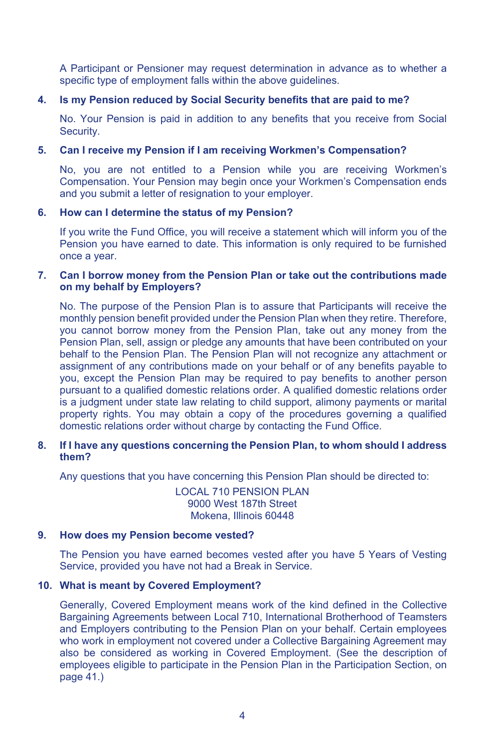A Participant or Pensioner may request determination in advance as to whether a specific type of employment falls within the above guidelines.

**4. Is my Pension reduced by Social Security benefits that are paid to me?**

No. Your Pension is paid in addition to any benefits that you receive from Social Security.

**5. Can I receive my Pension if I am receiving Workmen's Compensation?**

No, you are not entitled to a Pension while you are receiving Workmen's Compensation. Your Pension may begin once your Workmen's Compensation ends and you submit a letter of resignation to your employer.

**6. How can I determine the status of my Pension?**

If you write the Fund Office, you will receive a statement which will inform you of the Pension you have earned to date. This information is only required to be furnished once a year.

**7. Can I borrow money from the Pension Plan or take out the contributions made on my behalf by Employers?**

No. The purpose of the Pension Plan is to assure that Participants will receive the monthly pension benefit provided under the Pension Plan when they retire. Therefore, you cannot borrow money from the Pension Plan, take out any money from the Pension Plan, sell, assign or pledge any amounts that have been contributed on your behalf to the Pension Plan. The Pension Plan will not recognize any attachment or assignment of any contributions made on your behalf or of any benefits payable to you, except the Pension Plan may be required to pay benefits to another person pursuant to a qualified domestic relations order. A qualified domestic relations order is a judgment under state law relating to child support, alimony payments or marital property rights. You may obtain a copy of the procedures governing a qualified domestic relations order without charge by contacting the Fund Office.

**8. If I have any questions concerning the Pension Plan, to whom should I address them?**

Any questions that you have concerning this Pension Plan should be directed to:

LOCAL 710 PENSION PLAN
9000 West 187th Street
Mokena, Illinois 60448

**9. How does my Pension become vested?**

The Pension you have earned becomes vested after you have 5 Years of Vesting Service, provided you have not had a Break in Service.

**10. What is meant by Covered Employment?**

Generally, Covered Employment means work of the kind defined in the Collective Bargaining Agreements between Local 710, International Brotherhood of Teamsters and Employers contributing to the Pension Plan on your behalf. Certain employees who work in employment not covered under a Collective Bargaining Agreement may also be considered as working in Covered Employment. (See the description of employees eligible to participate in the Pension Plan in the Participation Section, on page 41.)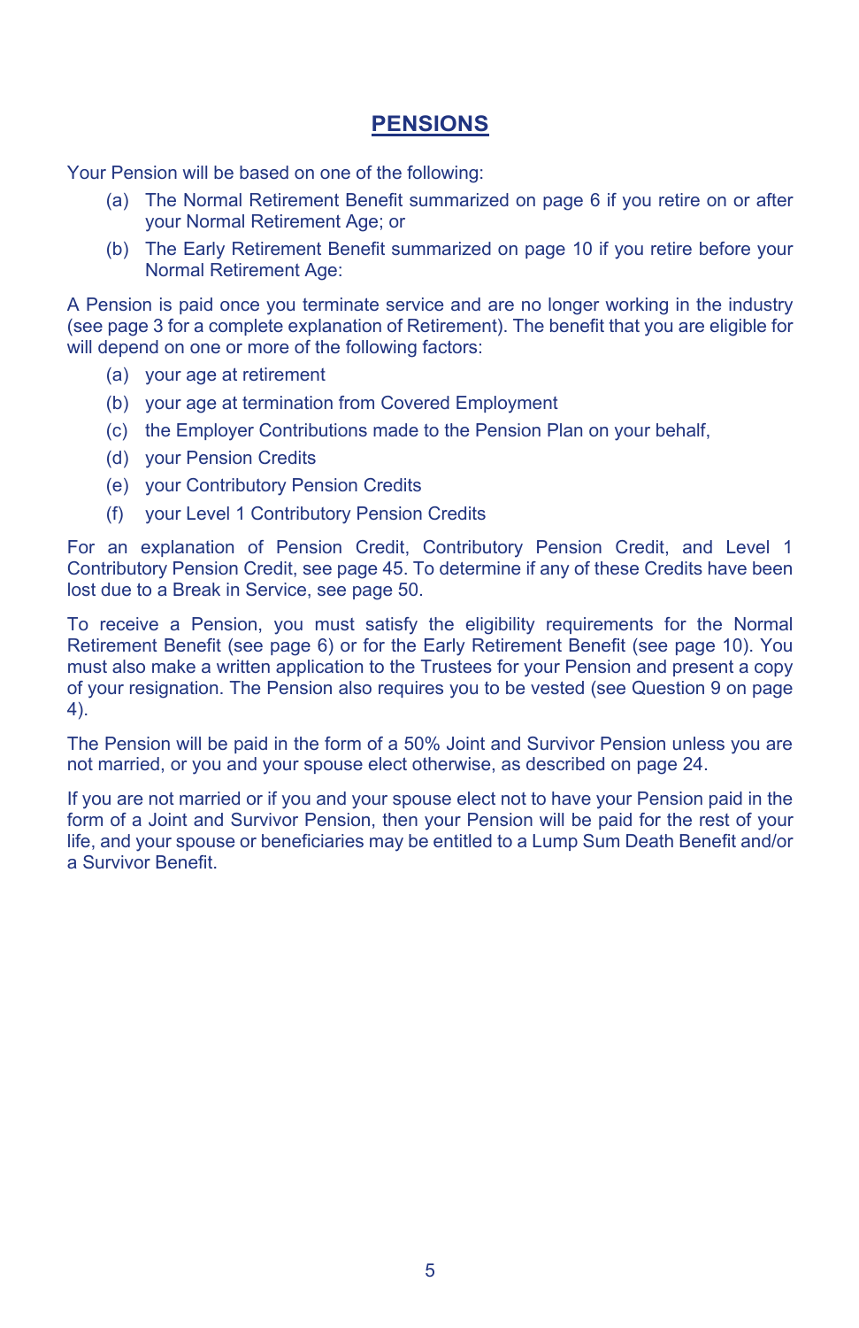## PENSIONS

Your Pension will be based on one of the following:

(a) The Normal Retirement Benefit summarized on page 6 if you retire on or after your Normal Retirement Age; or

(b) The Early Retirement Benefit summarized on page 10 if you retire before your Normal Retirement Age:

A Pension is paid once you terminate service and are no longer working in the industry (see page 3 for a complete explanation of Retirement). The benefit that you are eligible for will depend on one or more of the following factors:

(a) your age at retirement

(b) your age at termination from Covered Employment

(c) the Employer Contributions made to the Pension Plan on your behalf,

(d) your Pension Credits

(e) your Contributory Pension Credits

(f) your Level 1 Contributory Pension Credits

For an explanation of Pension Credit, Contributory Pension Credit, and Level 1 Contributory Pension Credit, see page 45. To determine if any of these Credits have been lost due to a Break in Service, see page 50.

To receive a Pension, you must satisfy the eligibility requirements for the Normal Retirement Benefit (see page 6) or for the Early Retirement Benefit (see page 10). You must also make a written application to the Trustees for your Pension and present a copy of your resignation. The Pension also requires you to be vested (see Question 9 on page 4).

The Pension will be paid in the form of a 50% Joint and Survivor Pension unless you are not married, or you and your spouse elect otherwise, as described on page 24.

If you are not married or if you and your spouse elect not to have your Pension paid in the form of a Joint and Survivor Pension, then your Pension will be paid for the rest of your life, and your spouse or beneficiaries may be entitled to a Lump Sum Death Benefit and/or a Survivor Benefit.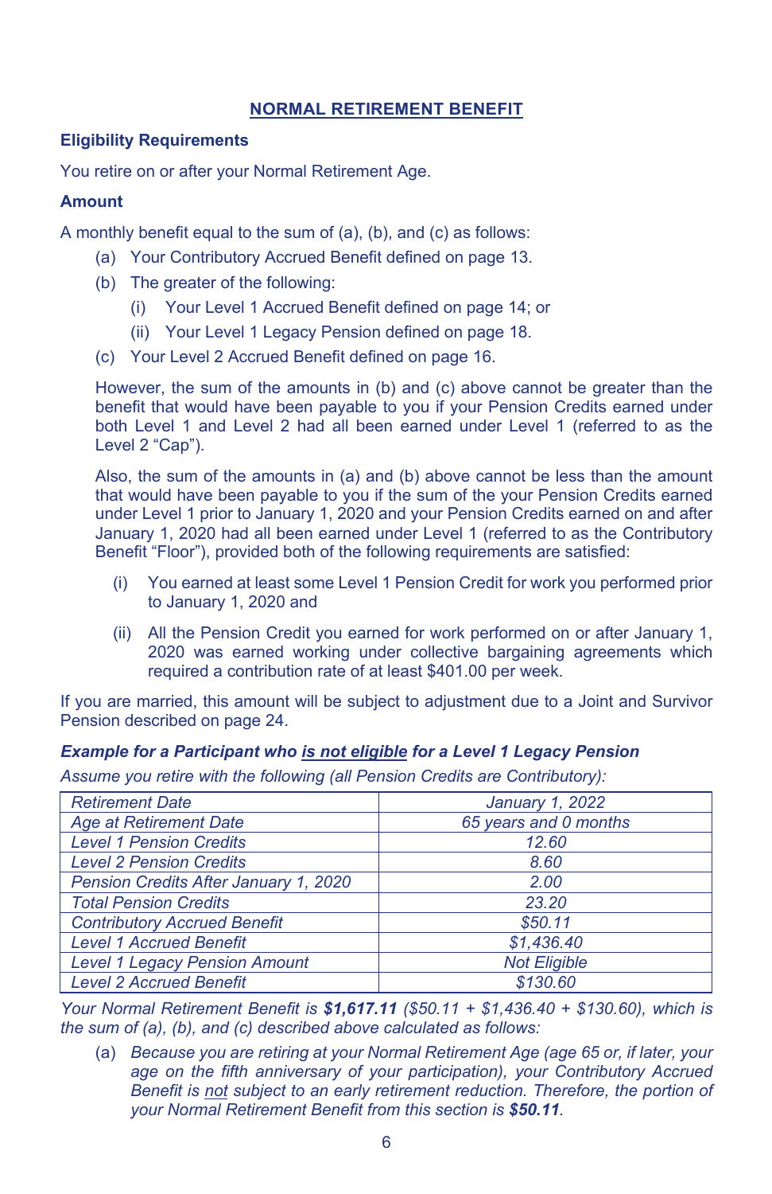## NORMAL RETIREMENT BENEFIT

**Eligibility Requirements**

You retire on or after your Normal Retirement Age.

**Amount**

A monthly benefit equal to the sum of (a), (b), and (c) as follows:

(a) Your Contributory Accrued Benefit defined on page 13.

(b) The greater of the following:

 (i) Your Level 1 Accrued Benefit defined on page 14; or

 (ii) Your Level 1 Legacy Pension defined on page 18.

(c) Your Level 2 Accrued Benefit defined on page 16.

However, the sum of the amounts in (b) and (c) above cannot be greater than the benefit that would have been payable to you if your Pension Credits earned under both Level 1 and Level 2 had all been earned under Level 1 (referred to as the Level 2 "Cap").

Also, the sum of the amounts in (a) and (b) above cannot be less than the amount that would have been payable to you if the sum of the your Pension Credits earned under Level 1 prior to January 1, 2020 and your Pension Credits earned on and after January 1, 2020 had all been earned under Level 1 (referred to as the Contributory Benefit "Floor"), provided both of the following requirements are satisfied:

(i) You earned at least some Level 1 Pension Credit for work you performed prior to January 1, 2020 and

(ii) All the Pension Credit you earned for work performed on or after January 1, 2020 was earned working under collective bargaining agreements which required a contribution rate of at least $401.00 per week.

If you are married, this amount will be subject to adjustment due to a Joint and Survivor Pension described on page 24.

***Example for a Participant who is not eligible for a Level 1 Legacy Pension***

*Assume you retire with the following (all Pension Credits are Contributory):*

| *Retirement Date* | *January 1, 2022* |
|---|---|
| *Age at Retirement Date* | *65 years and 0 months* |
| *Level 1 Pension Credits* | *12.60* |
| *Level 2 Pension Credits* | *8.60* |
| *Pension Credits After January 1, 2020* | *2.00* |
| *Total Pension Credits* | *23.20* |
| *Contributory Accrued Benefit* | *$50.11* |
| *Level 1 Accrued Benefit* | *$1,436.40* |
| *Level 1 Legacy Pension Amount* | *Not Eligible* |
| *Level 2 Accrued Benefit* | *$130.60* |

*Your Normal Retirement Benefit is **$1,617.11** ($50.11 + $1,436.40 + $130.60), which is the sum of (a), (b), and (c) described above calculated as follows:*

(a) *Because you are retiring at your Normal Retirement Age (age 65 or, if later, your age on the fifth anniversary of your participation), your Contributory Accrued Benefit is not subject to an early retirement reduction. Therefore, the portion of your Normal Retirement Benefit from this section is **$50.11**.*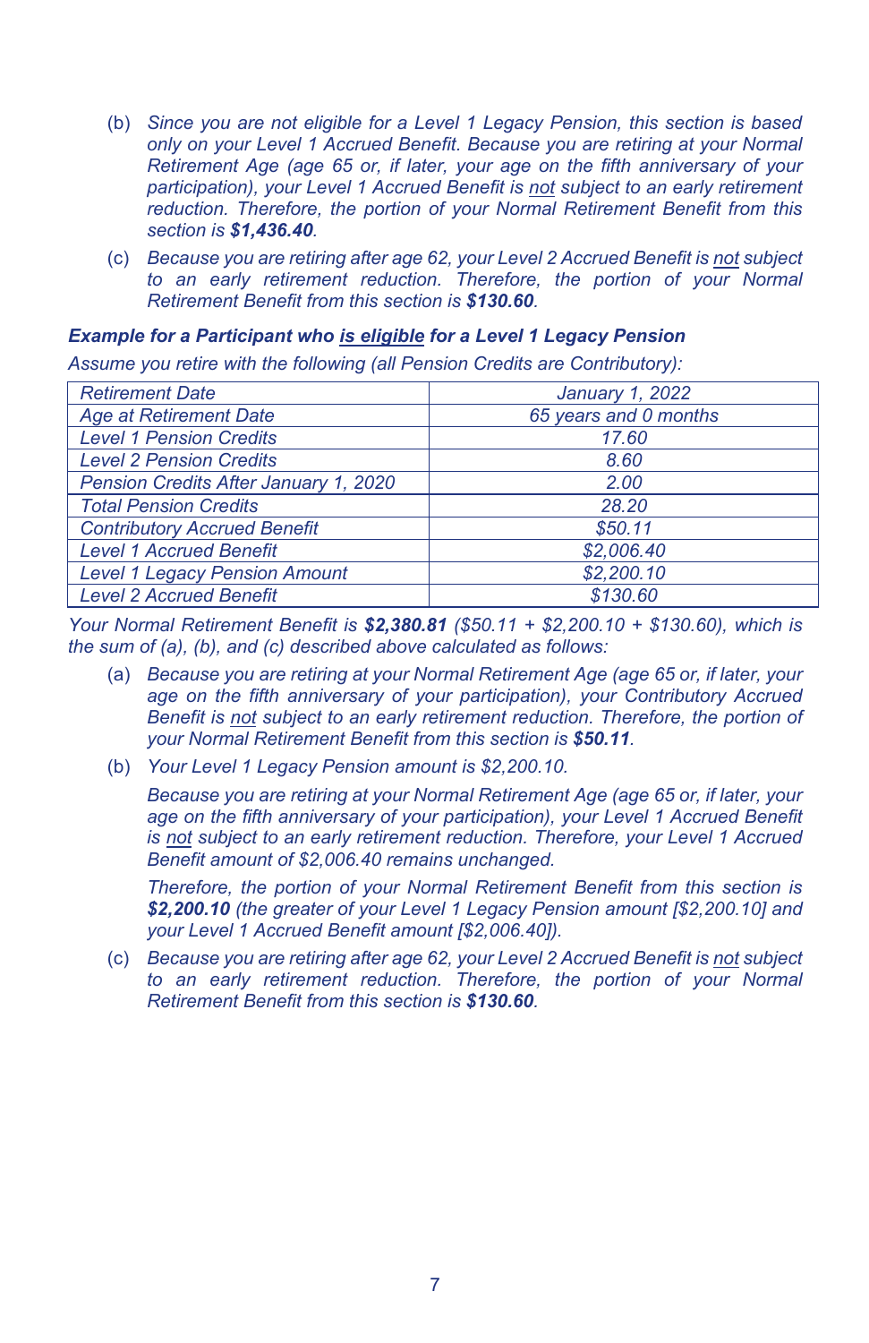(b) *Since you are not eligible for a Level 1 Legacy Pension, this section is based only on your Level 1 Accrued Benefit. Because you are retiring at your Normal Retirement Age (age 65 or, if later, your age on the fifth anniversary of your participation), your Level 1 Accrued Benefit is not subject to an early retirement reduction. Therefore, the portion of your Normal Retirement Benefit from this section is* ***$1,436.40****.*

(c) *Because you are retiring after age 62, your Level 2 Accrued Benefit is not subject to an early retirement reduction. Therefore, the portion of your Normal Retirement Benefit from this section is* ***$130.60****.*

***Example for a Participant who is eligible for a Level 1 Legacy Pension***

*Assume you retire with the following (all Pension Credits are Contributory):*

| | |
|---|---|
| *Retirement Date* | *January 1, 2022* |
| *Age at Retirement Date* | *65 years and 0 months* |
| *Level 1 Pension Credits* | *17.60* |
| *Level 2 Pension Credits* | *8.60* |
| *Pension Credits After January 1, 2020* | *2.00* |
| *Total Pension Credits* | *28.20* |
| *Contributory Accrued Benefit* | *$50.11* |
| *Level 1 Accrued Benefit* | *$2,006.40* |
| *Level 1 Legacy Pension Amount* | *$2,200.10* |
| *Level 2 Accrued Benefit* | *$130.60* |

*Your Normal Retirement Benefit is* ***$2,380.81*** *($50.11 + $2,200.10 + $130.60), which is the sum of (a), (b), and (c) described above calculated as follows:*

(a) *Because you are retiring at your Normal Retirement Age (age 65 or, if later, your age on the fifth anniversary of your participation), your Contributory Accrued Benefit is not subject to an early retirement reduction. Therefore, the portion of your Normal Retirement Benefit from this section is* ***$50.11****.*

(b) *Your Level 1 Legacy Pension amount is $2,200.10.*

*Because you are retiring at your Normal Retirement Age (age 65 or, if later, your age on the fifth anniversary of your participation), your Level 1 Accrued Benefit is not subject to an early retirement reduction. Therefore, your Level 1 Accrued Benefit amount of $2,006.40 remains unchanged.*

*Therefore, the portion of your Normal Retirement Benefit from this section is* ***$2,200.10*** *(the greater of your Level 1 Legacy Pension amount [$2,200.10] and your Level 1 Accrued Benefit amount [$2,006.40]).*

(c) *Because you are retiring after age 62, your Level 2 Accrued Benefit is not subject to an early retirement reduction. Therefore, the portion of your Normal Retirement Benefit from this section is* ***$130.60****.*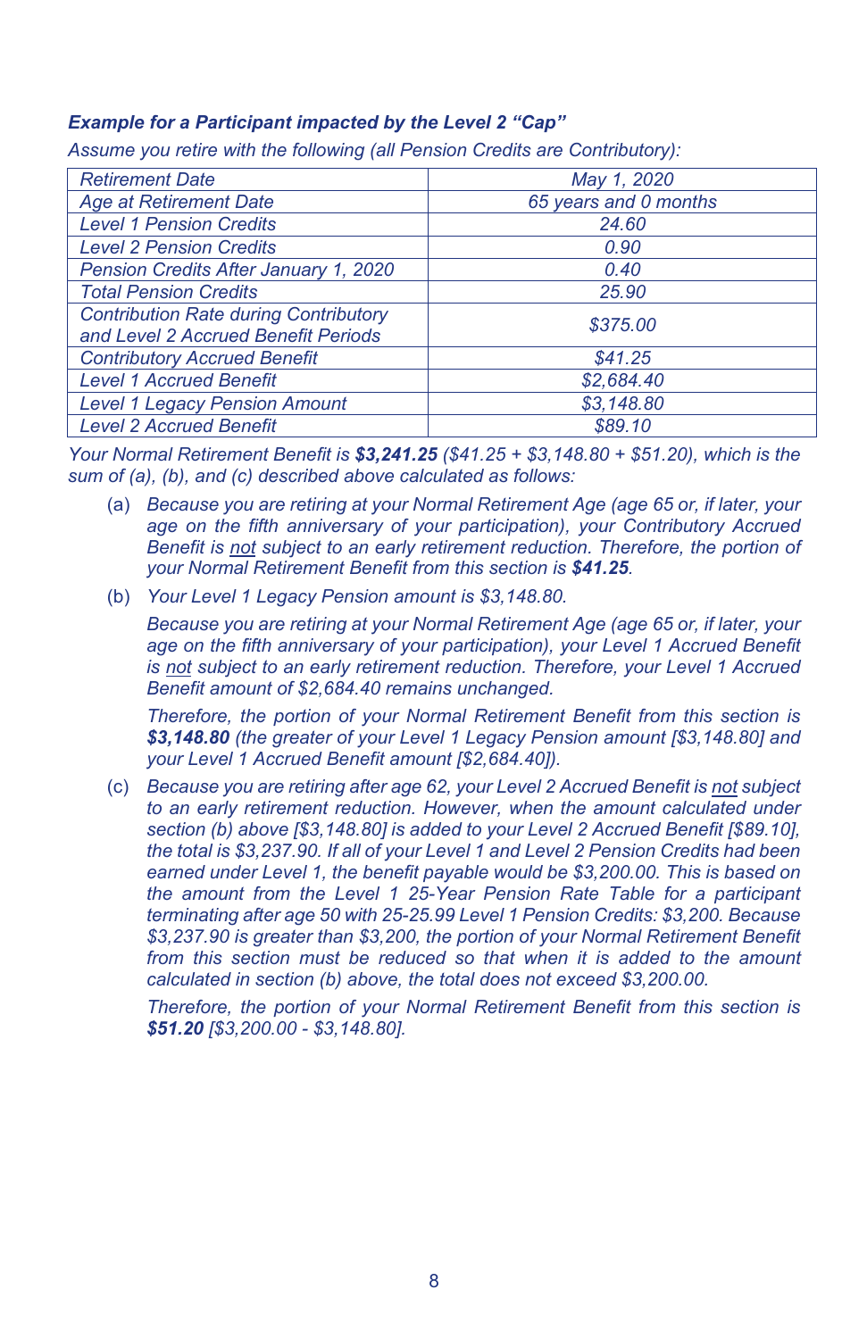***Example for a Participant impacted by the Level 2 "Cap"***

*Assume you retire with the following (all Pension Credits are Contributory):*

| *Retirement Date* | *May 1, 2020* |
| --- | --- |
| *Age at Retirement Date* | *65 years and 0 months* |
| *Level 1 Pension Credits* | *24.60* |
| *Level 2 Pension Credits* | *0.90* |
| *Pension Credits After January 1, 2020* | *0.40* |
| *Total Pension Credits* | *25.90* |
| *Contribution Rate during Contributory and Level 2 Accrued Benefit Periods* | *$375.00* |
| *Contributory Accrued Benefit* | *$41.25* |
| *Level 1 Accrued Benefit* | *$2,684.40* |
| *Level 1 Legacy Pension Amount* | *$3,148.80* |
| *Level 2 Accrued Benefit* | *$89.10* |

*Your Normal Retirement Benefit is **$3,241.25** ($41.25 + $3,148.80 + $51.20), which is the sum of (a), (b), and (c) described above calculated as follows:*

(a) *Because you are retiring at your Normal Retirement Age (age 65 or, if later, your age on the fifth anniversary of your participation), your Contributory Accrued Benefit is not subject to an early retirement reduction. Therefore, the portion of your Normal Retirement Benefit from this section is **$41.25**.*

(b) *Your Level 1 Legacy Pension amount is $3,148.80.*

*Because you are retiring at your Normal Retirement Age (age 65 or, if later, your age on the fifth anniversary of your participation), your Level 1 Accrued Benefit is not subject to an early retirement reduction. Therefore, your Level 1 Accrued Benefit amount of $2,684.40 remains unchanged.*

*Therefore, the portion of your Normal Retirement Benefit from this section is **$3,148.80** (the greater of your Level 1 Legacy Pension amount [$3,148.80] and your Level 1 Accrued Benefit amount [$2,684.40]).*

(c) *Because you are retiring after age 62, your Level 2 Accrued Benefit is not subject to an early retirement reduction. However, when the amount calculated under section (b) above [$3,148.80] is added to your Level 2 Accrued Benefit [$89.10], the total is $3,237.90. If all of your Level 1 and Level 2 Pension Credits had been earned under Level 1, the benefit payable would be $3,200.00. This is based on the amount from the Level 1 25-Year Pension Rate Table for a participant terminating after age 50 with 25-25.99 Level 1 Pension Credits: $3,200. Because $3,237.90 is greater than $3,200, the portion of your Normal Retirement Benefit from this section must be reduced so that when it is added to the amount calculated in section (b) above, the total does not exceed $3,200.00.*

*Therefore, the portion of your Normal Retirement Benefit from this section is **$51.20** [$3,200.00 - $3,148.80].*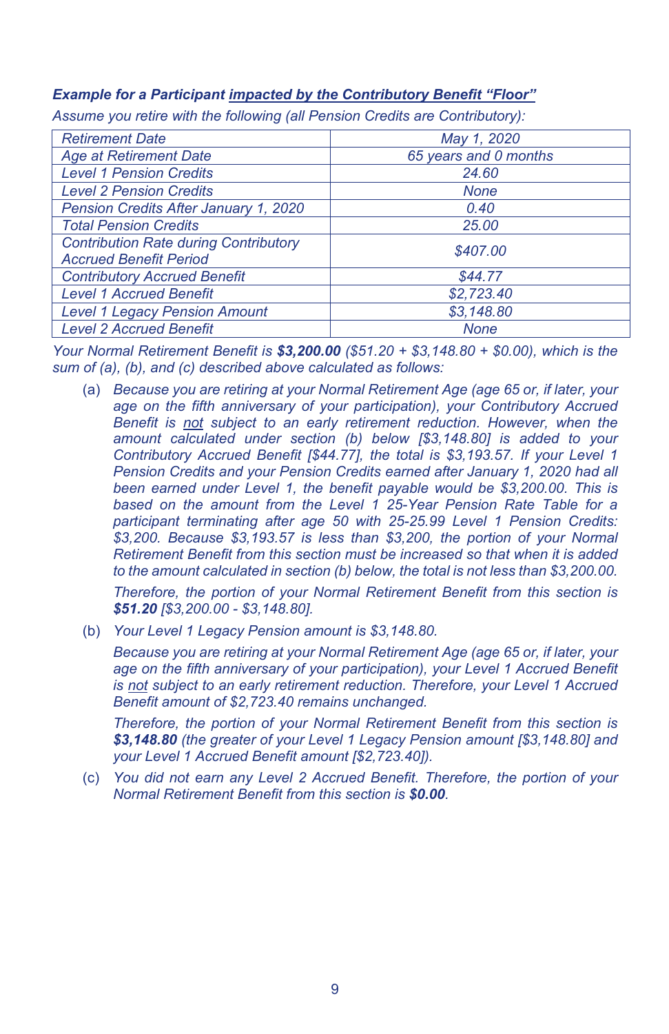***Example for a Participant impacted by the Contributory Benefit "Floor"***

*Assume you retire with the following (all Pension Credits are Contributory):*

| | |
|---|---|
| *Retirement Date* | *May 1, 2020* |
| *Age at Retirement Date* | *65 years and 0 months* |
| *Level 1 Pension Credits* | *24.60* |
| *Level 2 Pension Credits* | *None* |
| *Pension Credits After January 1, 2020* | *0.40* |
| *Total Pension Credits* | *25.00* |
| *Contribution Rate during Contributory Accrued Benefit Period* | *$407.00* |
| *Contributory Accrued Benefit* | *$44.77* |
| *Level 1 Accrued Benefit* | *$2,723.40* |
| *Level 1 Legacy Pension Amount* | *$3,148.80* |
| *Level 2 Accrued Benefit* | *None* |

*Your Normal Retirement Benefit is **$3,200.00** ($51.20 + $3,148.80 + $0.00), which is the sum of (a), (b), and (c) described above calculated as follows:*

(a) *Because you are retiring at your Normal Retirement Age (age 65 or, if later, your age on the fifth anniversary of your participation), your Contributory Accrued Benefit is not subject to an early retirement reduction. However, when the amount calculated under section (b) below [$3,148.80] is added to your Contributory Accrued Benefit [$44.77], the total is $3,193.57. If your Level 1 Pension Credits and your Pension Credits earned after January 1, 2020 had all been earned under Level 1, the benefit payable would be $3,200.00. This is based on the amount from the Level 1 25-Year Pension Rate Table for a participant terminating after age 50 with 25-25.99 Level 1 Pension Credits: $3,200. Because $3,193.57 is less than $3,200, the portion of your Normal Retirement Benefit from this section must be increased so that when it is added to the amount calculated in section (b) below, the total is not less than $3,200.00.*

*Therefore, the portion of your Normal Retirement Benefit from this section is **$51.20** [$3,200.00 - $3,148.80].*

(b) *Your Level 1 Legacy Pension amount is $3,148.80.*

*Because you are retiring at your Normal Retirement Age (age 65 or, if later, your age on the fifth anniversary of your participation), your Level 1 Accrued Benefit is not subject to an early retirement reduction. Therefore, your Level 1 Accrued Benefit amount of $2,723.40 remains unchanged.*

*Therefore, the portion of your Normal Retirement Benefit from this section is **$3,148.80** (the greater of your Level 1 Legacy Pension amount [$3,148.80] and your Level 1 Accrued Benefit amount [$2,723.40]).*

(c) *You did not earn any Level 2 Accrued Benefit. Therefore, the portion of your Normal Retirement Benefit from this section is **$0.00**.*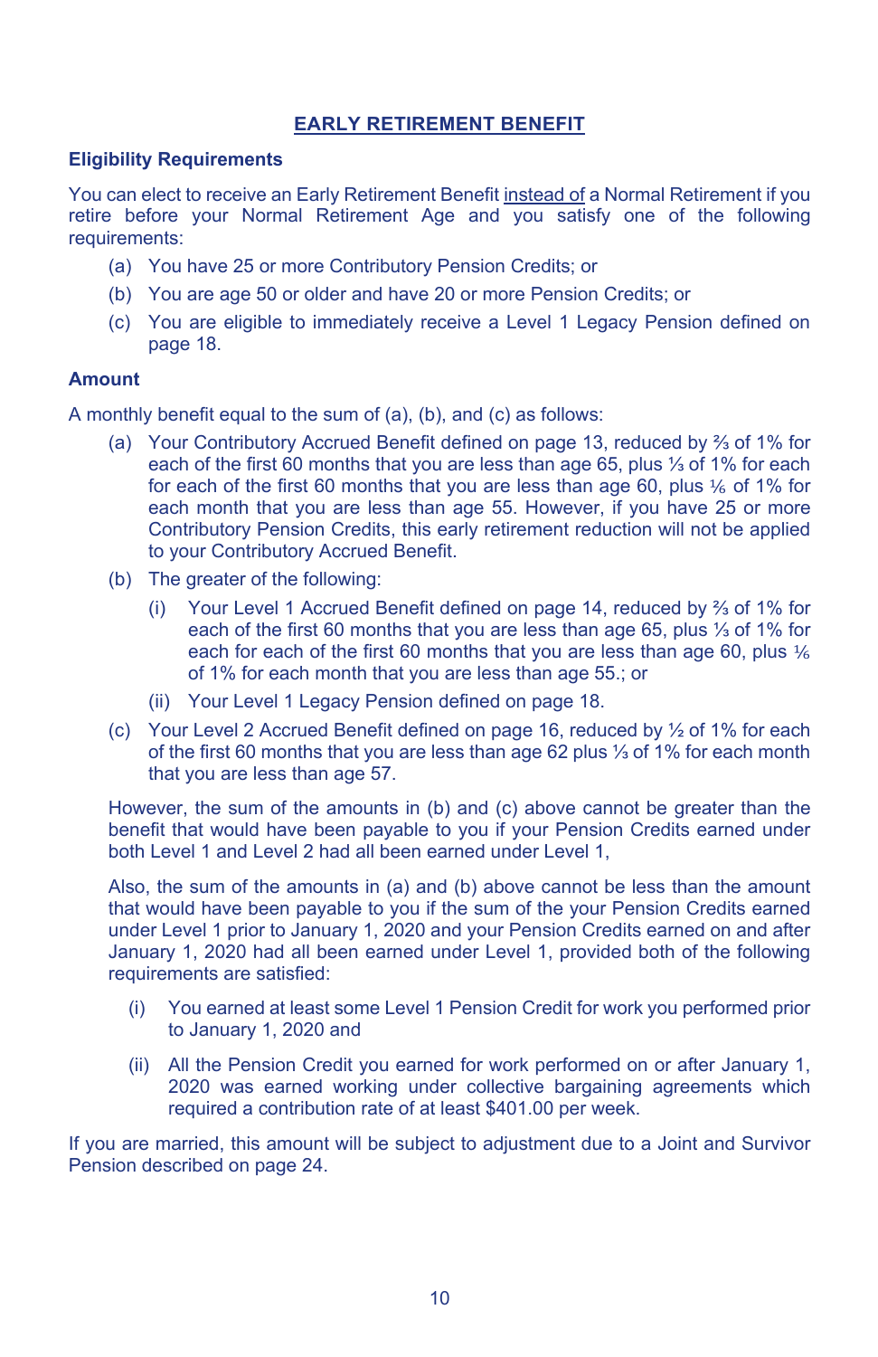## EARLY RETIREMENT BENEFIT

### Eligibility Requirements

You can elect to receive an Early Retirement Benefit instead of a Normal Retirement if you retire before your Normal Retirement Age and you satisfy one of the following requirements:

(a) You have 25 or more Contributory Pension Credits; or

(b) You are age 50 or older and have 20 or more Pension Credits; or

(c) You are eligible to immediately receive a Level 1 Legacy Pension defined on page 18.

### Amount

A monthly benefit equal to the sum of (a), (b), and (c) as follows:

(a) Your Contributory Accrued Benefit defined on page 13, reduced by ⅔ of 1% for each of the first 60 months that you are less than age 65, plus ⅓ of 1% for each for each of the first 60 months that you are less than age 60, plus ⅙ of 1% for each month that you are less than age 55. However, if you have 25 or more Contributory Pension Credits, this early retirement reduction will not be applied to your Contributory Accrued Benefit.

(b) The greater of the following:

  (i) Your Level 1 Accrued Benefit defined on page 14, reduced by ⅔ of 1% for each of the first 60 months that you are less than age 65, plus ⅓ of 1% for each for each of the first 60 months that you are less than age 60, plus ⅙ of 1% for each month that you are less than age 55.; or

  (ii) Your Level 1 Legacy Pension defined on page 18.

(c) Your Level 2 Accrued Benefit defined on page 16, reduced by ½ of 1% for each of the first 60 months that you are less than age 62 plus ⅓ of 1% for each month that you are less than age 57.

However, the sum of the amounts in (b) and (c) above cannot be greater than the benefit that would have been payable to you if your Pension Credits earned under both Level 1 and Level 2 had all been earned under Level 1,

Also, the sum of the amounts in (a) and (b) above cannot be less than the amount that would have been payable to you if the sum of the your Pension Credits earned under Level 1 prior to January 1, 2020 and your Pension Credits earned on and after January 1, 2020 had all been earned under Level 1, provided both of the following requirements are satisfied:

(i) You earned at least some Level 1 Pension Credit for work you performed prior to January 1, 2020 and

(ii) All the Pension Credit you earned for work performed on or after January 1, 2020 was earned working under collective bargaining agreements which required a contribution rate of at least $401.00 per week.

If you are married, this amount will be subject to adjustment due to a Joint and Survivor Pension described on page 24.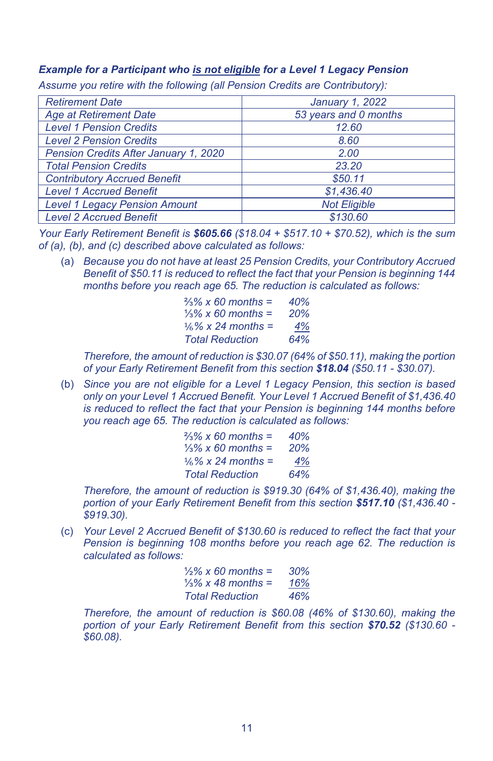***Example for a Participant who <u>is not eligible</u> for a Level 1 Legacy Pension***

*Assume you retire with the following (all Pension Credits are Contributory):*

| *Retirement Date* | *January 1, 2022* |
|---|---|
| *Age at Retirement Date* | *53 years and 0 months* |
| *Level 1 Pension Credits* | *12.60* |
| *Level 2 Pension Credits* | *8.60* |
| *Pension Credits After January 1, 2020* | *2.00* |
| *Total Pension Credits* | *23.20* |
| *Contributory Accrued Benefit* | *$50.11* |
| *Level 1 Accrued Benefit* | *$1,436.40* |
| *Level 1 Legacy Pension Amount* | *Not Eligible* |
| *Level 2 Accrued Benefit* | *$130.60* |

*Your Early Retirement Benefit is **$605.66** ($18.04 + $517.10 + $70.52), which is the sum of (a), (b), and (c) described above calculated as follows:*

(a) *Because you do not have at least 25 Pension Credits, your Contributory Accrued Benefit of $50.11 is reduced to reflect the fact that your Pension is beginning 144 months before you reach age 65. The reduction is calculated as follows:*

| | |
|---|---|
| *⅔% x 60 months =* | *40%* |
| *⅓% x 60 months =* | *20%* |
| *⅙% x 24 months =* | *<u>4%</u>* |
| *Total Reduction* | *64%* |

*Therefore, the amount of reduction is $30.07 (64% of $50.11), making the portion of your Early Retirement Benefit from this section **$18.04** ($50.11 - $30.07).*

(b) *Since you are not eligible for a Level 1 Legacy Pension, this section is based only on your Level 1 Accrued Benefit. Your Level 1 Accrued Benefit of $1,436.40 is reduced to reflect the fact that your Pension is beginning 144 months before you reach age 65. The reduction is calculated as follows:*

| | |
|---|---|
| *⅔% x 60 months =* | *40%* |
| *⅓% x 60 months =* | *20%* |
| *⅙% x 24 months =* | *<u>4%</u>* |
| *Total Reduction* | *64%* |

*Therefore, the amount of reduction is $919.30 (64% of $1,436.40), making the portion of your Early Retirement Benefit from this section **$517.10** ($1,436.40 - $919.30).*

(c) *Your Level 2 Accrued Benefit of $130.60 is reduced to reflect the fact that your Pension is beginning 108 months before you reach age 62. The reduction is calculated as follows:*

| | |
|---|---|
| *½% x 60 months =* | *30%* |
| *⅓% x 48 months =* | *<u>16%</u>* |
| *Total Reduction* | *46%* |

*Therefore, the amount of reduction is $60.08 (46% of $130.60), making the portion of your Early Retirement Benefit from this section **$70.52** ($130.60 - $60.08).*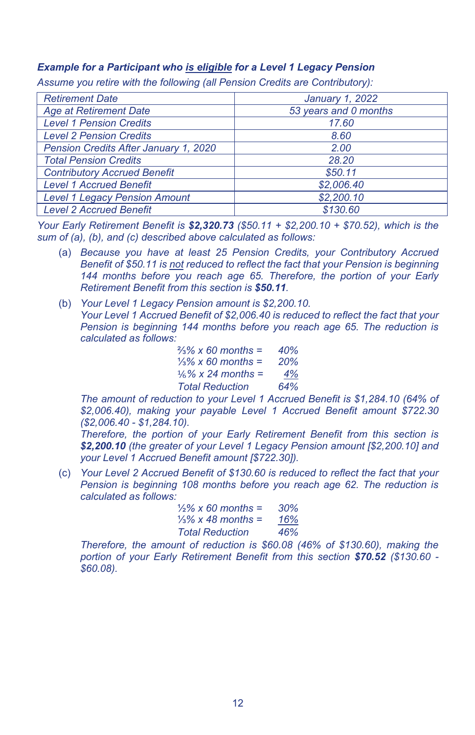***Example for a Participant who <u>is eligible</u> for a Level 1 Legacy Pension***

*Assume you retire with the following (all Pension Credits are Contributory):*

| | |
|---|---|
| *Retirement Date* | *January 1, 2022* |
| *Age at Retirement Date* | *53 years and 0 months* |
| *Level 1 Pension Credits* | *17.60* |
| *Level 2 Pension Credits* | *8.60* |
| *Pension Credits After January 1, 2020* | *2.00* |
| *Total Pension Credits* | *28.20* |
| *Contributory Accrued Benefit* | *$50.11* |
| *Level 1 Accrued Benefit* | *$2,006.40* |
| *Level 1 Legacy Pension Amount* | *$2,200.10* |
| *Level 2 Accrued Benefit* | *$130.60* |

*Your Early Retirement Benefit is **$2,320.73** ($50.11 + $2,200.10 + $70.52), which is the sum of (a), (b), and (c) described above calculated as follows:*

(a) *Because you have at least 25 Pension Credits, your Contributory Accrued Benefit of $50.11 is <u>not</u> reduced to reflect the fact that your Pension is beginning 144 months before you reach age 65. Therefore, the portion of your Early Retirement Benefit from this section is **$50.11**.*

(b) *Your Level 1 Legacy Pension amount is $2,200.10.*
*Your Level 1 Accrued Benefit of $2,006.40 is reduced to reflect the fact that your Pension is beginning 144 months before you reach age 65. The reduction is calculated as follows:*

| | |
|---|---|
| *⅔% x 60 months =* | *40%* |
| *⅓% x 60 months =* | *20%* |
| *⅙% x 24 months =* | *4%* |
| *Total Reduction* | *64%* |

*The amount of reduction to your Level 1 Accrued Benefit is $1,284.10 (64% of $2,006.40), making your payable Level 1 Accrued Benefit amount $722.30 ($2,006.40 - $1,284.10).*
*Therefore, the portion of your Early Retirement Benefit from this section is **$2,200.10** (the greater of your Level 1 Legacy Pension amount [$2,200.10] and your Level 1 Accrued Benefit amount [$722.30]).*

(c) *Your Level 2 Accrued Benefit of $130.60 is reduced to reflect the fact that your Pension is beginning 108 months before you reach age 62. The reduction is calculated as follows:*

| | |
|---|---|
| *½% x 60 months =* | *30%* |
| *⅓% x 48 months =* | *16%* |
| *Total Reduction* | *46%* |

*Therefore, the amount of reduction is $60.08 (46% of $130.60), making the portion of your Early Retirement Benefit from this section **$70.52** ($130.60 - $60.08).*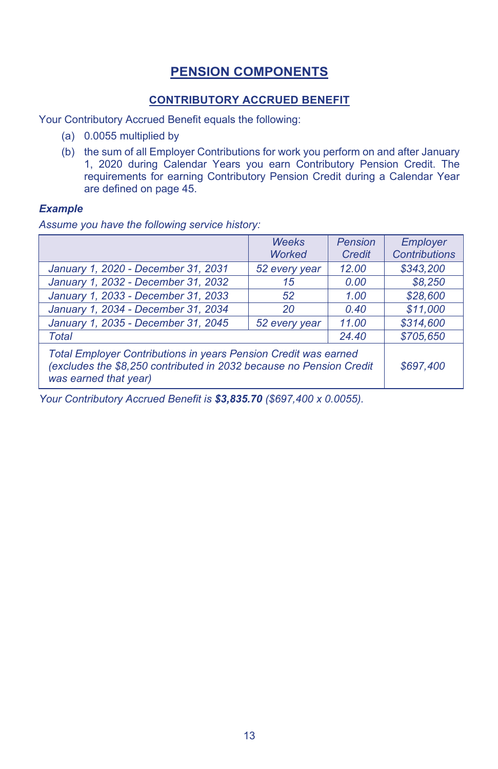# PENSION COMPONENTS

## CONTRIBUTORY ACCRUED BENEFIT

Your Contributory Accrued Benefit equals the following:

(a) 0.0055 multiplied by

(b) the sum of all Employer Contributions for work you perform on and after January 1, 2020 during Calendar Years you earn Contributory Pension Credit. The requirements for earning Contributory Pension Credit during a Calendar Year are defined on page 45.

***Example***

*Assume you have the following service history:*

| | *Weeks Worked* | *Pension Credit* | *Employer Contributions* |
|---|---|---|---|
| *January 1, 2020 - December 31, 2031* | *52 every year* | *12.00* | *$343,200* |
| *January 1, 2032 - December 31, 2032* | *15* | *0.00* | *$8,250* |
| *January 1, 2033 - December 31, 2033* | *52* | *1.00* | *$28,600* |
| *January 1, 2034 - December 31, 2034* | *20* | *0.40* | *$11,000* |
| *January 1, 2035 - December 31, 2045* | *52 every year* | *11.00* | *$314,600* |
| *Total* | | *24.40* | *$705,650* |
| *Total Employer Contributions in years Pension Credit was earned (excludes the $8,250 contributed in 2032 because no Pension Credit was earned that year)* | | | *$697,400* |

*Your Contributory Accrued Benefit is **$3,835.70** ($697,400 x 0.0055).*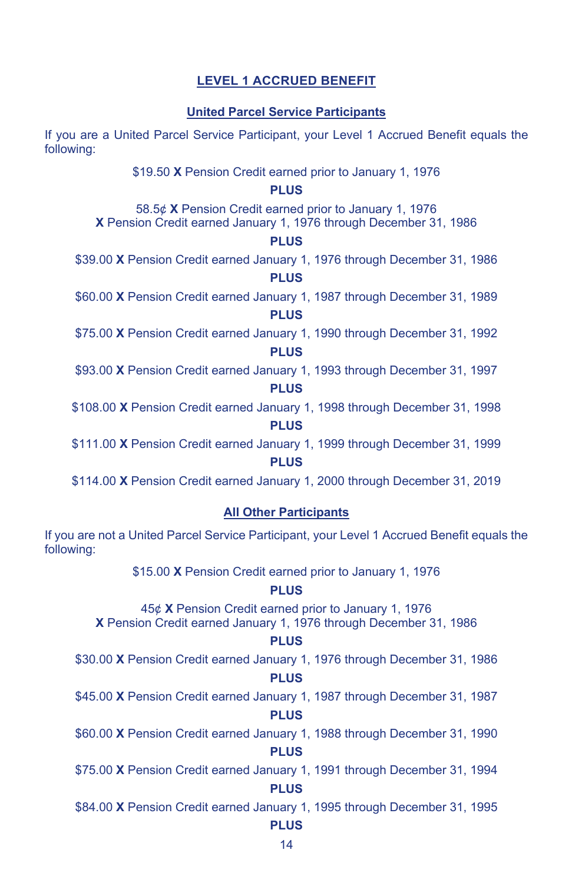## LEVEL 1 ACCRUED BENEFIT

### United Parcel Service Participants

If you are a United Parcel Service Participant, your Level 1 Accrued Benefit equals the following:

$19.50 **X** Pension Credit earned prior to January 1, 1976

**PLUS**

58.5¢ **X** Pension Credit earned prior to January 1, 1976
**X** Pension Credit earned January 1, 1976 through December 31, 1986

**PLUS**

$39.00 **X** Pension Credit earned January 1, 1976 through December 31, 1986

**PLUS**

$60.00 **X** Pension Credit earned January 1, 1987 through December 31, 1989

**PLUS**

$75.00 **X** Pension Credit earned January 1, 1990 through December 31, 1992

**PLUS**

$93.00 **X** Pension Credit earned January 1, 1993 through December 31, 1997

**PLUS**

$108.00 **X** Pension Credit earned January 1, 1998 through December 31, 1998

**PLUS**

$111.00 **X** Pension Credit earned January 1, 1999 through December 31, 1999

**PLUS**

$114.00 **X** Pension Credit earned January 1, 2000 through December 31, 2019

### All Other Participants

If you are not a United Parcel Service Participant, your Level 1 Accrued Benefit equals the following:

$15.00 **X** Pension Credit earned prior to January 1, 1976

**PLUS**

45¢ **X** Pension Credit earned prior to January 1, 1976
**X** Pension Credit earned January 1, 1976 through December 31, 1986

**PLUS**

$30.00 **X** Pension Credit earned January 1, 1976 through December 31, 1986

**PLUS**

$45.00 **X** Pension Credit earned January 1, 1987 through December 31, 1987

**PLUS**

$60.00 **X** Pension Credit earned January 1, 1988 through December 31, 1990

**PLUS**

$75.00 **X** Pension Credit earned January 1, 1991 through December 31, 1994

**PLUS**

$84.00 **X** Pension Credit earned January 1, 1995 through December 31, 1995

**PLUS**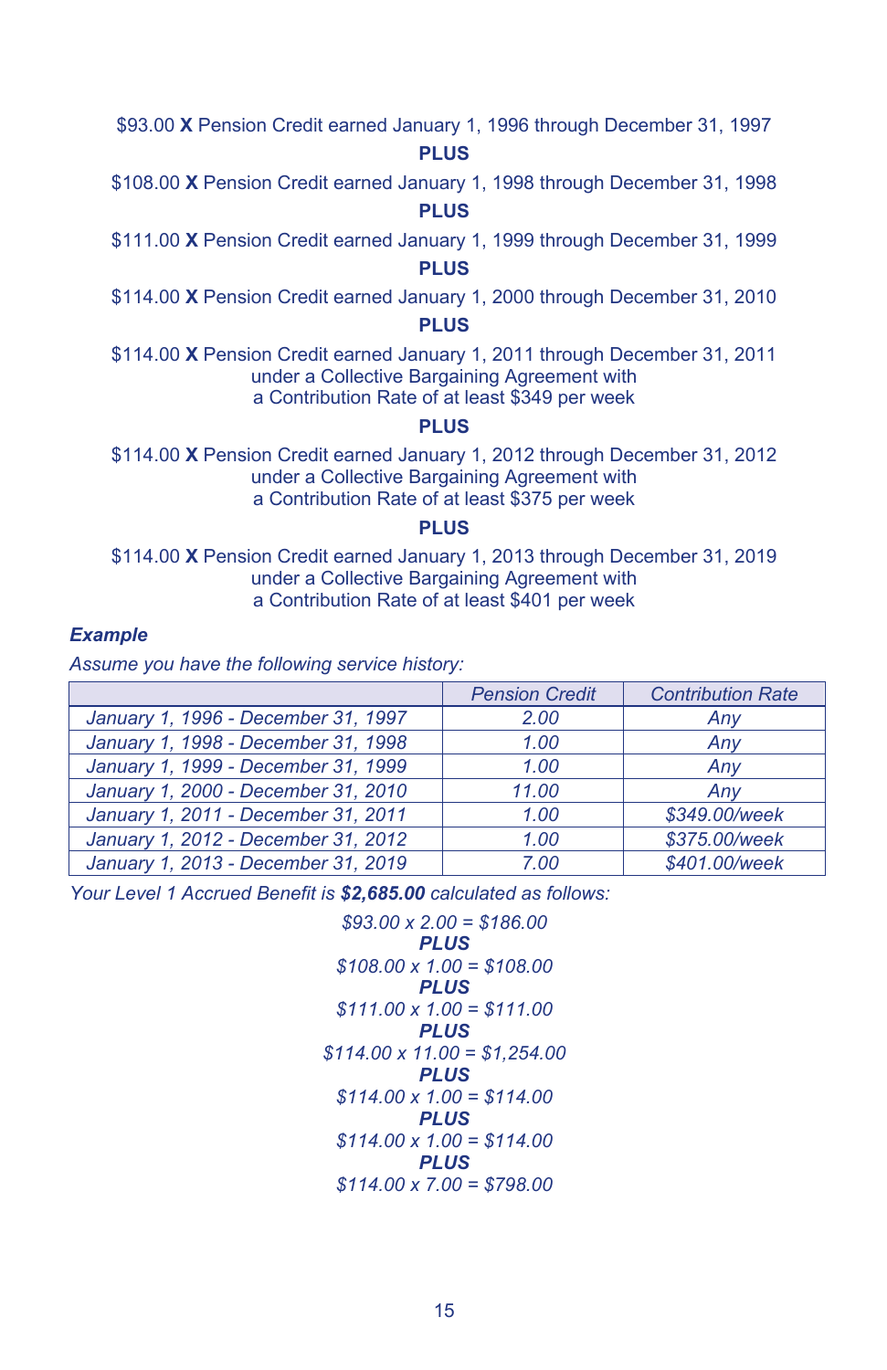$93.00 **X** Pension Credit earned January 1, 1996 through December 31, 1997

**PLUS**

$108.00 **X** Pension Credit earned January 1, 1998 through December 31, 1998

**PLUS**

$111.00 **X** Pension Credit earned January 1, 1999 through December 31, 1999

**PLUS**

$114.00 **X** Pension Credit earned January 1, 2000 through December 31, 2010

**PLUS**

$114.00 **X** Pension Credit earned January 1, 2011 through December 31, 2011 under a Collective Bargaining Agreement with a Contribution Rate of at least $349 per week

**PLUS**

$114.00 **X** Pension Credit earned January 1, 2012 through December 31, 2012 under a Collective Bargaining Agreement with a Contribution Rate of at least $375 per week

**PLUS**

$114.00 **X** Pension Credit earned January 1, 2013 through December 31, 2019 under a Collective Bargaining Agreement with a Contribution Rate of at least $401 per week

***Example***

*Assume you have the following service history:*

| | *Pension Credit* | *Contribution Rate* |
|---|---|---|
| *January 1, 1996 - December 31, 1997* | *2.00* | *Any* |
| *January 1, 1998 - December 31, 1998* | *1.00* | *Any* |
| *January 1, 1999 - December 31, 1999* | *1.00* | *Any* |
| *January 1, 2000 - December 31, 2010* | *11.00* | *Any* |
| *January 1, 2011 - December 31, 2011* | *1.00* | *$349.00/week* |
| *January 1, 2012 - December 31, 2012* | *1.00* | *$375.00/week* |
| *January 1, 2013 - December 31, 2019* | *7.00* | *$401.00/week* |

*Your Level 1 Accrued Benefit is* ***$2,685.00*** *calculated as follows:*

*$93.00 x 2.00 = $186.00*
***PLUS***
*$108.00 x 1.00 = $108.00*
***PLUS***
*$111.00 x 1.00 = $111.00*
***PLUS***
*$114.00 x 11.00 = $1,254.00*
***PLUS***
*$114.00 x 1.00 = $114.00*
***PLUS***
*$114.00 x 1.00 = $114.00*
***PLUS***
*$114.00 x 7.00 = $798.00*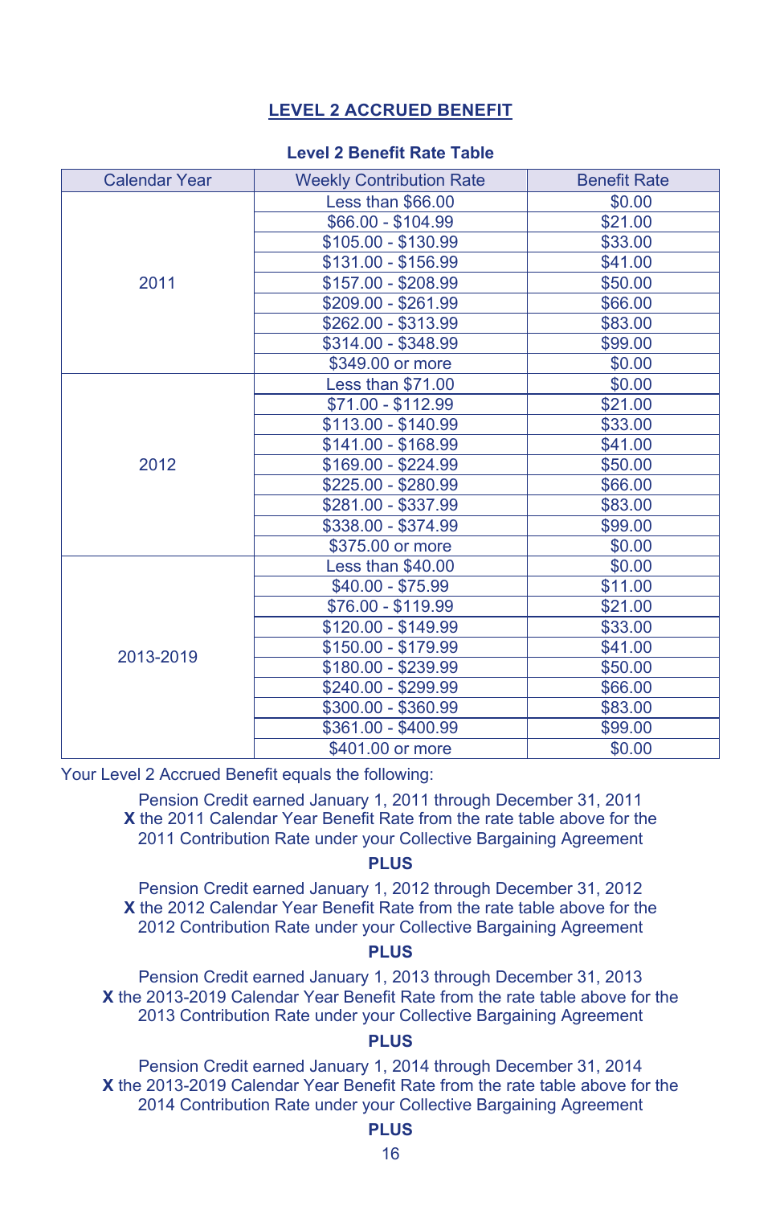## LEVEL 2 ACCRUED BENEFIT

**Level 2 Benefit Rate Table**

| Calendar Year | Weekly Contribution Rate | Benefit Rate |
|---|---|---|
| 2011 | Less than $66.00 | $0.00 |
| | $66.00 - $104.99 | $21.00 |
| | $105.00 - $130.99 | $33.00 |
| | $131.00 - $156.99 | $41.00 |
| | $157.00 - $208.99 | $50.00 |
| | $209.00 - $261.99 | $66.00 |
| | $262.00 - $313.99 | $83.00 |
| | $314.00 - $348.99 | $99.00 |
| | $349.00 or more | $0.00 |
| 2012 | Less than $71.00 | $0.00 |
| | $71.00 - $112.99 | $21.00 |
| | $113.00 - $140.99 | $33.00 |
| | $141.00 - $168.99 | $41.00 |
| | $169.00 - $224.99 | $50.00 |
| | $225.00 - $280.99 | $66.00 |
| | $281.00 - $337.99 | $83.00 |
| | $338.00 - $374.99 | $99.00 |
| | $375.00 or more | $0.00 |
| 2013-2019 | Less than $40.00 | $0.00 |
| | $40.00 - $75.99 | $11.00 |
| | $76.00 - $119.99 | $21.00 |
| | $120.00 - $149.99 | $33.00 |
| | $150.00 - $179.99 | $41.00 |
| | $180.00 - $239.99 | $50.00 |
| | $240.00 - $299.99 | $66.00 |
| | $300.00 - $360.99 | $83.00 |
| | $361.00 - $400.99 | $99.00 |
| | $401.00 or more | $0.00 |

Your Level 2 Accrued Benefit equals the following:

Pension Credit earned January 1, 2011 through December 31, 2011
**X** the 2011 Calendar Year Benefit Rate from the rate table above for the 2011 Contribution Rate under your Collective Bargaining Agreement

**PLUS**

Pension Credit earned January 1, 2012 through December 31, 2012
**X** the 2012 Calendar Year Benefit Rate from the rate table above for the 2012 Contribution Rate under your Collective Bargaining Agreement

**PLUS**

Pension Credit earned January 1, 2013 through December 31, 2013
**X** the 2013-2019 Calendar Year Benefit Rate from the rate table above for the 2013 Contribution Rate under your Collective Bargaining Agreement

**PLUS**

Pension Credit earned January 1, 2014 through December 31, 2014
**X** the 2013-2019 Calendar Year Benefit Rate from the rate table above for the 2014 Contribution Rate under your Collective Bargaining Agreement

**PLUS**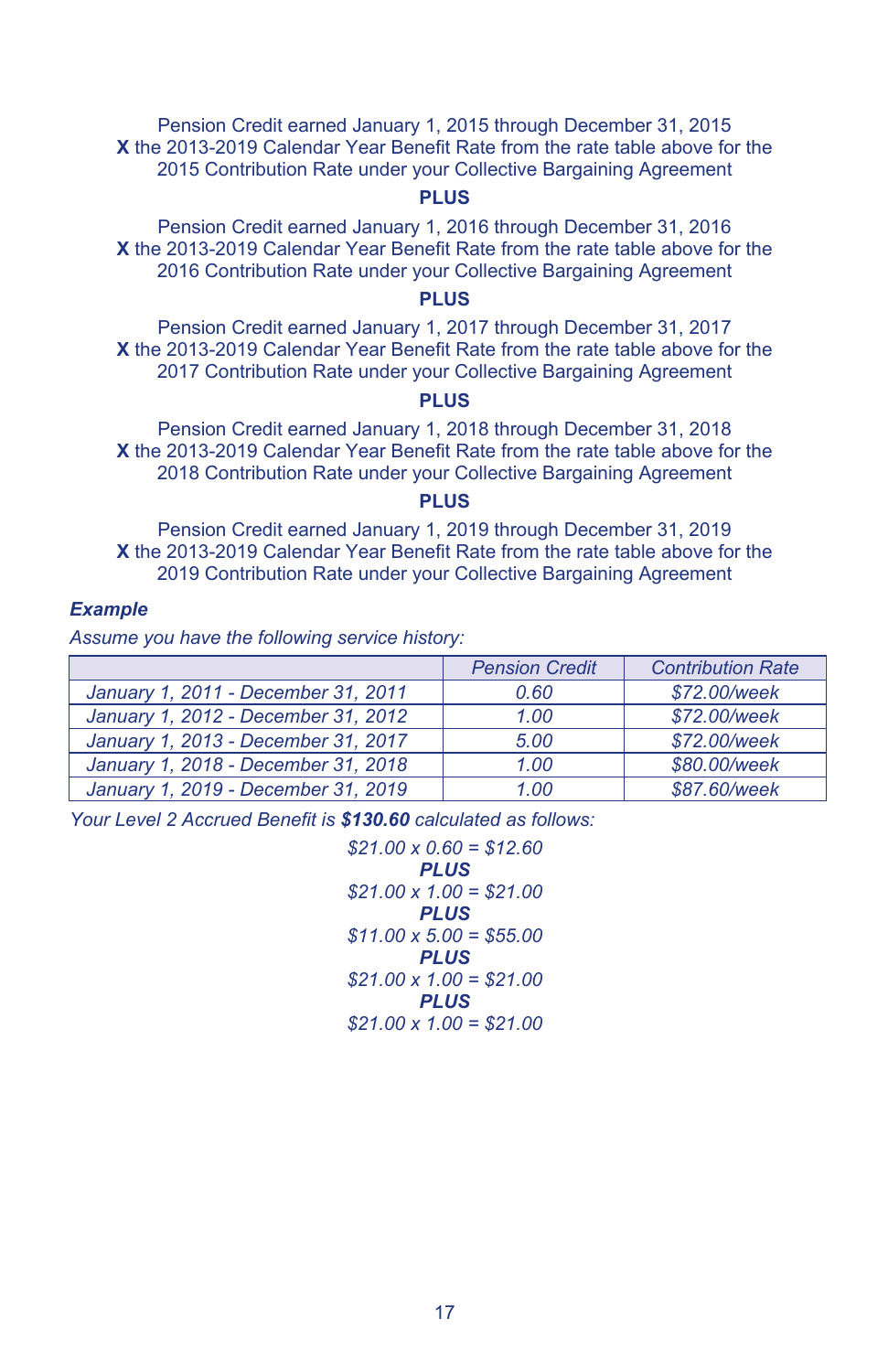Pension Credit earned January 1, 2015 through December 31, 2015
**X** the 2013-2019 Calendar Year Benefit Rate from the rate table above for the 2015 Contribution Rate under your Collective Bargaining Agreement

**PLUS**

Pension Credit earned January 1, 2016 through December 31, 2016
**X** the 2013-2019 Calendar Year Benefit Rate from the rate table above for the 2016 Contribution Rate under your Collective Bargaining Agreement

**PLUS**

Pension Credit earned January 1, 2017 through December 31, 2017
**X** the 2013-2019 Calendar Year Benefit Rate from the rate table above for the 2017 Contribution Rate under your Collective Bargaining Agreement

**PLUS**

Pension Credit earned January 1, 2018 through December 31, 2018
**X** the 2013-2019 Calendar Year Benefit Rate from the rate table above for the 2018 Contribution Rate under your Collective Bargaining Agreement

**PLUS**

Pension Credit earned January 1, 2019 through December 31, 2019
**X** the 2013-2019 Calendar Year Benefit Rate from the rate table above for the 2019 Contribution Rate under your Collective Bargaining Agreement

***Example***

*Assume you have the following service history:*

| | *Pension Credit* | *Contribution Rate* |
|---|---|---|
| *January 1, 2011 - December 31, 2011* | *0.60* | *$72.00/week* |
| *January 1, 2012 - December 31, 2012* | *1.00* | *$72.00/week* |
| *January 1, 2013 - December 31, 2017* | *5.00* | *$72.00/week* |
| *January 1, 2018 - December 31, 2018* | *1.00* | *$80.00/week* |
| *January 1, 2019 - December 31, 2019* | *1.00* | *$87.60/week* |

*Your Level 2 Accrued Benefit is **$130.60** calculated as follows:*

*$21.00 x 0.60 = $12.60*
***PLUS***
*$21.00 x 1.00 = $21.00*
***PLUS***
*$11.00 x 5.00 = $55.00*
***PLUS***
*$21.00 x 1.00 = $21.00*
***PLUS***
*$21.00 x 1.00 = $21.00*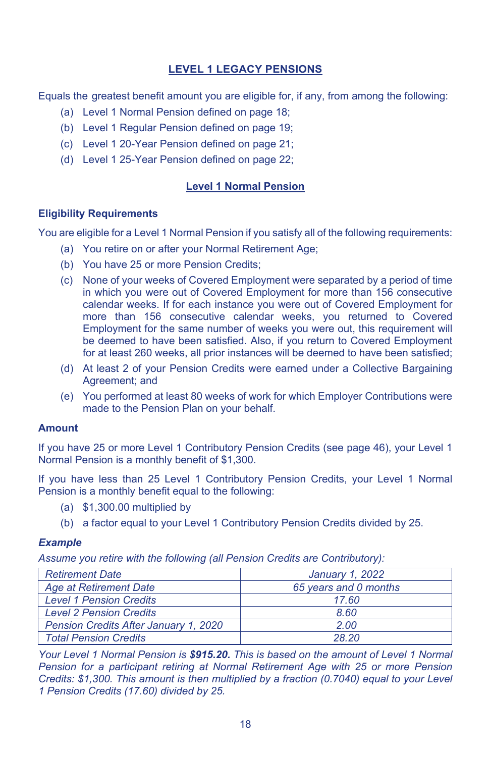## LEVEL 1 LEGACY PENSIONS

Equals the greatest benefit amount you are eligible for, if any, from among the following:

(a) Level 1 Normal Pension defined on page 18;

(b) Level 1 Regular Pension defined on page 19;

(c) Level 1 20-Year Pension defined on page 21;

(d) Level 1 25-Year Pension defined on page 22;

### Level 1 Normal Pension

**Eligibility Requirements**

You are eligible for a Level 1 Normal Pension if you satisfy all of the following requirements:

(a) You retire on or after your Normal Retirement Age;

(b) You have 25 or more Pension Credits;

(c) None of your weeks of Covered Employment were separated by a period of time in which you were out of Covered Employment for more than 156 consecutive calendar weeks. If for each instance you were out of Covered Employment for more than 156 consecutive calendar weeks, you returned to Covered Employment for the same number of weeks you were out, this requirement will be deemed to have been satisfied. Also, if you return to Covered Employment for at least 260 weeks, all prior instances will be deemed to have been satisfied;

(d) At least 2 of your Pension Credits were earned under a Collective Bargaining Agreement; and

(e) You performed at least 80 weeks of work for which Employer Contributions were made to the Pension Plan on your behalf.

**Amount**

If you have 25 or more Level 1 Contributory Pension Credits (see page 46), your Level 1 Normal Pension is a monthly benefit of $1,300.

If you have less than 25 Level 1 Contributory Pension Credits, your Level 1 Normal Pension is a monthly benefit equal to the following:

(a) $1,300.00 multiplied by

(b) a factor equal to your Level 1 Contributory Pension Credits divided by 25.

***Example***

*Assume you retire with the following (all Pension Credits are Contributory):*

| | |
|---|---|
| *Retirement Date* | *January 1, 2022* |
| *Age at Retirement Date* | *65 years and 0 months* |
| *Level 1 Pension Credits* | *17.60* |
| *Level 2 Pension Credits* | *8.60* |
| *Pension Credits After January 1, 2020* | *2.00* |
| *Total Pension Credits* | *28.20* |

*Your Level 1 Normal Pension is **$915.20.** This is based on the amount of Level 1 Normal Pension for a participant retiring at Normal Retirement Age with 25 or more Pension Credits: $1,300. This amount is then multiplied by a fraction (0.7040) equal to your Level 1 Pension Credits (17.60) divided by 25.*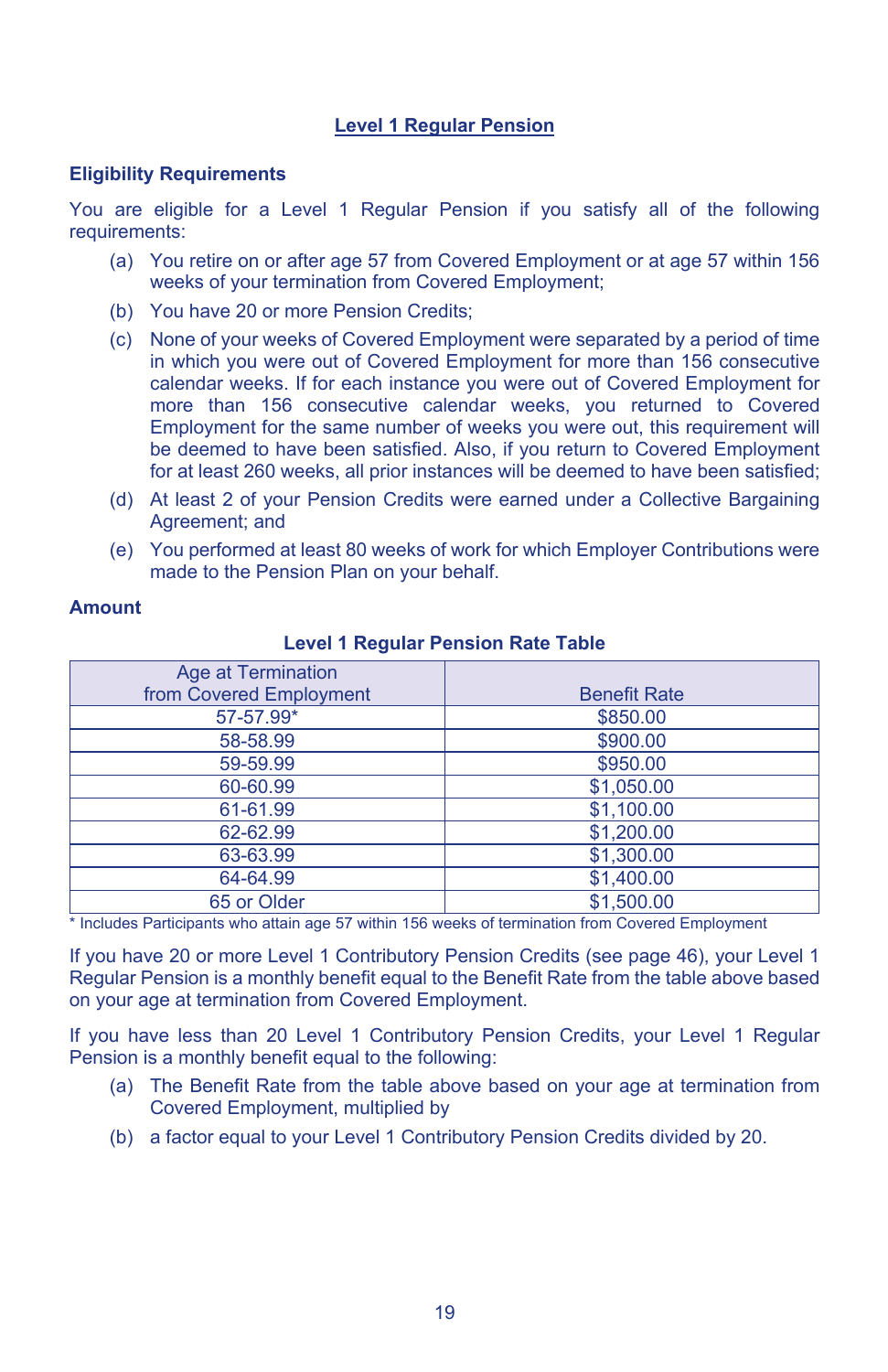## Level 1 Regular Pension

### Eligibility Requirements

You are eligible for a Level 1 Regular Pension if you satisfy all of the following requirements:

(a) You retire on or after age 57 from Covered Employment or at age 57 within 156 weeks of your termination from Covered Employment;

(b) You have 20 or more Pension Credits;

(c) None of your weeks of Covered Employment were separated by a period of time in which you were out of Covered Employment for more than 156 consecutive calendar weeks. If for each instance you were out of Covered Employment for more than 156 consecutive calendar weeks, you returned to Covered Employment for the same number of weeks you were out, this requirement will be deemed to have been satisfied. Also, if you return to Covered Employment for at least 260 weeks, all prior instances will be deemed to have been satisfied;

(d) At least 2 of your Pension Credits were earned under a Collective Bargaining Agreement; and

(e) You performed at least 80 weeks of work for which Employer Contributions were made to the Pension Plan on your behalf.

### Amount

**Level 1 Regular Pension Rate Table**

| Age at Termination from Covered Employment | Benefit Rate |
|---|---|
| 57-57.99* | $850.00 |
| 58-58.99 | $900.00 |
| 59-59.99 | $950.00 |
| 60-60.99 | $1,050.00 |
| 61-61.99 | $1,100.00 |
| 62-62.99 | $1,200.00 |
| 63-63.99 | $1,300.00 |
| 64-64.99 | $1,400.00 |
| 65 or Older | $1,500.00 |

\* Includes Participants who attain age 57 within 156 weeks of termination from Covered Employment

If you have 20 or more Level 1 Contributory Pension Credits (see page 46), your Level 1 Regular Pension is a monthly benefit equal to the Benefit Rate from the table above based on your age at termination from Covered Employment.

If you have less than 20 Level 1 Contributory Pension Credits, your Level 1 Regular Pension is a monthly benefit equal to the following:

(a) The Benefit Rate from the table above based on your age at termination from Covered Employment, multiplied by

(b) a factor equal to your Level 1 Contributory Pension Credits divided by 20.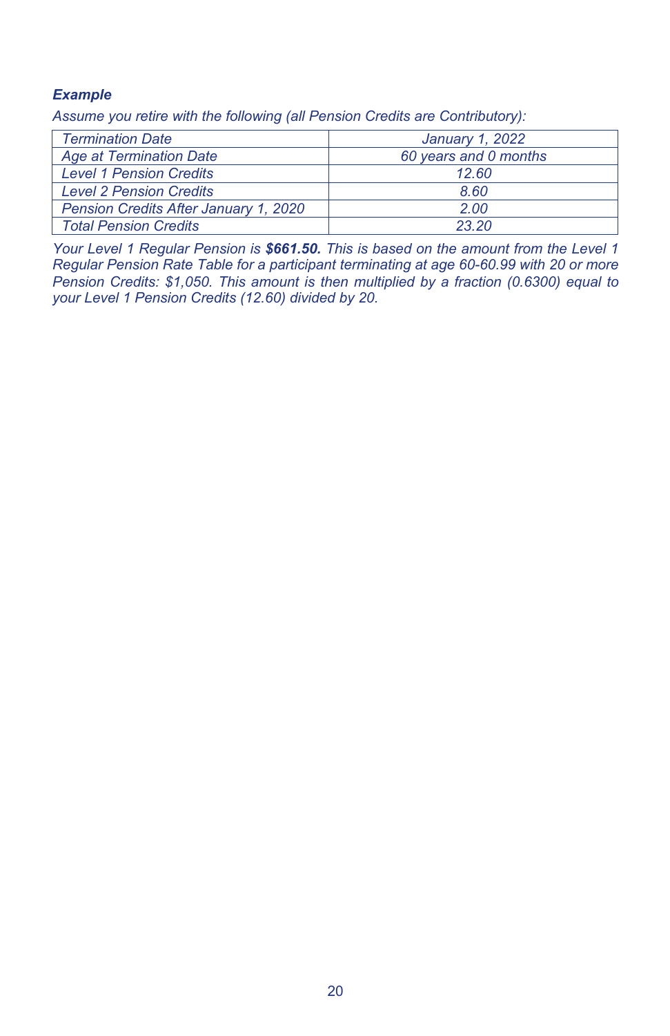***Example***

*Assume you retire with the following (all Pension Credits are Contributory):*

| | |
|---|---|
| *Termination Date* | *January 1, 2022* |
| *Age at Termination Date* | *60 years and 0 months* |
| *Level 1 Pension Credits* | *12.60* |
| *Level 2 Pension Credits* | *8.60* |
| *Pension Credits After January 1, 2020* | *2.00* |
| *Total Pension Credits* | *23.20* |

*Your Level 1 Regular Pension is* ***$661.50.*** *This is based on the amount from the Level 1 Regular Pension Rate Table for a participant terminating at age 60-60.99 with 20 or more Pension Credits: $1,050. This amount is then multiplied by a fraction (0.6300) equal to your Level 1 Pension Credits (12.60) divided by 20.*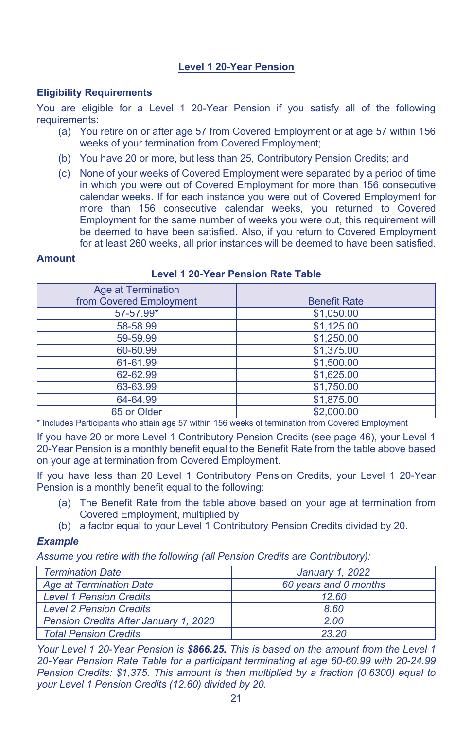## Level 1 20-Year Pension

### Eligibility Requirements

You are eligible for a Level 1 20-Year Pension if you satisfy all of the following requirements:

(a) You retire on or after age 57 from Covered Employment or at age 57 within 156 weeks of your termination from Covered Employment;

(b) You have 20 or more, but less than 25, Contributory Pension Credits; and

(c) None of your weeks of Covered Employment were separated by a period of time in which you were out of Covered Employment for more than 156 consecutive calendar weeks. If for each instance you were out of Covered Employment for more than 156 consecutive calendar weeks, you returned to Covered Employment for the same number of weeks you were out, this requirement will be deemed to have been satisfied. Also, if you return to Covered Employment for at least 260 weeks, all prior instances will be deemed to have been satisfied.

### Amount

**Level 1 20-Year Pension Rate Table**

| Age at Termination from Covered Employment | Benefit Rate |
|---|---|
| 57-57.99* | $1,050.00 |
| 58-58.99 | $1,125.00 |
| 59-59.99 | $1,250.00 |
| 60-60.99 | $1,375.00 |
| 61-61.99 | $1,500.00 |
| 62-62.99 | $1,625.00 |
| 63-63.99 | $1,750.00 |
| 64-64.99 | $1,875.00 |
| 65 or Older | $2,000.00 |

\* Includes Participants who attain age 57 within 156 weeks of termination from Covered Employment

If you have 20 or more Level 1 Contributory Pension Credits (see page 46), your Level 1 20-Year Pension is a monthly benefit equal to the Benefit Rate from the table above based on your age at termination from Covered Employment.

If you have less than 20 Level 1 Contributory Pension Credits, your Level 1 20-Year Pension is a monthly benefit equal to the following:

(a) The Benefit Rate from the table above based on your age at termination from Covered Employment, multiplied by

(b) a factor equal to your Level 1 Contributory Pension Credits divided by 20.

### *Example*

*Assume you retire with the following (all Pension Credits are Contributory):*

| *Termination Date* | *January 1, 2022* |
|---|---|
| *Age at Termination Date* | *60 years and 0 months* |
| *Level 1 Pension Credits* | *12.60* |
| *Level 2 Pension Credits* | *8.60* |
| *Pension Credits After January 1, 2020* | *2.00* |
| *Total Pension Credits* | *23.20* |

*Your Level 1 20-Year Pension is **$866.25.** This is based on the amount from the Level 1 20-Year Pension Rate Table for a participant terminating at age 60-60.99 with 20-24.99 Pension Credits: $1,375. This amount is then multiplied by a fraction (0.6300) equal to your Level 1 Pension Credits (12.60) divided by 20.*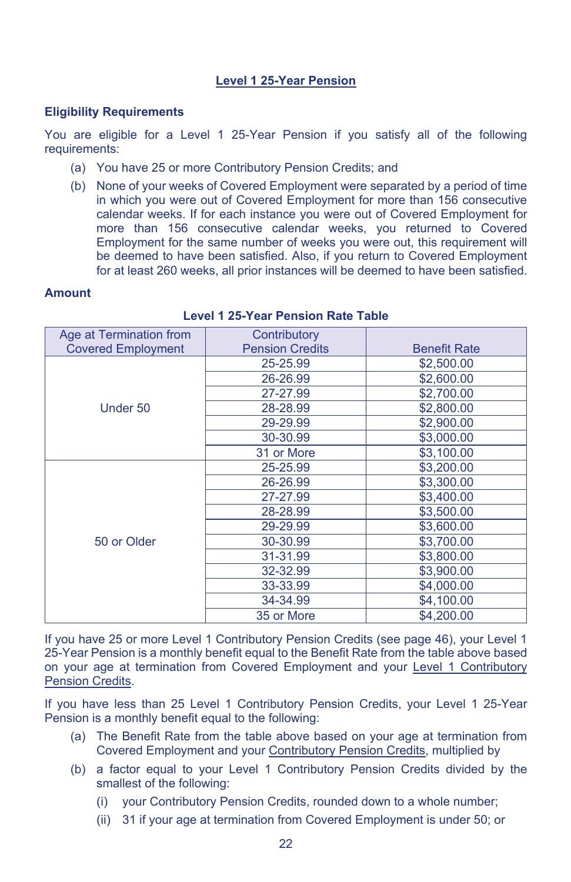## Level 1 25-Year Pension

### Eligibility Requirements

You are eligible for a Level 1 25-Year Pension if you satisfy all of the following requirements:

(a) You have 25 or more Contributory Pension Credits; and

(b) None of your weeks of Covered Employment were separated by a period of time in which you were out of Covered Employment for more than 156 consecutive calendar weeks. If for each instance you were out of Covered Employment for more than 156 consecutive calendar weeks, you returned to Covered Employment for the same number of weeks you were out, this requirement will be deemed to have been satisfied. Also, if you return to Covered Employment for at least 260 weeks, all prior instances will be deemed to have been satisfied.

### Amount

**Level 1 25-Year Pension Rate Table**

| Age at Termination from Covered Employment | Contributory Pension Credits | Benefit Rate |
|---|---|---|
| Under 50 | 25-25.99 | $2,500.00 |
| | 26-26.99 | $2,600.00 |
| | 27-27.99 | $2,700.00 |
| | 28-28.99 | $2,800.00 |
| | 29-29.99 | $2,900.00 |
| | 30-30.99 | $3,000.00 |
| | 31 or More | $3,100.00 |
| 50 or Older | 25-25.99 | $3,200.00 |
| | 26-26.99 | $3,300.00 |
| | 27-27.99 | $3,400.00 |
| | 28-28.99 | $3,500.00 |
| | 29-29.99 | $3,600.00 |
| | 30-30.99 | $3,700.00 |
| | 31-31.99 | $3,800.00 |
| | 32-32.99 | $3,900.00 |
| | 33-33.99 | $4,000.00 |
| | 34-34.99 | $4,100.00 |
| | 35 or More | $4,200.00 |

If you have 25 or more Level 1 Contributory Pension Credits (see page 46), your Level 1 25-Year Pension is a monthly benefit equal to the Benefit Rate from the table above based on your age at termination from Covered Employment and your Level 1 Contributory Pension Credits.

If you have less than 25 Level 1 Contributory Pension Credits, your Level 1 25-Year Pension is a monthly benefit equal to the following:

(a) The Benefit Rate from the table above based on your age at termination from Covered Employment and your Contributory Pension Credits, multiplied by

(b) a factor equal to your Level 1 Contributory Pension Credits divided by the smallest of the following:

  (i) your Contributory Pension Credits, rounded down to a whole number;

  (ii) 31 if your age at termination from Covered Employment is under 50; or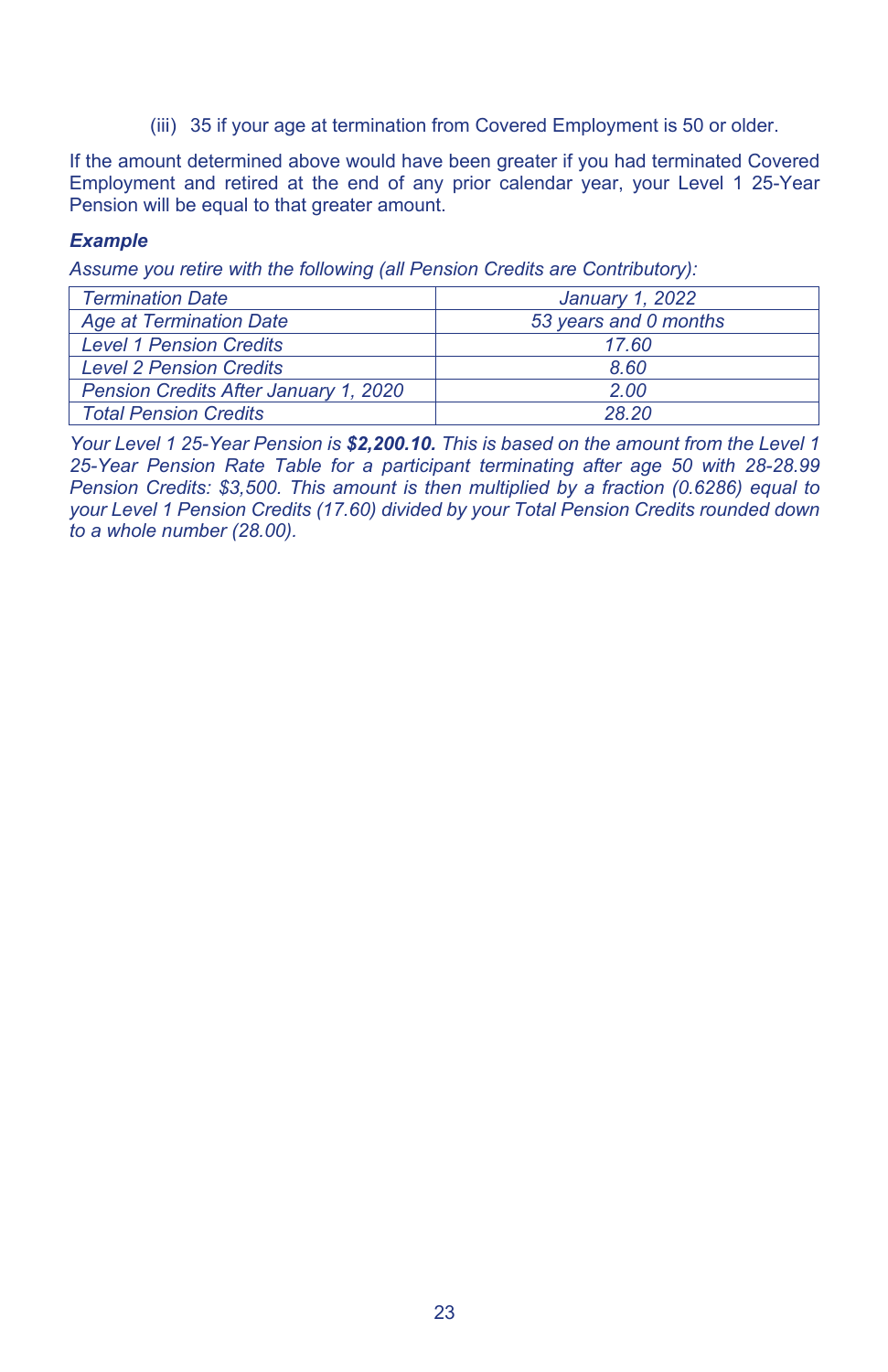(iii) 35 if your age at termination from Covered Employment is 50 or older.

If the amount determined above would have been greater if you had terminated Covered Employment and retired at the end of any prior calendar year, your Level 1 25-Year Pension will be equal to that greater amount.

***Example***

*Assume you retire with the following (all Pension Credits are Contributory):*

| | |
|---|---|
| *Termination Date* | *January 1, 2022* |
| *Age at Termination Date* | *53 years and 0 months* |
| *Level 1 Pension Credits* | *17.60* |
| *Level 2 Pension Credits* | *8.60* |
| *Pension Credits After January 1, 2020* | *2.00* |
| *Total Pension Credits* | *28.20* |

*Your Level 1 25-Year Pension is **$2,200.10.** This is based on the amount from the Level 1 25-Year Pension Rate Table for a participant terminating after age 50 with 28-28.99 Pension Credits: $3,500. This amount is then multiplied by a fraction (0.6286) equal to your Level 1 Pension Credits (17.60) divided by your Total Pension Credits rounded down to a whole number (28.00).*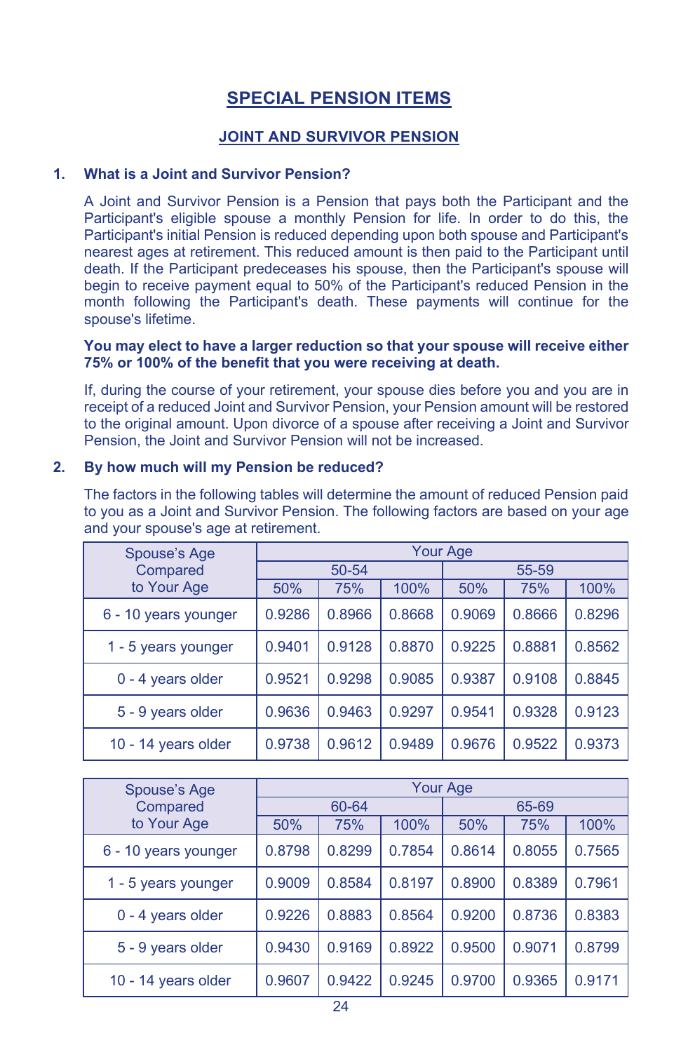# SPECIAL PENSION ITEMS

## JOINT AND SURVIVOR PENSION

### 1. What is a Joint and Survivor Pension?

A Joint and Survivor Pension is a Pension that pays both the Participant and the Participant's eligible spouse a monthly Pension for life. In order to do this, the Participant's initial Pension is reduced depending upon both spouse and Participant's nearest ages at retirement. This reduced amount is then paid to the Participant until death. If the Participant predeceases his spouse, then the Participant's spouse will begin to receive payment equal to 50% of the Participant's reduced Pension in the month following the Participant's death. These payments will continue for the spouse's lifetime.

**You may elect to have a larger reduction so that your spouse will receive either 75% or 100% of the benefit that you were receiving at death.**

If, during the course of your retirement, your spouse dies before you and you are in receipt of a reduced Joint and Survivor Pension, your Pension amount will be restored to the original amount. Upon divorce of a spouse after receiving a Joint and Survivor Pension, the Joint and Survivor Pension will not be increased.

### 2. By how much will my Pension be reduced?

The factors in the following tables will determine the amount of reduced Pension paid to you as a Joint and Survivor Pension. The following factors are based on your age and your spouse's age at retirement.

| Spouse's Age Compared to Your Age | Your Age | | | | | |
|---|---|---|---|---|---|---|
| | 50-54 | | | 55-59 | | |
| | 50% | 75% | 100% | 50% | 75% | 100% |
| 6 - 10 years younger | 0.9286 | 0.8966 | 0.8668 | 0.9069 | 0.8666 | 0.8296 |
| 1 - 5 years younger | 0.9401 | 0.9128 | 0.8870 | 0.9225 | 0.8881 | 0.8562 |
| 0 - 4 years older | 0.9521 | 0.9298 | 0.9085 | 0.9387 | 0.9108 | 0.8845 |
| 5 - 9 years older | 0.9636 | 0.9463 | 0.9297 | 0.9541 | 0.9328 | 0.9123 |
| 10 - 14 years older | 0.9738 | 0.9612 | 0.9489 | 0.9676 | 0.9522 | 0.9373 |

| Spouse's Age Compared to Your Age | Your Age | | | | | |
|---|---|---|---|---|---|---|
| | 60-64 | | | 65-69 | | |
| | 50% | 75% | 100% | 50% | 75% | 100% |
| 6 - 10 years younger | 0.8798 | 0.8299 | 0.7854 | 0.8614 | 0.8055 | 0.7565 |
| 1 - 5 years younger | 0.9009 | 0.8584 | 0.8197 | 0.8900 | 0.8389 | 0.7961 |
| 0 - 4 years older | 0.9226 | 0.8883 | 0.8564 | 0.9200 | 0.8736 | 0.8383 |
| 5 - 9 years older | 0.9430 | 0.9169 | 0.8922 | 0.9500 | 0.9071 | 0.8799 |
| 10 - 14 years older | 0.9607 | 0.9422 | 0.9245 | 0.9700 | 0.9365 | 0.9171 |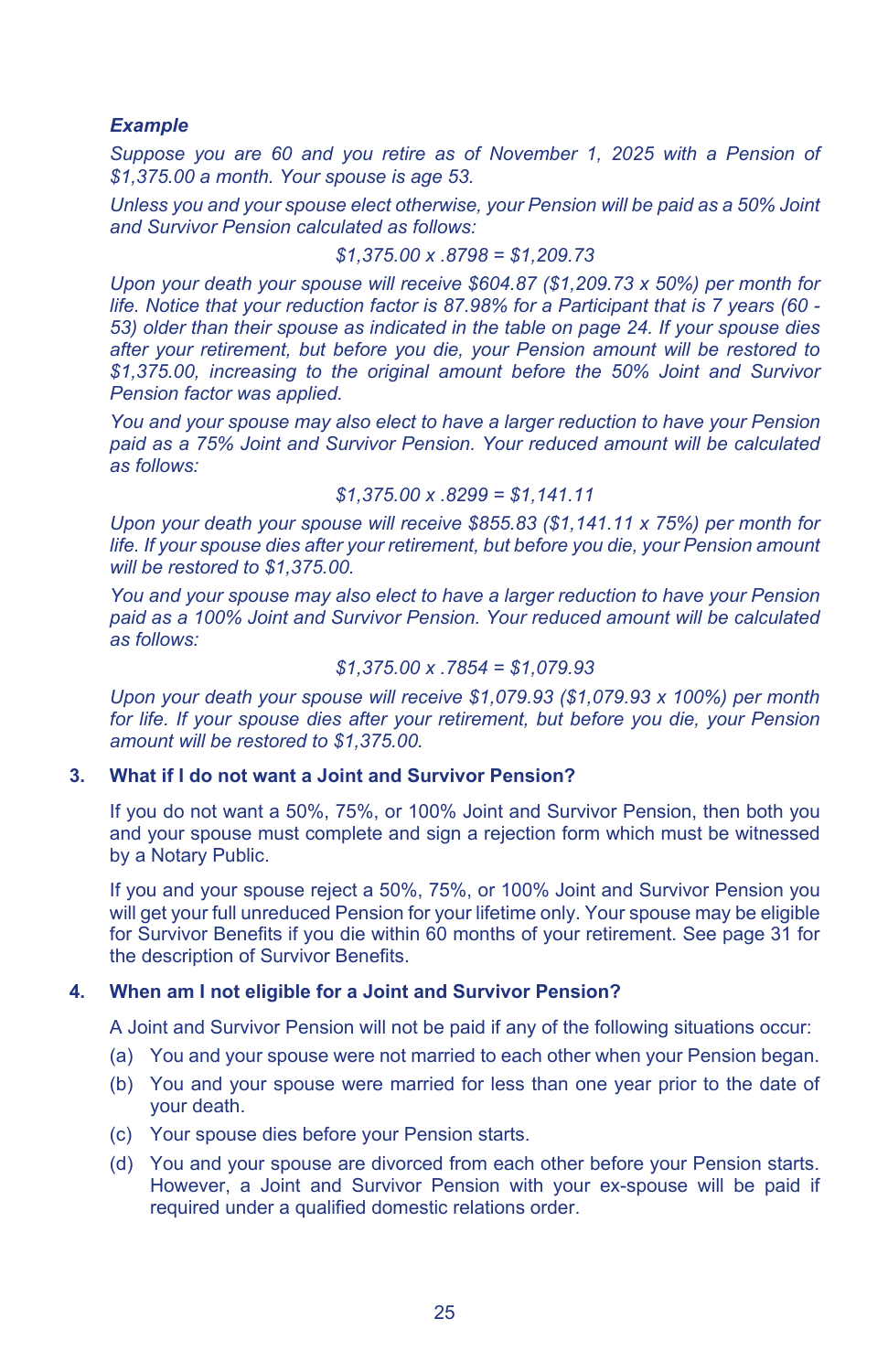***Example***

*Suppose you are 60 and you retire as of November 1, 2025 with a Pension of $1,375.00 a month. Your spouse is age 53.*

*Unless you and your spouse elect otherwise, your Pension will be paid as a 50% Joint and Survivor Pension calculated as follows:*

*$1,375.00 x .8798 = $1,209.73*

*Upon your death your spouse will receive $604.87 ($1,209.73 x 50%) per month for life. Notice that your reduction factor is 87.98% for a Participant that is 7 years (60 - 53) older than their spouse as indicated in the table on page 24. If your spouse dies after your retirement, but before you die, your Pension amount will be restored to $1,375.00, increasing to the original amount before the 50% Joint and Survivor Pension factor was applied.*

*You and your spouse may also elect to have a larger reduction to have your Pension paid as a 75% Joint and Survivor Pension. Your reduced amount will be calculated as follows:*

*$1,375.00 x .8299 = $1,141.11*

*Upon your death your spouse will receive $855.83 ($1,141.11 x 75%) per month for life. If your spouse dies after your retirement, but before you die, your Pension amount will be restored to $1,375.00.*

*You and your spouse may also elect to have a larger reduction to have your Pension paid as a 100% Joint and Survivor Pension. Your reduced amount will be calculated as follows:*

*$1,375.00 x .7854 = $1,079.93*

*Upon your death your spouse will receive $1,079.93 ($1,079.93 x 100%) per month for life. If your spouse dies after your retirement, but before you die, your Pension amount will be restored to $1,375.00.*

### 3. What if I do not want a Joint and Survivor Pension?

If you do not want a 50%, 75%, or 100% Joint and Survivor Pension, then both you and your spouse must complete and sign a rejection form which must be witnessed by a Notary Public.

If you and your spouse reject a 50%, 75%, or 100% Joint and Survivor Pension you will get your full unreduced Pension for your lifetime only. Your spouse may be eligible for Survivor Benefits if you die within 60 months of your retirement. See page 31 for the description of Survivor Benefits.

### 4. When am I not eligible for a Joint and Survivor Pension?

A Joint and Survivor Pension will not be paid if any of the following situations occur:

(a) You and your spouse were not married to each other when your Pension began.

(b) You and your spouse were married for less than one year prior to the date of your death.

(c) Your spouse dies before your Pension starts.

(d) You and your spouse are divorced from each other before your Pension starts. However, a Joint and Survivor Pension with your ex-spouse will be paid if required under a qualified domestic relations order.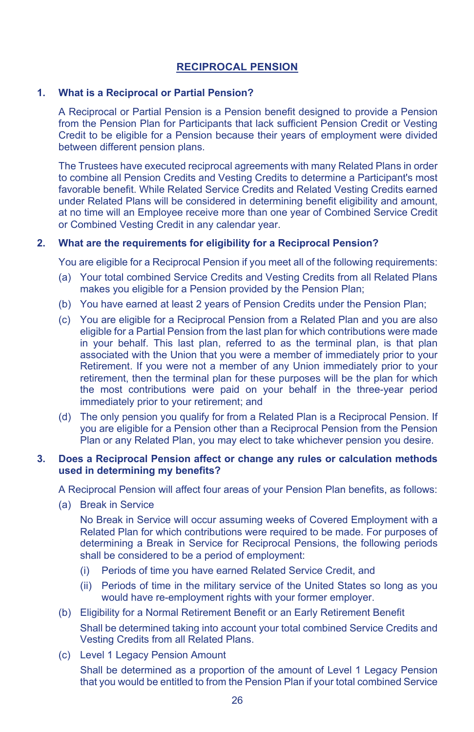## RECIPROCAL PENSION

### 1. What is a Reciprocal or Partial Pension?

A Reciprocal or Partial Pension is a Pension benefit designed to provide a Pension from the Pension Plan for Participants that lack sufficient Pension Credit or Vesting Credit to be eligible for a Pension because their years of employment were divided between different pension plans.

The Trustees have executed reciprocal agreements with many Related Plans in order to combine all Pension Credits and Vesting Credits to determine a Participant's most favorable benefit. While Related Service Credits and Related Vesting Credits earned under Related Plans will be considered in determining benefit eligibility and amount, at no time will an Employee receive more than one year of Combined Service Credit or Combined Vesting Credit in any calendar year.

### 2. What are the requirements for eligibility for a Reciprocal Pension?

You are eligible for a Reciprocal Pension if you meet all of the following requirements:

(a) Your total combined Service Credits and Vesting Credits from all Related Plans makes you eligible for a Pension provided by the Pension Plan;

(b) You have earned at least 2 years of Pension Credits under the Pension Plan;

(c) You are eligible for a Reciprocal Pension from a Related Plan and you are also eligible for a Partial Pension from the last plan for which contributions were made in your behalf. This last plan, referred to as the terminal plan, is that plan associated with the Union that you were a member of immediately prior to your Retirement. If you were not a member of any Union immediately prior to your retirement, then the terminal plan for these purposes will be the plan for which the most contributions were paid on your behalf in the three-year period immediately prior to your retirement; and

(d) The only pension you qualify for from a Related Plan is a Reciprocal Pension. If you are eligible for a Pension other than a Reciprocal Pension from the Pension Plan or any Related Plan, you may elect to take whichever pension you desire.

### 3. Does a Reciprocal Pension affect or change any rules or calculation methods used in determining my benefits?

A Reciprocal Pension will affect four areas of your Pension Plan benefits, as follows:

(a) Break in Service

No Break in Service will occur assuming weeks of Covered Employment with a Related Plan for which contributions were required to be made. For purposes of determining a Break in Service for Reciprocal Pensions, the following periods shall be considered to be a period of employment:

(i) Periods of time you have earned Related Service Credit, and

(ii) Periods of time in the military service of the United States so long as you would have re-employment rights with your former employer.

(b) Eligibility for a Normal Retirement Benefit or an Early Retirement Benefit

Shall be determined taking into account your total combined Service Credits and Vesting Credits from all Related Plans.

(c) Level 1 Legacy Pension Amount

Shall be determined as a proportion of the amount of Level 1 Legacy Pension that you would be entitled to from the Pension Plan if your total combined Service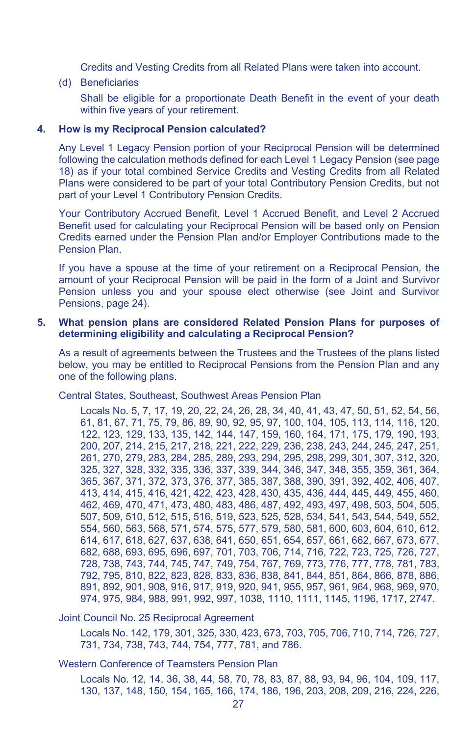Credits and Vesting Credits from all Related Plans were taken into account.

(d) Beneficiaries

Shall be eligible for a proportionate Death Benefit in the event of your death within five years of your retirement.

**4. How is my Reciprocal Pension calculated?**

Any Level 1 Legacy Pension portion of your Reciprocal Pension will be determined following the calculation methods defined for each Level 1 Legacy Pension (see page 18) as if your total combined Service Credits and Vesting Credits from all Related Plans were considered to be part of your total Contributory Pension Credits, but not part of your Level 1 Contributory Pension Credits.

Your Contributory Accrued Benefit, Level 1 Accrued Benefit, and Level 2 Accrued Benefit used for calculating your Reciprocal Pension will be based only on Pension Credits earned under the Pension Plan and/or Employer Contributions made to the Pension Plan.

If you have a spouse at the time of your retirement on a Reciprocal Pension, the amount of your Reciprocal Pension will be paid in the form of a Joint and Survivor Pension unless you and your spouse elect otherwise (see Joint and Survivor Pensions, page 24).

**5. What pension plans are considered Related Pension Plans for purposes of determining eligibility and calculating a Reciprocal Pension?**

As a result of agreements between the Trustees and the Trustees of the plans listed below, you may be entitled to Reciprocal Pensions from the Pension Plan and any one of the following plans.

Central States, Southeast, Southwest Areas Pension Plan

Locals No. 5, 7, 17, 19, 20, 22, 24, 26, 28, 34, 40, 41, 43, 47, 50, 51, 52, 54, 56, 61, 81, 67, 71, 75, 79, 86, 89, 90, 92, 95, 97, 100, 104, 105, 113, 114, 116, 120, 122, 123, 129, 133, 135, 142, 144, 147, 159, 160, 164, 171, 175, 179, 190, 193, 200, 207, 214, 215, 217, 218, 221, 222, 229, 236, 238, 243, 244, 245, 247, 251, 261, 270, 279, 283, 284, 285, 289, 293, 294, 295, 298, 299, 301, 307, 312, 320, 325, 327, 328, 332, 335, 336, 337, 339, 344, 346, 347, 348, 355, 359, 361, 364, 365, 367, 371, 372, 373, 376, 377, 385, 387, 388, 390, 391, 392, 402, 406, 407, 413, 414, 415, 416, 421, 422, 423, 428, 430, 435, 436, 444, 445, 449, 455, 460, 462, 469, 470, 471, 473, 480, 483, 486, 487, 492, 493, 497, 498, 503, 504, 505, 507, 509, 510, 512, 515, 516, 519, 523, 525, 528, 534, 541, 543, 544, 549, 552, 554, 560, 563, 568, 571, 574, 575, 577, 579, 580, 581, 600, 603, 604, 610, 612, 614, 617, 618, 627, 637, 638, 641, 650, 651, 654, 657, 661, 662, 667, 673, 677, 682, 688, 693, 695, 696, 697, 701, 703, 706, 714, 716, 722, 723, 725, 726, 727, 728, 738, 743, 744, 745, 747, 749, 754, 767, 769, 773, 776, 777, 778, 781, 783, 792, 795, 810, 822, 823, 828, 833, 836, 838, 841, 844, 851, 864, 866, 878, 886, 891, 892, 901, 908, 916, 917, 919, 920, 941, 955, 957, 961, 964, 968, 969, 970, 974, 975, 984, 988, 991, 992, 997, 1038, 1110, 1111, 1145, 1196, 1717, 2747.

Joint Council No. 25 Reciprocal Agreement

Locals No. 142, 179, 301, 325, 330, 423, 673, 703, 705, 706, 710, 714, 726, 727, 731, 734, 738, 743, 744, 754, 777, 781, and 786.

Western Conference of Teamsters Pension Plan

Locals No. 12, 14, 36, 38, 44, 58, 70, 78, 83, 87, 88, 93, 94, 96, 104, 109, 117, 130, 137, 148, 150, 154, 165, 166, 174, 186, 196, 203, 208, 209, 216, 224, 226,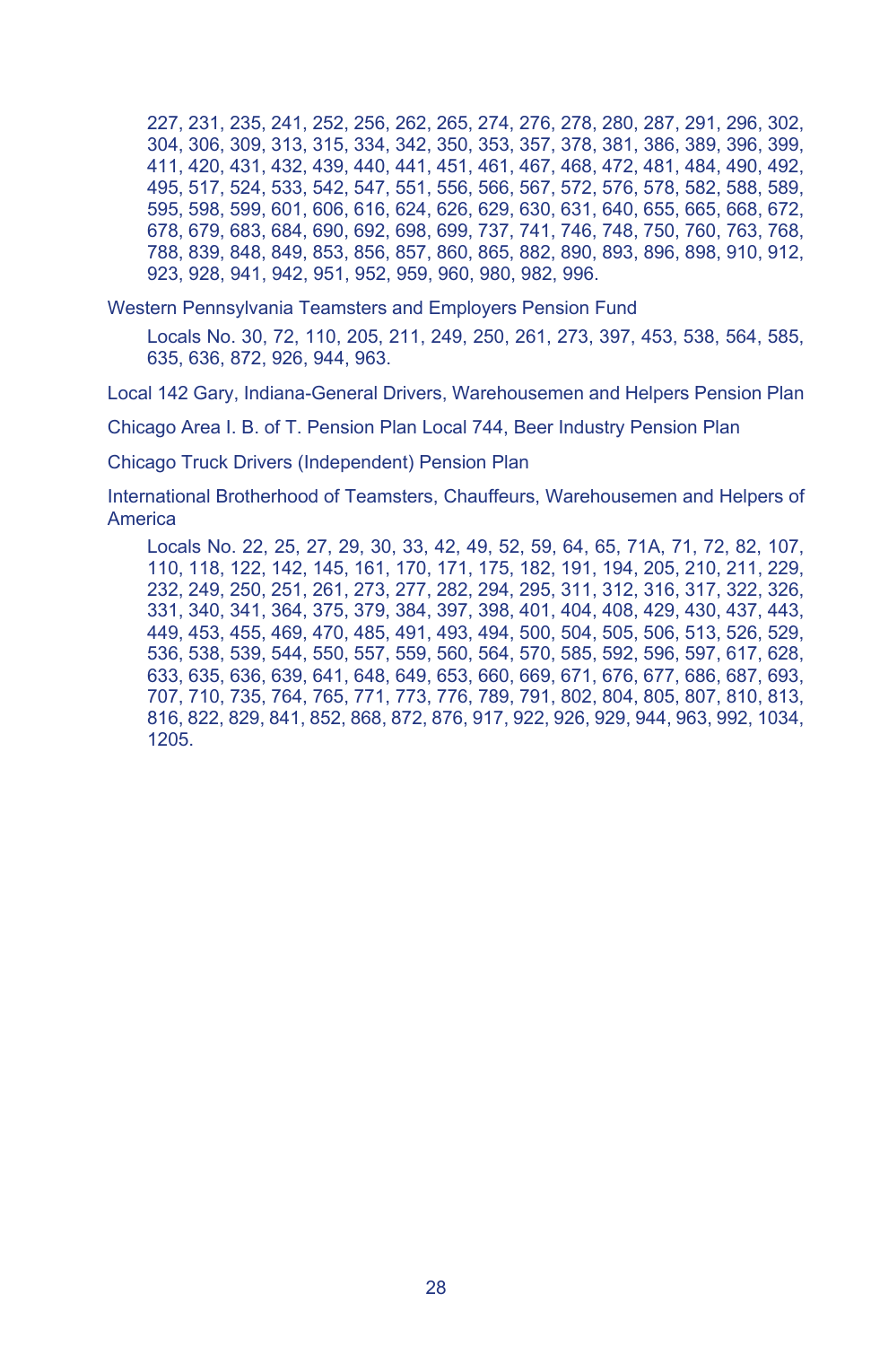227, 231, 235, 241, 252, 256, 262, 265, 274, 276, 278, 280, 287, 291, 296, 302, 304, 306, 309, 313, 315, 334, 342, 350, 353, 357, 378, 381, 386, 389, 396, 399, 411, 420, 431, 432, 439, 440, 441, 451, 461, 467, 468, 472, 481, 484, 490, 492, 495, 517, 524, 533, 542, 547, 551, 556, 566, 567, 572, 576, 578, 582, 588, 589, 595, 598, 599, 601, 606, 616, 624, 626, 629, 630, 631, 640, 655, 665, 668, 672, 678, 679, 683, 684, 690, 692, 698, 699, 737, 741, 746, 748, 750, 760, 763, 768, 788, 839, 848, 849, 853, 856, 857, 860, 865, 882, 890, 893, 896, 898, 910, 912, 923, 928, 941, 942, 951, 952, 959, 960, 980, 982, 996.

Western Pennsylvania Teamsters and Employers Pension Fund

Locals No. 30, 72, 110, 205, 211, 249, 250, 261, 273, 397, 453, 538, 564, 585, 635, 636, 872, 926, 944, 963.

Local 142 Gary, Indiana-General Drivers, Warehousemen and Helpers Pension Plan

Chicago Area I. B. of T. Pension Plan Local 744, Beer Industry Pension Plan

Chicago Truck Drivers (Independent) Pension Plan

International Brotherhood of Teamsters, Chauffeurs, Warehousemen and Helpers of America

Locals No. 22, 25, 27, 29, 30, 33, 42, 49, 52, 59, 64, 65, 71A, 71, 72, 82, 107, 110, 118, 122, 142, 145, 161, 170, 171, 175, 182, 191, 194, 205, 210, 211, 229, 232, 249, 250, 251, 261, 273, 277, 282, 294, 295, 311, 312, 316, 317, 322, 326, 331, 340, 341, 364, 375, 379, 384, 397, 398, 401, 404, 408, 429, 430, 437, 443, 449, 453, 455, 469, 470, 485, 491, 493, 494, 500, 504, 505, 506, 513, 526, 529, 536, 538, 539, 544, 550, 557, 559, 560, 564, 570, 585, 592, 596, 597, 617, 628, 633, 635, 636, 639, 641, 648, 649, 653, 660, 669, 671, 676, 677, 686, 687, 693, 707, 710, 735, 764, 765, 771, 773, 776, 789, 791, 802, 804, 805, 807, 810, 813, 816, 822, 829, 841, 852, 868, 872, 876, 917, 922, 926, 929, 944, 963, 992, 1034, 1205.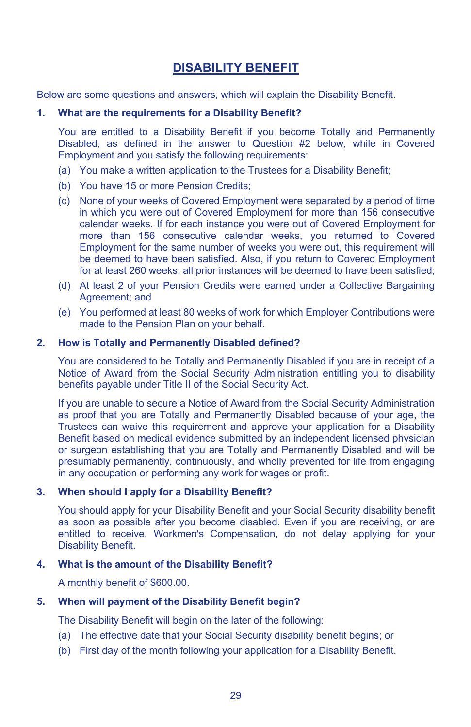# DISABILITY BENEFIT

Below are some questions and answers, which will explain the Disability Benefit.

**1. What are the requirements for a Disability Benefit?**

You are entitled to a Disability Benefit if you become Totally and Permanently Disabled, as defined in the answer to Question #2 below, while in Covered Employment and you satisfy the following requirements:

(a) You make a written application to the Trustees for a Disability Benefit;

(b) You have 15 or more Pension Credits;

(c) None of your weeks of Covered Employment were separated by a period of time in which you were out of Covered Employment for more than 156 consecutive calendar weeks. If for each instance you were out of Covered Employment for more than 156 consecutive calendar weeks, you returned to Covered Employment for the same number of weeks you were out, this requirement will be deemed to have been satisfied. Also, if you return to Covered Employment for at least 260 weeks, all prior instances will be deemed to have been satisfied;

(d) At least 2 of your Pension Credits were earned under a Collective Bargaining Agreement; and

(e) You performed at least 80 weeks of work for which Employer Contributions were made to the Pension Plan on your behalf.

**2. How is Totally and Permanently Disabled defined?**

You are considered to be Totally and Permanently Disabled if you are in receipt of a Notice of Award from the Social Security Administration entitling you to disability benefits payable under Title II of the Social Security Act.

If you are unable to secure a Notice of Award from the Social Security Administration as proof that you are Totally and Permanently Disabled because of your age, the Trustees can waive this requirement and approve your application for a Disability Benefit based on medical evidence submitted by an independent licensed physician or surgeon establishing that you are Totally and Permanently Disabled and will be presumably permanently, continuously, and wholly prevented for life from engaging in any occupation or performing any work for wages or profit.

**3. When should I apply for a Disability Benefit?**

You should apply for your Disability Benefit and your Social Security disability benefit as soon as possible after you become disabled. Even if you are receiving, or are entitled to receive, Workmen's Compensation, do not delay applying for your Disability Benefit.

**4. What is the amount of the Disability Benefit?**

A monthly benefit of $600.00.

**5. When will payment of the Disability Benefit begin?**

The Disability Benefit will begin on the later of the following:

(a) The effective date that your Social Security disability benefit begins; or

(b) First day of the month following your application for a Disability Benefit.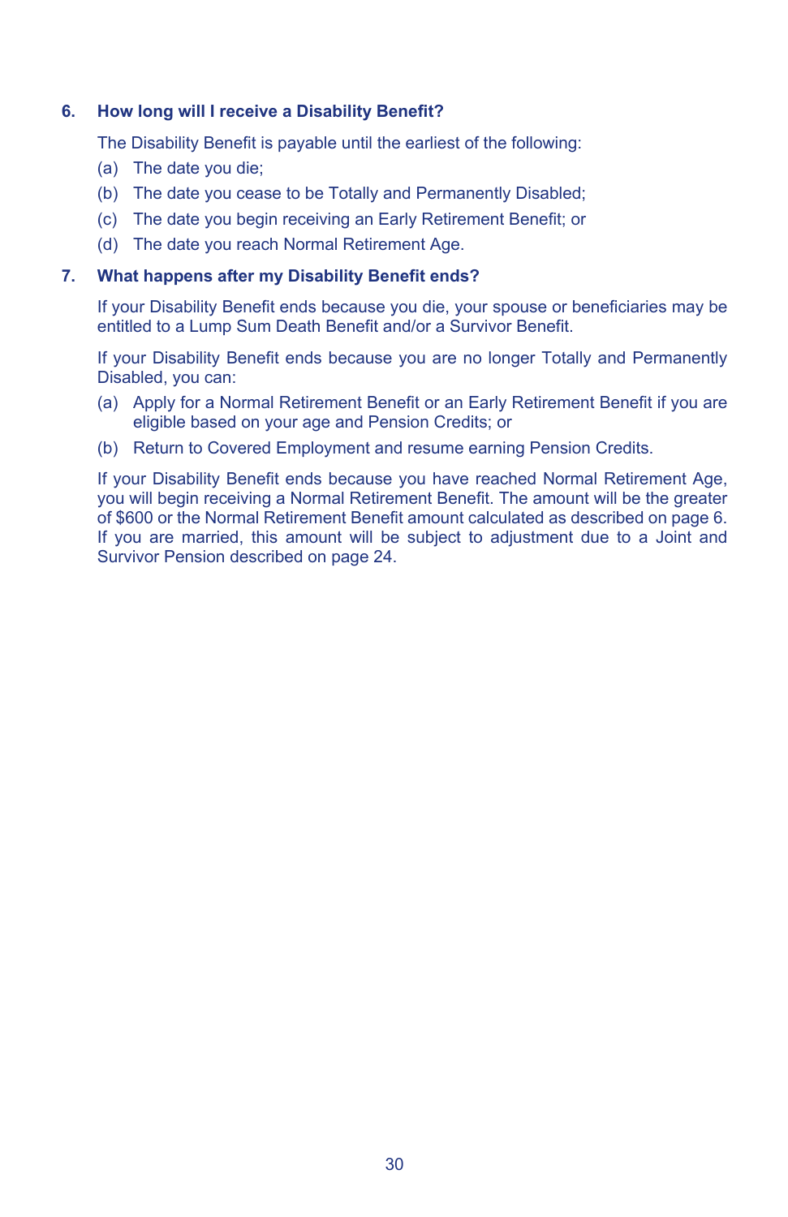### 6. How long will I receive a Disability Benefit?

The Disability Benefit is payable until the earliest of the following:

(a) The date you die;

(b) The date you cease to be Totally and Permanently Disabled;

(c) The date you begin receiving an Early Retirement Benefit; or

(d) The date you reach Normal Retirement Age.

### 7. What happens after my Disability Benefit ends?

If your Disability Benefit ends because you die, your spouse or beneficiaries may be entitled to a Lump Sum Death Benefit and/or a Survivor Benefit.

If your Disability Benefit ends because you are no longer Totally and Permanently Disabled, you can:

(a) Apply for a Normal Retirement Benefit or an Early Retirement Benefit if you are eligible based on your age and Pension Credits; or

(b) Return to Covered Employment and resume earning Pension Credits.

If your Disability Benefit ends because you have reached Normal Retirement Age, you will begin receiving a Normal Retirement Benefit. The amount will be the greater of $600 or the Normal Retirement Benefit amount calculated as described on page 6. If you are married, this amount will be subject to adjustment due to a Joint and Survivor Pension described on page 24.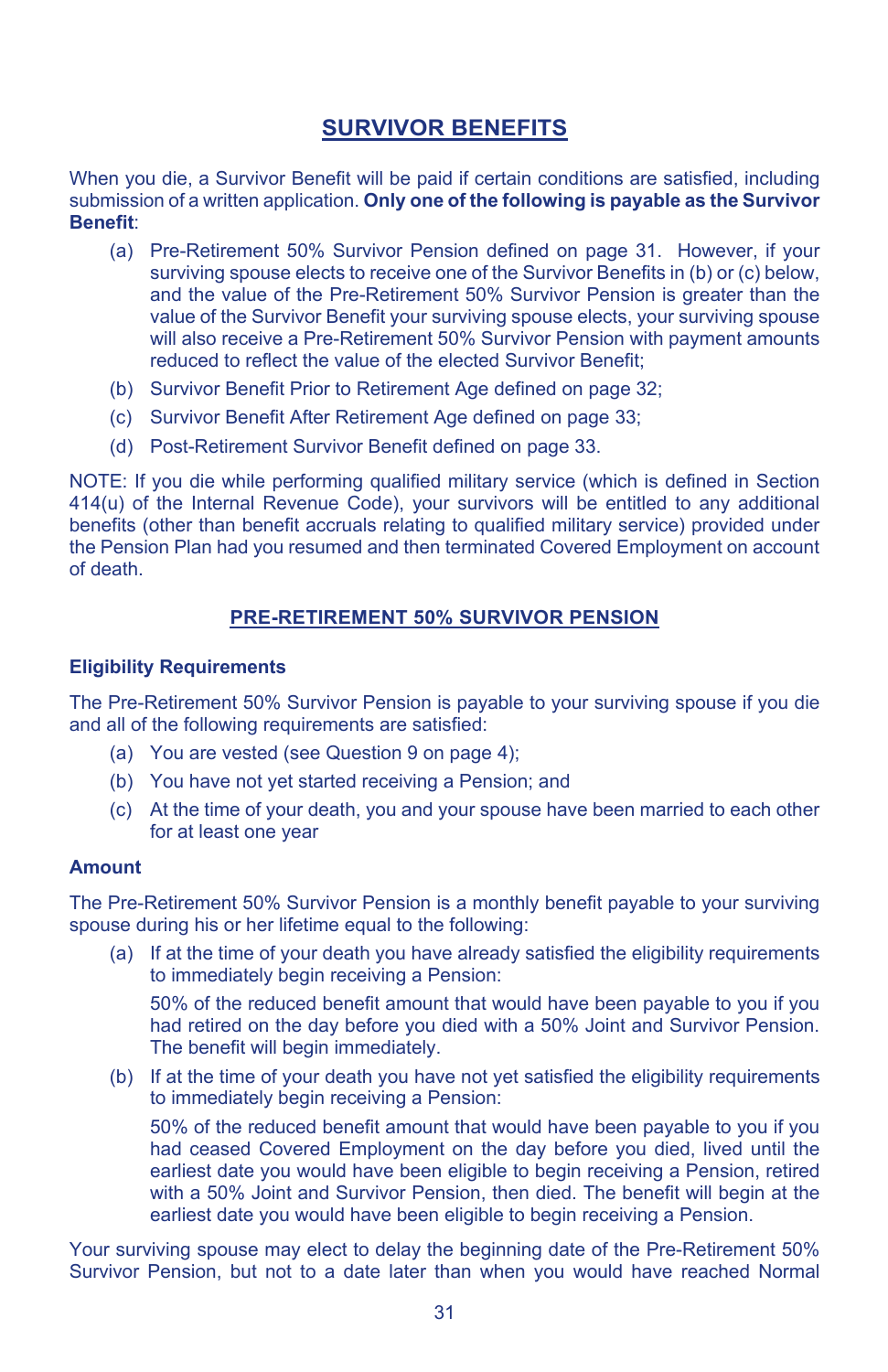# SURVIVOR BENEFITS

When you die, a Survivor Benefit will be paid if certain conditions are satisfied, including submission of a written application. **Only one of the following is payable as the Survivor Benefit**:

(a) Pre-Retirement 50% Survivor Pension defined on page 31. However, if your surviving spouse elects to receive one of the Survivor Benefits in (b) or (c) below, and the value of the Pre-Retirement 50% Survivor Pension is greater than the value of the Survivor Benefit your surviving spouse elects, your surviving spouse will also receive a Pre-Retirement 50% Survivor Pension with payment amounts reduced to reflect the value of the elected Survivor Benefit;

(b) Survivor Benefit Prior to Retirement Age defined on page 32;

(c) Survivor Benefit After Retirement Age defined on page 33;

(d) Post-Retirement Survivor Benefit defined on page 33.

NOTE: If you die while performing qualified military service (which is defined in Section 414(u) of the Internal Revenue Code), your survivors will be entitled to any additional benefits (other than benefit accruals relating to qualified military service) provided under the Pension Plan had you resumed and then terminated Covered Employment on account of death.

## PRE-RETIREMENT 50% SURVIVOR PENSION

### Eligibility Requirements

The Pre-Retirement 50% Survivor Pension is payable to your surviving spouse if you die and all of the following requirements are satisfied:

(a) You are vested (see Question 9 on page 4);

(b) You have not yet started receiving a Pension; and

(c) At the time of your death, you and your spouse have been married to each other for at least one year

### Amount

The Pre-Retirement 50% Survivor Pension is a monthly benefit payable to your surviving spouse during his or her lifetime equal to the following:

(a) If at the time of your death you have already satisfied the eligibility requirements to immediately begin receiving a Pension:

50% of the reduced benefit amount that would have been payable to you if you had retired on the day before you died with a 50% Joint and Survivor Pension. The benefit will begin immediately.

(b) If at the time of your death you have not yet satisfied the eligibility requirements to immediately begin receiving a Pension:

50% of the reduced benefit amount that would have been payable to you if you had ceased Covered Employment on the day before you died, lived until the earliest date you would have been eligible to begin receiving a Pension, retired with a 50% Joint and Survivor Pension, then died. The benefit will begin at the earliest date you would have been eligible to begin receiving a Pension.

Your surviving spouse may elect to delay the beginning date of the Pre-Retirement 50% Survivor Pension, but not to a date later than when you would have reached Normal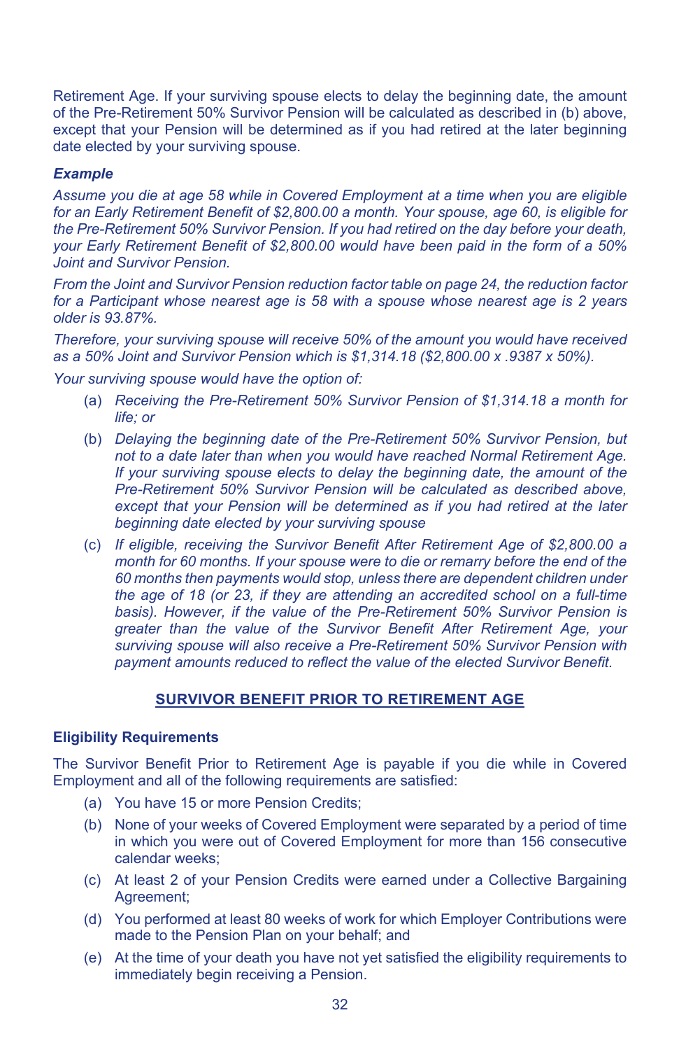Retirement Age. If your surviving spouse elects to delay the beginning date, the amount of the Pre-Retirement 50% Survivor Pension will be calculated as described in (b) above, except that your Pension will be determined as if you had retired at the later beginning date elected by your surviving spouse.

***Example***

*Assume you die at age 58 while in Covered Employment at a time when you are eligible for an Early Retirement Benefit of $2,800.00 a month. Your spouse, age 60, is eligible for the Pre-Retirement 50% Survivor Pension. If you had retired on the day before your death, your Early Retirement Benefit of $2,800.00 would have been paid in the form of a 50% Joint and Survivor Pension.*

*From the Joint and Survivor Pension reduction factor table on page 24, the reduction factor for a Participant whose nearest age is 58 with a spouse whose nearest age is 2 years older is 93.87%.*

*Therefore, your surviving spouse will receive 50% of the amount you would have received as a 50% Joint and Survivor Pension which is $1,314.18 ($2,800.00 x .9387 x 50%).*

*Your surviving spouse would have the option of:*

(a) *Receiving the Pre-Retirement 50% Survivor Pension of $1,314.18 a month for life; or*

(b) *Delaying the beginning date of the Pre-Retirement 50% Survivor Pension, but not to a date later than when you would have reached Normal Retirement Age. If your surviving spouse elects to delay the beginning date, the amount of the Pre-Retirement 50% Survivor Pension will be calculated as described above, except that your Pension will be determined as if you had retired at the later beginning date elected by your surviving spouse*

(c) *If eligible, receiving the Survivor Benefit After Retirement Age of $2,800.00 a month for 60 months. If your spouse were to die or remarry before the end of the 60 months then payments would stop, unless there are dependent children under the age of 18 (or 23, if they are attending an accredited school on a full-time basis). However, if the value of the Pre-Retirement 50% Survivor Pension is greater than the value of the Survivor Benefit After Retirement Age, your surviving spouse will also receive a Pre-Retirement 50% Survivor Pension with payment amounts reduced to reflect the value of the elected Survivor Benefit.*

## SURVIVOR BENEFIT PRIOR TO RETIREMENT AGE

**Eligibility Requirements**

The Survivor Benefit Prior to Retirement Age is payable if you die while in Covered Employment and all of the following requirements are satisfied:

(a) You have 15 or more Pension Credits;

(b) None of your weeks of Covered Employment were separated by a period of time in which you were out of Covered Employment for more than 156 consecutive calendar weeks;

(c) At least 2 of your Pension Credits were earned under a Collective Bargaining Agreement;

(d) You performed at least 80 weeks of work for which Employer Contributions were made to the Pension Plan on your behalf; and

(e) At the time of your death you have not yet satisfied the eligibility requirements to immediately begin receiving a Pension.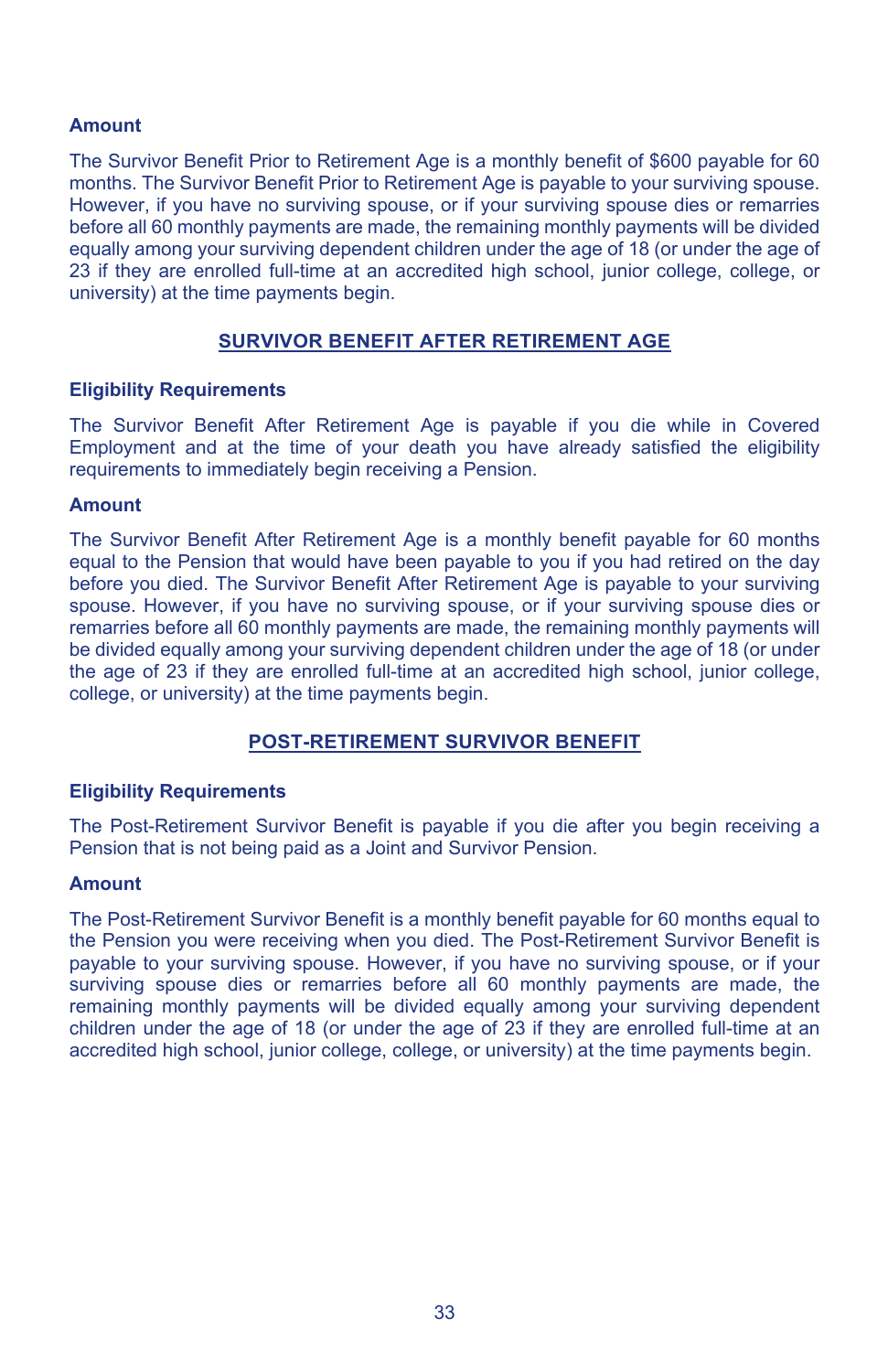### Amount

The Survivor Benefit Prior to Retirement Age is a monthly benefit of $600 payable for 60 months. The Survivor Benefit Prior to Retirement Age is payable to your surviving spouse. However, if you have no surviving spouse, or if your surviving spouse dies or remarries before all 60 monthly payments are made, the remaining monthly payments will be divided equally among your surviving dependent children under the age of 18 (or under the age of 23 if they are enrolled full-time at an accredited high school, junior college, college, or university) at the time payments begin.

## SURVIVOR BENEFIT AFTER RETIREMENT AGE

### Eligibility Requirements

The Survivor Benefit After Retirement Age is payable if you die while in Covered Employment and at the time of your death you have already satisfied the eligibility requirements to immediately begin receiving a Pension.

### Amount

The Survivor Benefit After Retirement Age is a monthly benefit payable for 60 months equal to the Pension that would have been payable to you if you had retired on the day before you died. The Survivor Benefit After Retirement Age is payable to your surviving spouse. However, if you have no surviving spouse, or if your surviving spouse dies or remarries before all 60 monthly payments are made, the remaining monthly payments will be divided equally among your surviving dependent children under the age of 18 (or under the age of 23 if they are enrolled full-time at an accredited high school, junior college, college, or university) at the time payments begin.

## POST-RETIREMENT SURVIVOR BENEFIT

### Eligibility Requirements

The Post-Retirement Survivor Benefit is payable if you die after you begin receiving a Pension that is not being paid as a Joint and Survivor Pension.

### Amount

The Post-Retirement Survivor Benefit is a monthly benefit payable for 60 months equal to the Pension you were receiving when you died. The Post-Retirement Survivor Benefit is payable to your surviving spouse. However, if you have no surviving spouse, or if your surviving spouse dies or remarries before all 60 monthly payments are made, the remaining monthly payments will be divided equally among your surviving dependent children under the age of 18 (or under the age of 23 if they are enrolled full-time at an accredited high school, junior college, college, or university) at the time payments begin.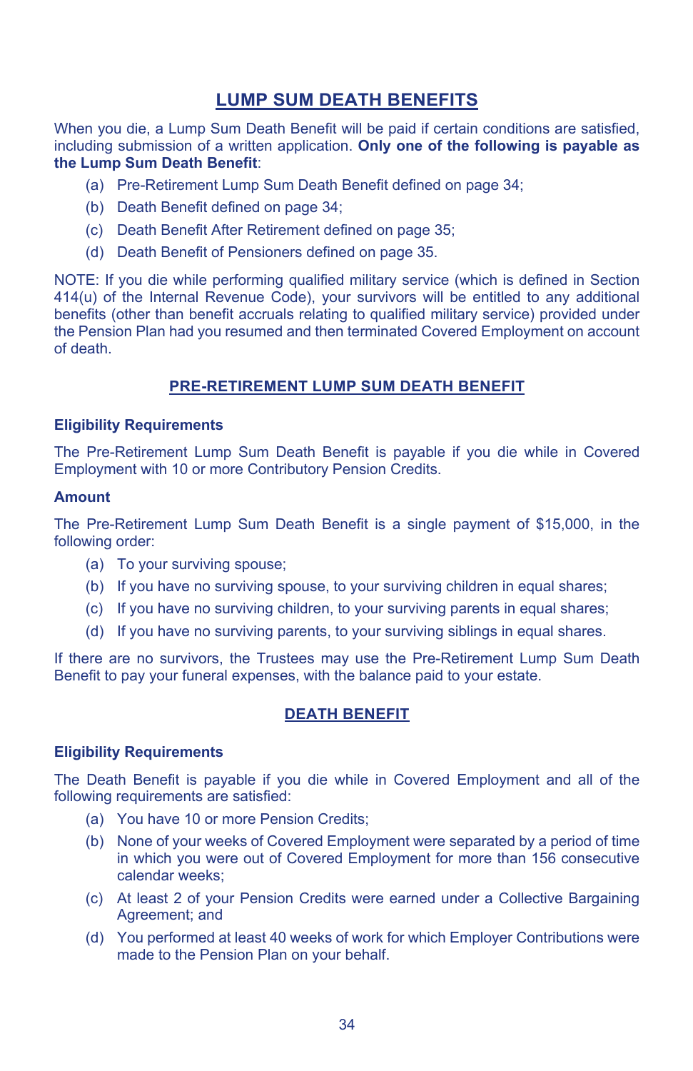## LUMP SUM DEATH BENEFITS

When you die, a Lump Sum Death Benefit will be paid if certain conditions are satisfied, including submission of a written application. **Only one of the following is payable as the Lump Sum Death Benefit**:

(a) Pre-Retirement Lump Sum Death Benefit defined on page 34;

(b) Death Benefit defined on page 34;

(c) Death Benefit After Retirement defined on page 35;

(d) Death Benefit of Pensioners defined on page 35.

NOTE: If you die while performing qualified military service (which is defined in Section 414(u) of the Internal Revenue Code), your survivors will be entitled to any additional benefits (other than benefit accruals relating to qualified military service) provided under the Pension Plan had you resumed and then terminated Covered Employment on account of death.

### PRE-RETIREMENT LUMP SUM DEATH BENEFIT

**Eligibility Requirements**

The Pre-Retirement Lump Sum Death Benefit is payable if you die while in Covered Employment with 10 or more Contributory Pension Credits.

**Amount**

The Pre-Retirement Lump Sum Death Benefit is a single payment of $15,000, in the following order:

(a) To your surviving spouse;

(b) If you have no surviving spouse, to your surviving children in equal shares;

(c) If you have no surviving children, to your surviving parents in equal shares;

(d) If you have no surviving parents, to your surviving siblings in equal shares.

If there are no survivors, the Trustees may use the Pre-Retirement Lump Sum Death Benefit to pay your funeral expenses, with the balance paid to your estate.

### DEATH BENEFIT

**Eligibility Requirements**

The Death Benefit is payable if you die while in Covered Employment and all of the following requirements are satisfied:

(a) You have 10 or more Pension Credits;

(b) None of your weeks of Covered Employment were separated by a period of time in which you were out of Covered Employment for more than 156 consecutive calendar weeks;

(c) At least 2 of your Pension Credits were earned under a Collective Bargaining Agreement; and

(d) You performed at least 40 weeks of work for which Employer Contributions were made to the Pension Plan on your behalf.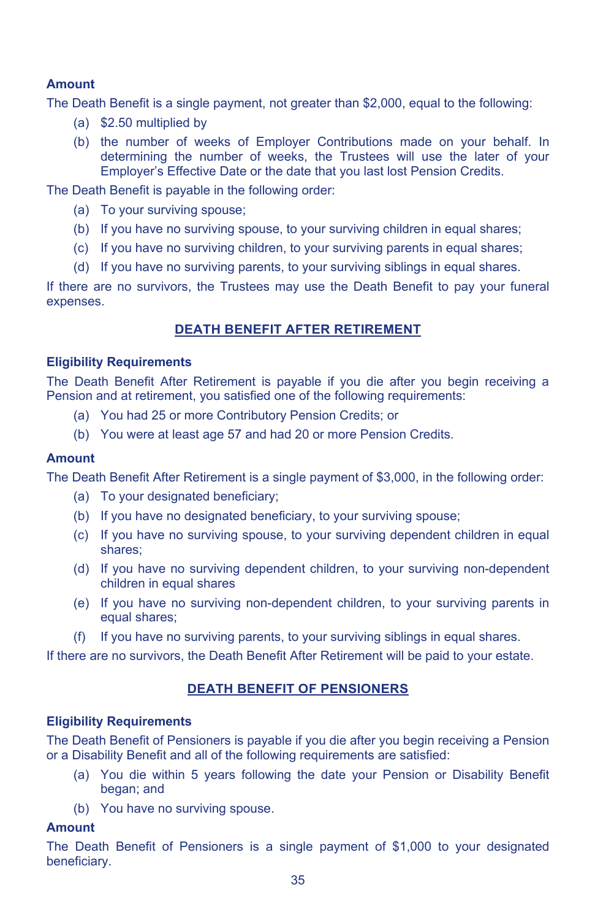**Amount**

The Death Benefit is a single payment, not greater than $2,000, equal to the following:

(a) $2.50 multiplied by

(b) the number of weeks of Employer Contributions made on your behalf. In determining the number of weeks, the Trustees will use the later of your Employer's Effective Date or the date that you last lost Pension Credits.

The Death Benefit is payable in the following order:

(a) To your surviving spouse;

(b) If you have no surviving spouse, to your surviving children in equal shares;

(c) If you have no surviving children, to your surviving parents in equal shares;

(d) If you have no surviving parents, to your surviving siblings in equal shares.

If there are no survivors, the Trustees may use the Death Benefit to pay your funeral expenses.

## DEATH BENEFIT AFTER RETIREMENT

**Eligibility Requirements**

The Death Benefit After Retirement is payable if you die after you begin receiving a Pension and at retirement, you satisfied one of the following requirements:

(a) You had 25 or more Contributory Pension Credits; or

(b) You were at least age 57 and had 20 or more Pension Credits.

**Amount**

The Death Benefit After Retirement is a single payment of $3,000, in the following order:

(a) To your designated beneficiary;

(b) If you have no designated beneficiary, to your surviving spouse;

(c) If you have no surviving spouse, to your surviving dependent children in equal shares;

(d) If you have no surviving dependent children, to your surviving non-dependent children in equal shares

(e) If you have no surviving non-dependent children, to your surviving parents in equal shares;

(f) If you have no surviving parents, to your surviving siblings in equal shares.

If there are no survivors, the Death Benefit After Retirement will be paid to your estate.

## DEATH BENEFIT OF PENSIONERS

**Eligibility Requirements**

The Death Benefit of Pensioners is payable if you die after you begin receiving a Pension or a Disability Benefit and all of the following requirements are satisfied:

(a) You die within 5 years following the date your Pension or Disability Benefit began; and

(b) You have no surviving spouse.

**Amount**

The Death Benefit of Pensioners is a single payment of $1,000 to your designated beneficiary.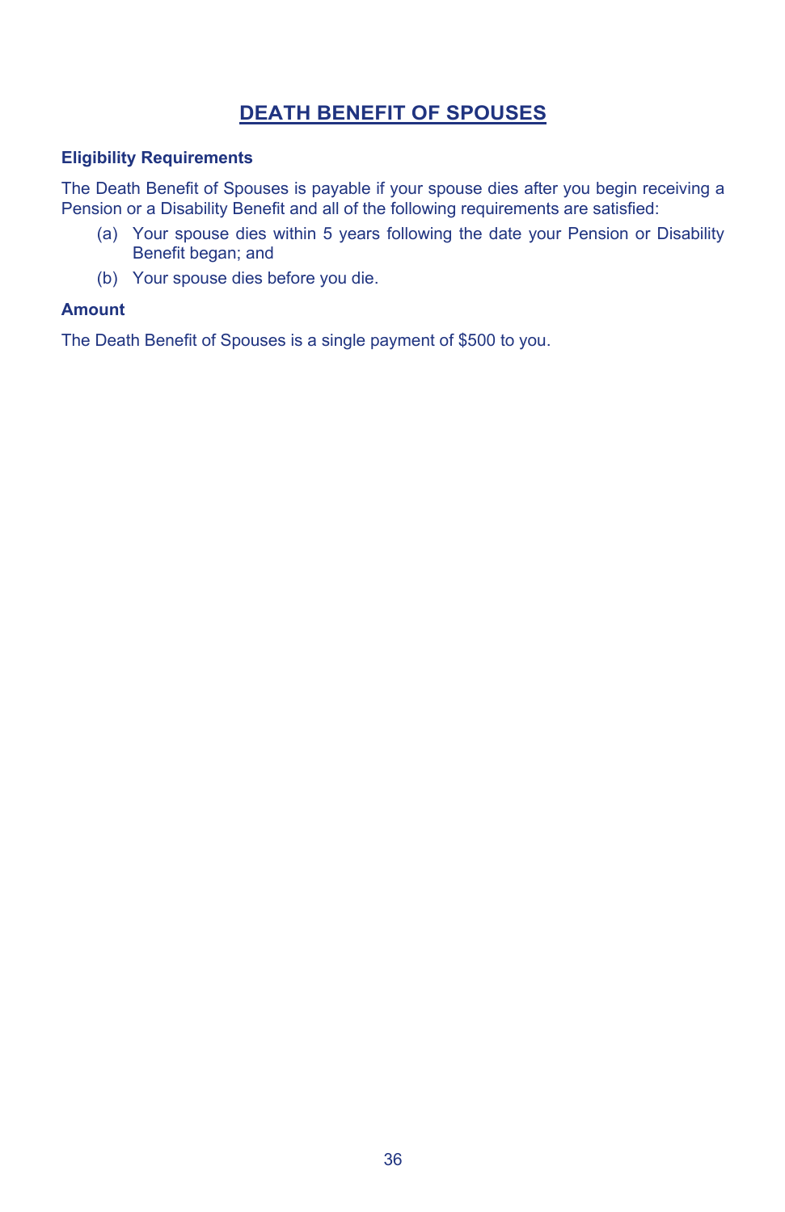## DEATH BENEFIT OF SPOUSES

### Eligibility Requirements

The Death Benefit of Spouses is payable if your spouse dies after you begin receiving a Pension or a Disability Benefit and all of the following requirements are satisfied:

(a) Your spouse dies within 5 years following the date your Pension or Disability Benefit began; and

(b) Your spouse dies before you die.

### Amount

The Death Benefit of Spouses is a single payment of $500 to you.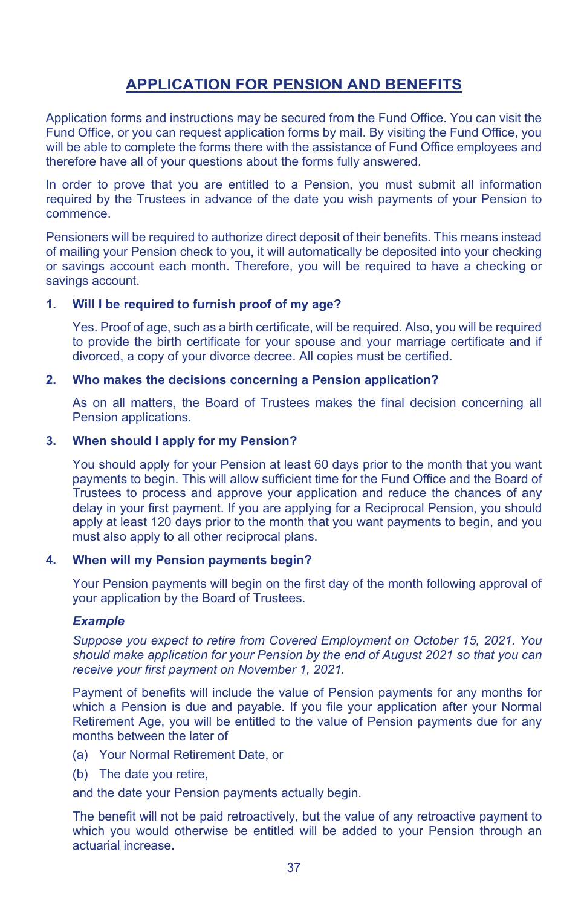## APPLICATION FOR PENSION AND BENEFITS

Application forms and instructions may be secured from the Fund Office. You can visit the Fund Office, or you can request application forms by mail. By visiting the Fund Office, you will be able to complete the forms there with the assistance of Fund Office employees and therefore have all of your questions about the forms fully answered.

In order to prove that you are entitled to a Pension, you must submit all information required by the Trustees in advance of the date you wish payments of your Pension to commence.

Pensioners will be required to authorize direct deposit of their benefits. This means instead of mailing your Pension check to you, it will automatically be deposited into your checking or savings account each month. Therefore, you will be required to have a checking or savings account.

### 1. Will I be required to furnish proof of my age?

Yes. Proof of age, such as a birth certificate, will be required. Also, you will be required to provide the birth certificate for your spouse and your marriage certificate and if divorced, a copy of your divorce decree. All copies must be certified.

### 2. Who makes the decisions concerning a Pension application?

As on all matters, the Board of Trustees makes the final decision concerning all Pension applications.

### 3. When should I apply for my Pension?

You should apply for your Pension at least 60 days prior to the month that you want payments to begin. This will allow sufficient time for the Fund Office and the Board of Trustees to process and approve your application and reduce the chances of any delay in your first payment. If you are applying for a Reciprocal Pension, you should apply at least 120 days prior to the month that you want payments to begin, and you must also apply to all other reciprocal plans.

### 4. When will my Pension payments begin?

Your Pension payments will begin on the first day of the month following approval of your application by the Board of Trustees.

***Example***

*Suppose you expect to retire from Covered Employment on October 15, 2021. You should make application for your Pension by the end of August 2021 so that you can receive your first payment on November 1, 2021.*

Payment of benefits will include the value of Pension payments for any months for which a Pension is due and payable. If you file your application after your Normal Retirement Age, you will be entitled to the value of Pension payments due for any months between the later of

(a) Your Normal Retirement Date, or

(b) The date you retire,

and the date your Pension payments actually begin.

The benefit will not be paid retroactively, but the value of any retroactive payment to which you would otherwise be entitled will be added to your Pension through an actuarial increase.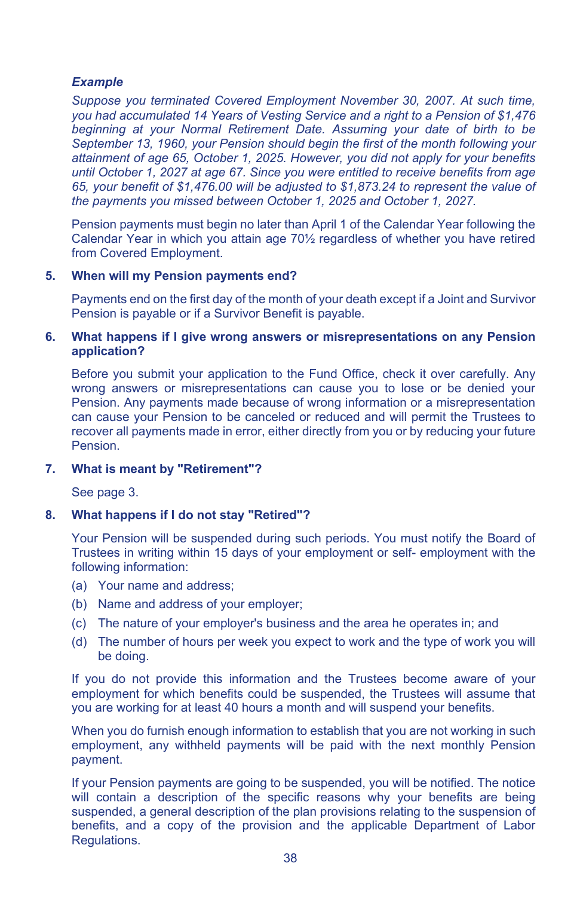***Example***

*Suppose you terminated Covered Employment November 30, 2007. At such time, you had accumulated 14 Years of Vesting Service and a right to a Pension of $1,476 beginning at your Normal Retirement Date. Assuming your date of birth to be September 13, 1960, your Pension should begin the first of the month following your attainment of age 65, October 1, 2025. However, you did not apply for your benefits until October 1, 2027 at age 67. Since you were entitled to receive benefits from age 65, your benefit of $1,476.00 will be adjusted to $1,873.24 to represent the value of the payments you missed between October 1, 2025 and October 1, 2027.*

Pension payments must begin no later than April 1 of the Calendar Year following the Calendar Year in which you attain age 70½ regardless of whether you have retired from Covered Employment.

**5. When will my Pension payments end?**

Payments end on the first day of the month of your death except if a Joint and Survivor Pension is payable or if a Survivor Benefit is payable.

**6. What happens if I give wrong answers or misrepresentations on any Pension application?**

Before you submit your application to the Fund Office, check it over carefully. Any wrong answers or misrepresentations can cause you to lose or be denied your Pension. Any payments made because of wrong information or a misrepresentation can cause your Pension to be canceled or reduced and will permit the Trustees to recover all payments made in error, either directly from you or by reducing your future Pension.

**7. What is meant by "Retirement"?**

See page 3.

**8. What happens if I do not stay "Retired"?**

Your Pension will be suspended during such periods. You must notify the Board of Trustees in writing within 15 days of your employment or self- employment with the following information:

(a) Your name and address;

(b) Name and address of your employer;

(c) The nature of your employer's business and the area he operates in; and

(d) The number of hours per week you expect to work and the type of work you will be doing.

If you do not provide this information and the Trustees become aware of your employment for which benefits could be suspended, the Trustees will assume that you are working for at least 40 hours a month and will suspend your benefits.

When you do furnish enough information to establish that you are not working in such employment, any withheld payments will be paid with the next monthly Pension payment.

If your Pension payments are going to be suspended, you will be notified. The notice will contain a description of the specific reasons why your benefits are being suspended, a general description of the plan provisions relating to the suspension of benefits, and a copy of the provision and the applicable Department of Labor Regulations.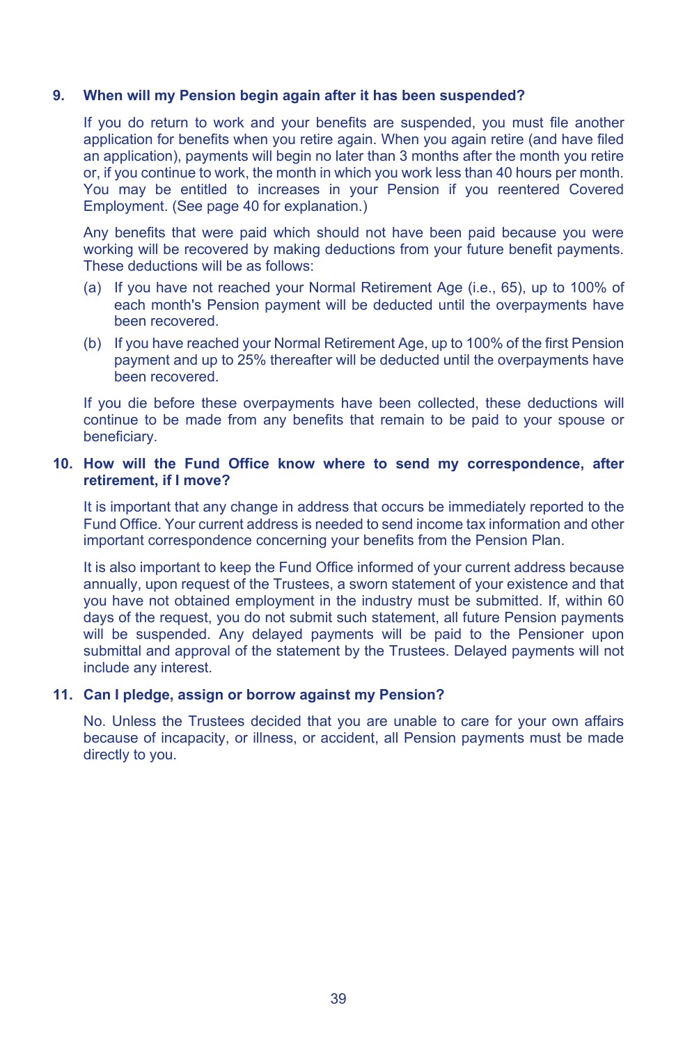### 9. When will my Pension begin again after it has been suspended?

If you do return to work and your benefits are suspended, you must file another application for benefits when you retire again. When you again retire (and have filed an application), payments will begin no later than 3 months after the month you retire or, if you continue to work, the month in which you work less than 40 hours per month. You may be entitled to increases in your Pension if you reentered Covered Employment. (See page 40 for explanation.)

Any benefits that were paid which should not have been paid because you were working will be recovered by making deductions from your future benefit payments. These deductions will be as follows:

(a) If you have not reached your Normal Retirement Age (i.e., 65), up to 100% of each month's Pension payment will be deducted until the overpayments have been recovered.

(b) If you have reached your Normal Retirement Age, up to 100% of the first Pension payment and up to 25% thereafter will be deducted until the overpayments have been recovered.

If you die before these overpayments have been collected, these deductions will continue to be made from any benefits that remain to be paid to your spouse or beneficiary.

### 10. How will the Fund Office know where to send my correspondence, after retirement, if I move?

It is important that any change in address that occurs be immediately reported to the Fund Office. Your current address is needed to send income tax information and other important correspondence concerning your benefits from the Pension Plan.

It is also important to keep the Fund Office informed of your current address because annually, upon request of the Trustees, a sworn statement of your existence and that you have not obtained employment in the industry must be submitted. If, within 60 days of the request, you do not submit such statement, all future Pension payments will be suspended. Any delayed payments will be paid to the Pensioner upon submittal and approval of the statement by the Trustees. Delayed payments will not include any interest.

### 11. Can I pledge, assign or borrow against my Pension?

No. Unless the Trustees decided that you are unable to care for your own affairs because of incapacity, or illness, or accident, all Pension payments must be made directly to you.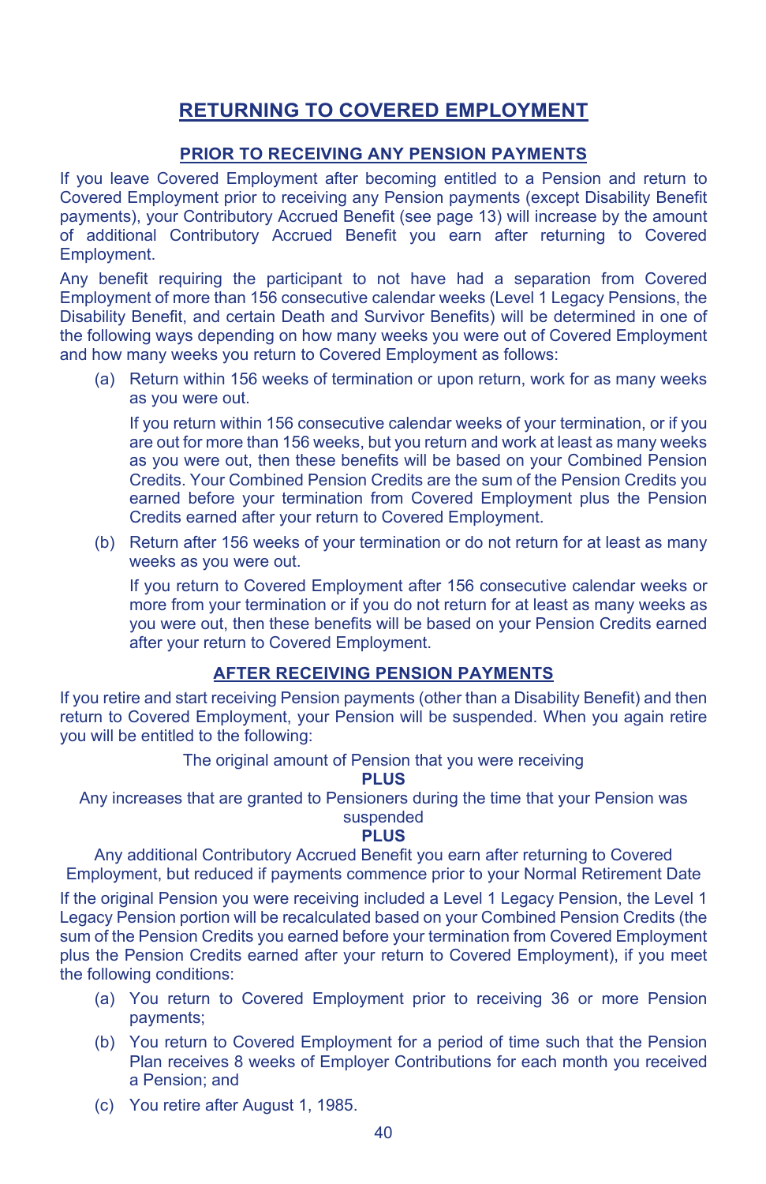# RETURNING TO COVERED EMPLOYMENT

## PRIOR TO RECEIVING ANY PENSION PAYMENTS

If you leave Covered Employment after becoming entitled to a Pension and return to Covered Employment prior to receiving any Pension payments (except Disability Benefit payments), your Contributory Accrued Benefit (see page 13) will increase by the amount of additional Contributory Accrued Benefit you earn after returning to Covered Employment.

Any benefit requiring the participant to not have had a separation from Covered Employment of more than 156 consecutive calendar weeks (Level 1 Legacy Pensions, the Disability Benefit, and certain Death and Survivor Benefits) will be determined in one of the following ways depending on how many weeks you were out of Covered Employment and how many weeks you return to Covered Employment as follows:

(a) Return within 156 weeks of termination or upon return, work for as many weeks as you were out.

If you return within 156 consecutive calendar weeks of your termination, or if you are out for more than 156 weeks, but you return and work at least as many weeks as you were out, then these benefits will be based on your Combined Pension Credits. Your Combined Pension Credits are the sum of the Pension Credits you earned before your termination from Covered Employment plus the Pension Credits earned after your return to Covered Employment.

(b) Return after 156 weeks of your termination or do not return for at least as many weeks as you were out.

If you return to Covered Employment after 156 consecutive calendar weeks or more from your termination or if you do not return for at least as many weeks as you were out, then these benefits will be based on your Pension Credits earned after your return to Covered Employment.

## AFTER RECEIVING PENSION PAYMENTS

If you retire and start receiving Pension payments (other than a Disability Benefit) and then return to Covered Employment, your Pension will be suspended. When you again retire you will be entitled to the following:

The original amount of Pension that you were receiving

**PLUS**

Any increases that are granted to Pensioners during the time that your Pension was suspended

**PLUS**

Any additional Contributory Accrued Benefit you earn after returning to Covered Employment, but reduced if payments commence prior to your Normal Retirement Date

If the original Pension you were receiving included a Level 1 Legacy Pension, the Level 1 Legacy Pension portion will be recalculated based on your Combined Pension Credits (the sum of the Pension Credits you earned before your termination from Covered Employment plus the Pension Credits earned after your return to Covered Employment), if you meet the following conditions:

(a) You return to Covered Employment prior to receiving 36 or more Pension payments;

(b) You return to Covered Employment for a period of time such that the Pension Plan receives 8 weeks of Employer Contributions for each month you received a Pension; and

(c) You retire after August 1, 1985.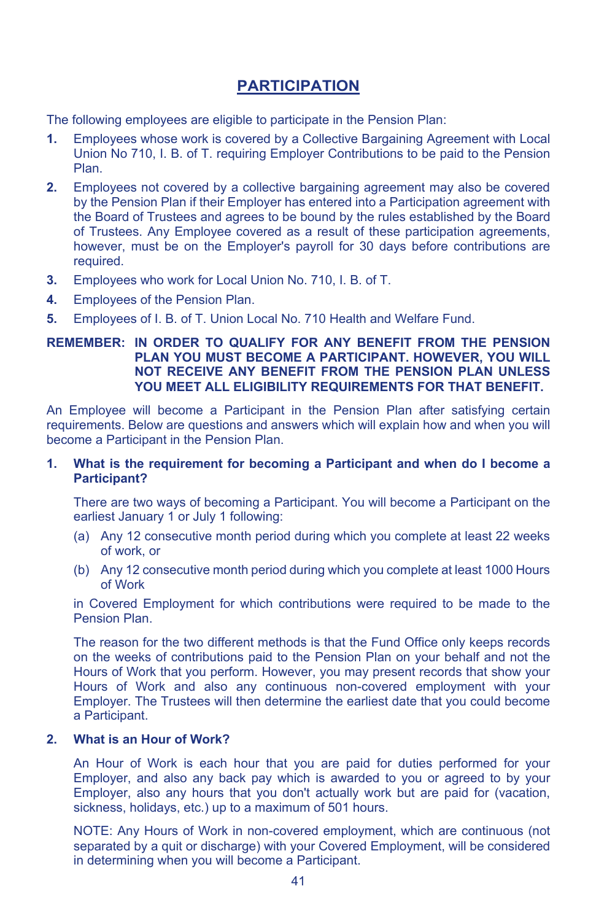## PARTICIPATION

The following employees are eligible to participate in the Pension Plan:

1. Employees whose work is covered by a Collective Bargaining Agreement with Local Union No 710, I. B. of T. requiring Employer Contributions to be paid to the Pension Plan.
2. Employees not covered by a collective bargaining agreement may also be covered by the Pension Plan if their Employer has entered into a Participation agreement with the Board of Trustees and agrees to be bound by the rules established by the Board of Trustees. Any Employee covered as a result of these participation agreements, however, must be on the Employer's payroll for 30 days before contributions are required.
3. Employees who work for Local Union No. 710, I. B. of T.
4. Employees of the Pension Plan.
5. Employees of I. B. of T. Union Local No. 710 Health and Welfare Fund.

**REMEMBER: IN ORDER TO QUALIFY FOR ANY BENEFIT FROM THE PENSION PLAN YOU MUST BECOME A PARTICIPANT. HOWEVER, YOU WILL NOT RECEIVE ANY BENEFIT FROM THE PENSION PLAN UNLESS YOU MEET ALL ELIGIBILITY REQUIREMENTS FOR THAT BENEFIT.**

An Employee will become a Participant in the Pension Plan after satisfying certain requirements. Below are questions and answers which will explain how and when you will become a Participant in the Pension Plan.

**1. What is the requirement for becoming a Participant and when do I become a Participant?**

There are two ways of becoming a Participant. You will become a Participant on the earliest January 1 or July 1 following:

(a) Any 12 consecutive month period during which you complete at least 22 weeks of work, or

(b) Any 12 consecutive month period during which you complete at least 1000 Hours of Work

in Covered Employment for which contributions were required to be made to the Pension Plan.

The reason for the two different methods is that the Fund Office only keeps records on the weeks of contributions paid to the Pension Plan on your behalf and not the Hours of Work that you perform. However, you may present records that show your Hours of Work and also any continuous non-covered employment with your Employer. The Trustees will then determine the earliest date that you could become a Participant.

**2. What is an Hour of Work?**

An Hour of Work is each hour that you are paid for duties performed for your Employer, and also any back pay which is awarded to you or agreed to by your Employer, also any hours that you don't actually work but are paid for (vacation, sickness, holidays, etc.) up to a maximum of 501 hours.

NOTE: Any Hours of Work in non-covered employment, which are continuous (not separated by a quit or discharge) with your Covered Employment, will be considered in determining when you will become a Participant.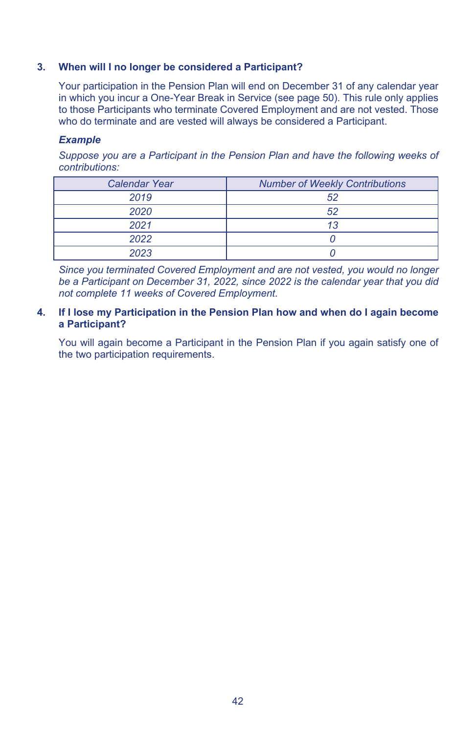### 3. When will I no longer be considered a Participant?

Your participation in the Pension Plan will end on December 31 of any calendar year in which you incur a One-Year Break in Service (see page 50). This rule only applies to those Participants who terminate Covered Employment and are not vested. Those who do terminate and are vested will always be considered a Participant.

***Example***

*Suppose you are a Participant in the Pension Plan and have the following weeks of contributions:*

| *Calendar Year* | *Number of Weekly Contributions* |
| --- | --- |
| *2019* | *52* |
| *2020* | *52* |
| *2021* | *13* |
| *2022* | *0* |
| *2023* | *0* |

*Since you terminated Covered Employment and are not vested, you would no longer be a Participant on December 31, 2022, since 2022 is the calendar year that you did not complete 11 weeks of Covered Employment.*

### 4. If I lose my Participation in the Pension Plan how and when do I again become a Participant?

You will again become a Participant in the Pension Plan if you again satisfy one of the two participation requirements.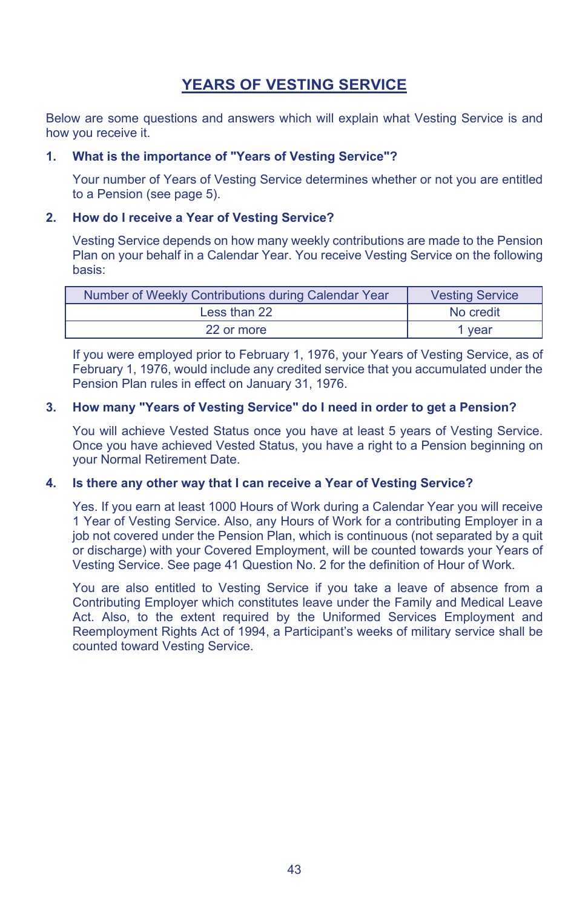# YEARS OF VESTING SERVICE

Below are some questions and answers which will explain what Vesting Service is and how you receive it.

**1. What is the importance of "Years of Vesting Service"?**

Your number of Years of Vesting Service determines whether or not you are entitled to a Pension (see page 5).

**2. How do I receive a Year of Vesting Service?**

Vesting Service depends on how many weekly contributions are made to the Pension Plan on your behalf in a Calendar Year. You receive Vesting Service on the following basis:

| Number of Weekly Contributions during Calendar Year | Vesting Service |
|---|---|
| Less than 22 | No credit |
| 22 or more | 1 year |

If you were employed prior to February 1, 1976, your Years of Vesting Service, as of February 1, 1976, would include any credited service that you accumulated under the Pension Plan rules in effect on January 31, 1976.

**3. How many "Years of Vesting Service" do I need in order to get a Pension?**

You will achieve Vested Status once you have at least 5 years of Vesting Service. Once you have achieved Vested Status, you have a right to a Pension beginning on your Normal Retirement Date.

**4. Is there any other way that I can receive a Year of Vesting Service?**

Yes. If you earn at least 1000 Hours of Work during a Calendar Year you will receive 1 Year of Vesting Service. Also, any Hours of Work for a contributing Employer in a job not covered under the Pension Plan, which is continuous (not separated by a quit or discharge) with your Covered Employment, will be counted towards your Years of Vesting Service. See page 41 Question No. 2 for the definition of Hour of Work.

You are also entitled to Vesting Service if you take a leave of absence from a Contributing Employer which constitutes leave under the Family and Medical Leave Act. Also, to the extent required by the Uniformed Services Employment and Reemployment Rights Act of 1994, a Participant's weeks of military service shall be counted toward Vesting Service.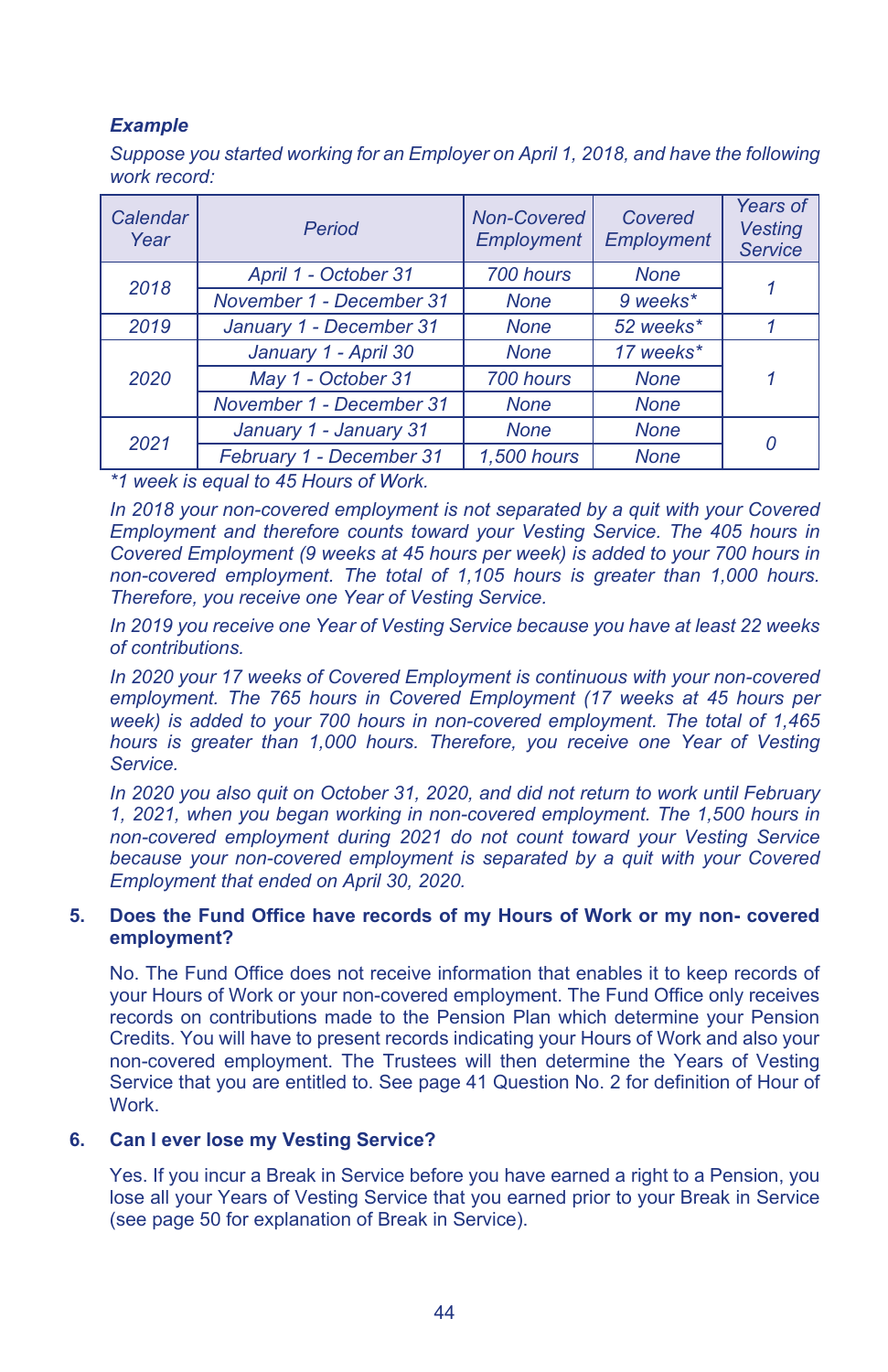***Example***

*Suppose you started working for an Employer on April 1, 2018, and have the following work record:*

| *Calendar Year* | *Period* | *Non-Covered Employment* | *Covered Employment* | *Years of Vesting Service* |
|---|---|---|---|---|
| *2018* | *April 1 - October 31* | *700 hours* | *None* | *1* |
| | *November 1 - December 31* | *None* | *9 weeks** | |
| *2019* | *January 1 - December 31* | *None* | *52 weeks** | *1* |
| *2020* | *January 1 - April 30* | *None* | *17 weeks** | *1* |
| | *May 1 - October 31* | *700 hours* | *None* | |
| | *November 1 - December 31* | *None* | *None* | |
| *2021* | *January 1 - January 31* | *None* | *None* | *0* |
| | *February 1 - December 31* | *1,500 hours* | *None* | |

**1 week is equal to 45 Hours of Work.*

*In 2018 your non-covered employment is not separated by a quit with your Covered Employment and therefore counts toward your Vesting Service. The 405 hours in Covered Employment (9 weeks at 45 hours per week) is added to your 700 hours in non-covered employment. The total of 1,105 hours is greater than 1,000 hours. Therefore, you receive one Year of Vesting Service.*

*In 2019 you receive one Year of Vesting Service because you have at least 22 weeks of contributions.*

*In 2020 your 17 weeks of Covered Employment is continuous with your non-covered employment. The 765 hours in Covered Employment (17 weeks at 45 hours per week) is added to your 700 hours in non-covered employment. The total of 1,465 hours is greater than 1,000 hours. Therefore, you receive one Year of Vesting Service.*

*In 2020 you also quit on October 31, 2020, and did not return to work until February 1, 2021, when you began working in non-covered employment. The 1,500 hours in non-covered employment during 2021 do not count toward your Vesting Service because your non-covered employment is separated by a quit with your Covered Employment that ended on April 30, 2020.*

**5. Does the Fund Office have records of my Hours of Work or my non- covered employment?**

No. The Fund Office does not receive information that enables it to keep records of your Hours of Work or your non-covered employment. The Fund Office only receives records on contributions made to the Pension Plan which determine your Pension Credits. You will have to present records indicating your Hours of Work and also your non-covered employment. The Trustees will then determine the Years of Vesting Service that you are entitled to. See page 41 Question No. 2 for definition of Hour of Work.

**6. Can I ever lose my Vesting Service?**

Yes. If you incur a Break in Service before you have earned a right to a Pension, you lose all your Years of Vesting Service that you earned prior to your Break in Service (see page 50 for explanation of Break in Service).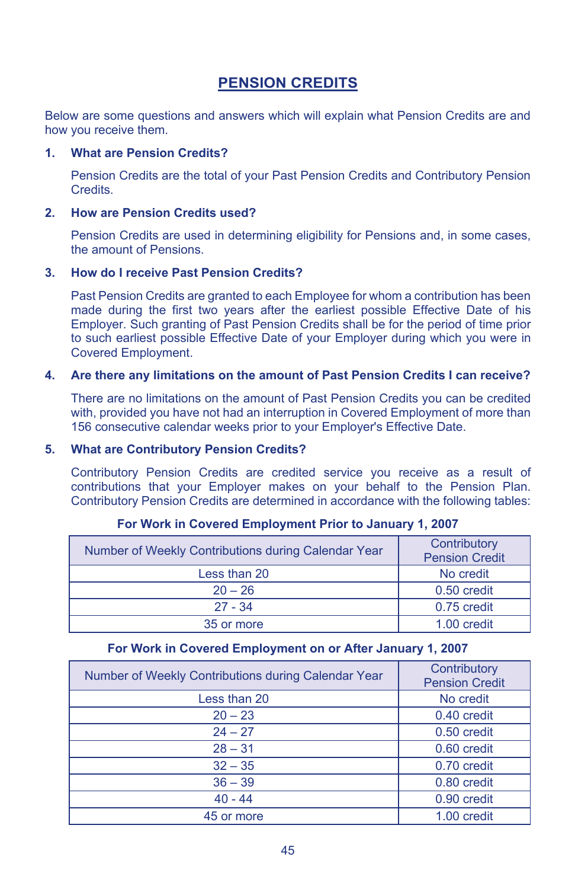# PENSION CREDITS

Below are some questions and answers which will explain what Pension Credits are and how you receive them.

**1. What are Pension Credits?**

Pension Credits are the total of your Past Pension Credits and Contributory Pension Credits.

**2. How are Pension Credits used?**

Pension Credits are used in determining eligibility for Pensions and, in some cases, the amount of Pensions.

**3. How do I receive Past Pension Credits?**

Past Pension Credits are granted to each Employee for whom a contribution has been made during the first two years after the earliest possible Effective Date of his Employer. Such granting of Past Pension Credits shall be for the period of time prior to such earliest possible Effective Date of your Employer during which you were in Covered Employment.

**4. Are there any limitations on the amount of Past Pension Credits I can receive?**

There are no limitations on the amount of Past Pension Credits you can be credited with, provided you have not had an interruption in Covered Employment of more than 156 consecutive calendar weeks prior to your Employer's Effective Date.

**5. What are Contributory Pension Credits?**

Contributory Pension Credits are credited service you receive as a result of contributions that your Employer makes on your behalf to the Pension Plan. Contributory Pension Credits are determined in accordance with the following tables:

**For Work in Covered Employment Prior to January 1, 2007**

| Number of Weekly Contributions during Calendar Year | Contributory Pension Credit |
|---|---|
| Less than 20 | No credit |
| 20 – 26 | 0.50 credit |
| 27 - 34 | 0.75 credit |
| 35 or more | 1.00 credit |

**For Work in Covered Employment on or After January 1, 2007**

| Number of Weekly Contributions during Calendar Year | Contributory Pension Credit |
|---|---|
| Less than 20 | No credit |
| 20 – 23 | 0.40 credit |
| 24 – 27 | 0.50 credit |
| 28 – 31 | 0.60 credit |
| 32 – 35 | 0.70 credit |
| 36 – 39 | 0.80 credit |
| 40 - 44 | 0.90 credit |
| 45 or more | 1.00 credit |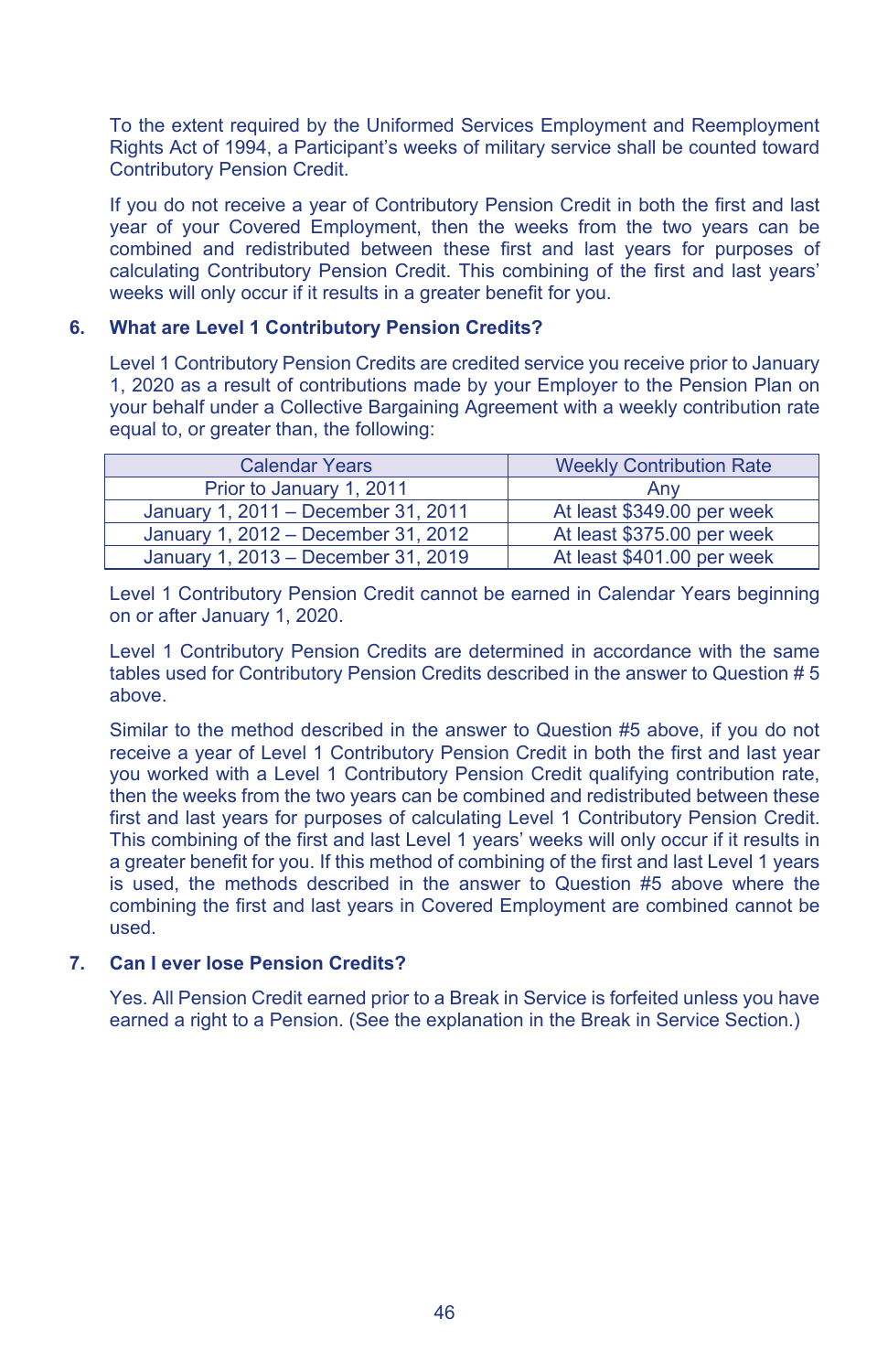To the extent required by the Uniformed Services Employment and Reemployment Rights Act of 1994, a Participant's weeks of military service shall be counted toward Contributory Pension Credit.

If you do not receive a year of Contributory Pension Credit in both the first and last year of your Covered Employment, then the weeks from the two years can be combined and redistributed between these first and last years for purposes of calculating Contributory Pension Credit. This combining of the first and last years' weeks will only occur if it results in a greater benefit for you.

### 6. What are Level 1 Contributory Pension Credits?

Level 1 Contributory Pension Credits are credited service you receive prior to January 1, 2020 as a result of contributions made by your Employer to the Pension Plan on your behalf under a Collective Bargaining Agreement with a weekly contribution rate equal to, or greater than, the following:

| Calendar Years | Weekly Contribution Rate |
|---|---|
| Prior to January 1, 2011 | Any |
| January 1, 2011 – December 31, 2011 | At least $349.00 per week |
| January 1, 2012 – December 31, 2012 | At least $375.00 per week |
| January 1, 2013 – December 31, 2019 | At least $401.00 per week |

Level 1 Contributory Pension Credit cannot be earned in Calendar Years beginning on or after January 1, 2020.

Level 1 Contributory Pension Credits are determined in accordance with the same tables used for Contributory Pension Credits described in the answer to Question # 5 above.

Similar to the method described in the answer to Question #5 above, if you do not receive a year of Level 1 Contributory Pension Credit in both the first and last year you worked with a Level 1 Contributory Pension Credit qualifying contribution rate, then the weeks from the two years can be combined and redistributed between these first and last years for purposes of calculating Level 1 Contributory Pension Credit. This combining of the first and last Level 1 years' weeks will only occur if it results in a greater benefit for you. If this method of combining of the first and last Level 1 years is used, the methods described in the answer to Question #5 above where the combining the first and last years in Covered Employment are combined cannot be used.

### 7. Can I ever lose Pension Credits?

Yes. All Pension Credit earned prior to a Break in Service is forfeited unless you have earned a right to a Pension. (See the explanation in the Break in Service Section.)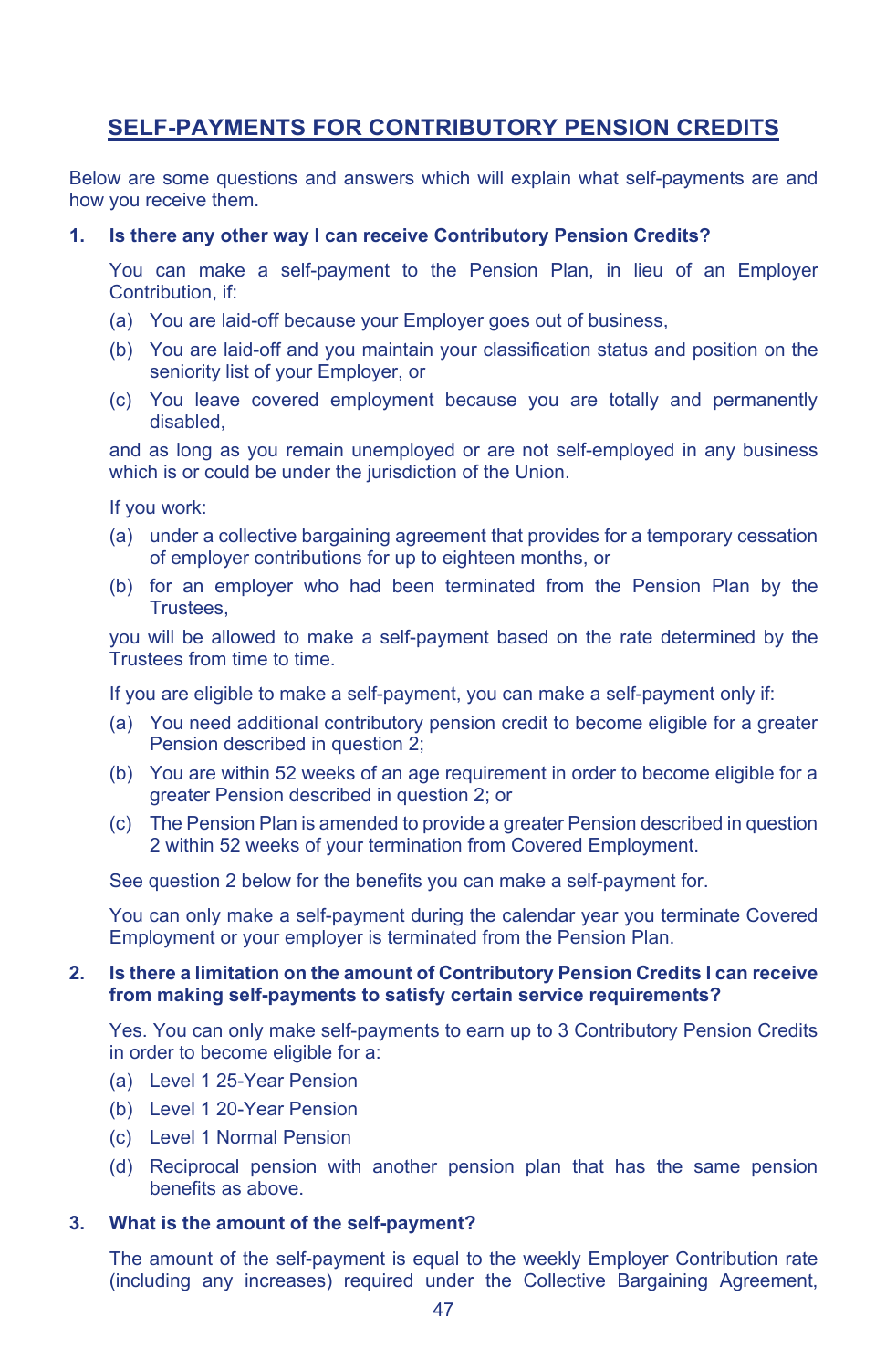## SELF-PAYMENTS FOR CONTRIBUTORY PENSION CREDITS

Below are some questions and answers which will explain what self-payments are and how you receive them.

**1. Is there any other way I can receive Contributory Pension Credits?**

You can make a self-payment to the Pension Plan, in lieu of an Employer Contribution, if:

(a) You are laid-off because your Employer goes out of business,

(b) You are laid-off and you maintain your classification status and position on the seniority list of your Employer, or

(c) You leave covered employment because you are totally and permanently disabled,

and as long as you remain unemployed or are not self-employed in any business which is or could be under the jurisdiction of the Union.

If you work:

(a) under a collective bargaining agreement that provides for a temporary cessation of employer contributions for up to eighteen months, or

(b) for an employer who had been terminated from the Pension Plan by the Trustees,

you will be allowed to make a self-payment based on the rate determined by the Trustees from time to time.

If you are eligible to make a self-payment, you can make a self-payment only if:

(a) You need additional contributory pension credit to become eligible for a greater Pension described in question 2;

(b) You are within 52 weeks of an age requirement in order to become eligible for a greater Pension described in question 2; or

(c) The Pension Plan is amended to provide a greater Pension described in question 2 within 52 weeks of your termination from Covered Employment.

See question 2 below for the benefits you can make a self-payment for.

You can only make a self-payment during the calendar year you terminate Covered Employment or your employer is terminated from the Pension Plan.

**2. Is there a limitation on the amount of Contributory Pension Credits I can receive from making self-payments to satisfy certain service requirements?**

Yes. You can only make self-payments to earn up to 3 Contributory Pension Credits in order to become eligible for a:

(a) Level 1 25-Year Pension

(b) Level 1 20-Year Pension

(c) Level 1 Normal Pension

(d) Reciprocal pension with another pension plan that has the same pension benefits as above.

**3. What is the amount of the self-payment?**

The amount of the self-payment is equal to the weekly Employer Contribution rate (including any increases) required under the Collective Bargaining Agreement,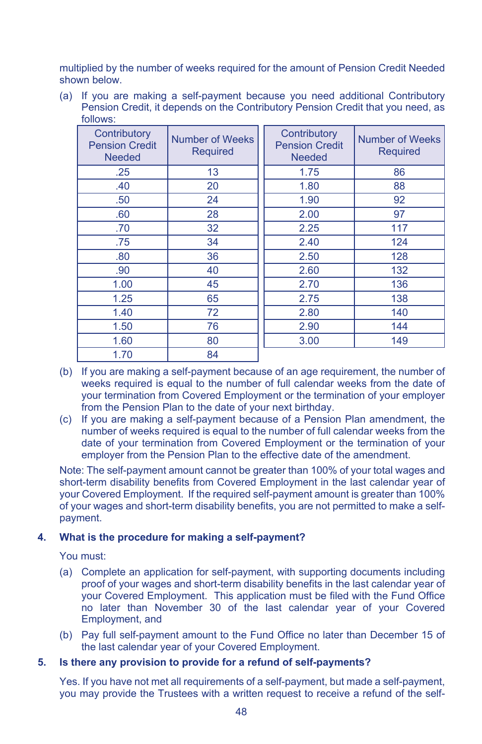multiplied by the number of weeks required for the amount of Pension Credit Needed shown below.

(a) If you are making a self-payment because you need additional Contributory Pension Credit, it depends on the Contributory Pension Credit that you need, as follows:

| Contributory Pension Credit Needed | Number of Weeks Required | Contributory Pension Credit Needed | Number of Weeks Required |
|---|---|---|---|
| .25 | 13 | 1.75 | 86 |
| .40 | 20 | 1.80 | 88 |
| .50 | 24 | 1.90 | 92 |
| .60 | 28 | 2.00 | 97 |
| .70 | 32 | 2.25 | 117 |
| .75 | 34 | 2.40 | 124 |
| .80 | 36 | 2.50 | 128 |
| .90 | 40 | 2.60 | 132 |
| 1.00 | 45 | 2.70 | 136 |
| 1.25 | 65 | 2.75 | 138 |
| 1.40 | 72 | 2.80 | 140 |
| 1.50 | 76 | 2.90 | 144 |
| 1.60 | 80 | 3.00 | 149 |
| 1.70 | 84 | | |

(b) If you are making a self-payment because of an age requirement, the number of weeks required is equal to the number of full calendar weeks from the date of your termination from Covered Employment or the termination of your employer from the Pension Plan to the date of your next birthday.

(c) If you are making a self-payment because of a Pension Plan amendment, the number of weeks required is equal to the number of full calendar weeks from the date of your termination from Covered Employment or the termination of your employer from the Pension Plan to the effective date of the amendment.

Note: The self-payment amount cannot be greater than 100% of your total wages and short-term disability benefits from Covered Employment in the last calendar year of your Covered Employment. If the required self-payment amount is greater than 100% of your wages and short-term disability benefits, you are not permitted to make a self-payment.

**4. What is the procedure for making a self-payment?**

You must:

(a) Complete an application for self-payment, with supporting documents including proof of your wages and short-term disability benefits in the last calendar year of your Covered Employment. This application must be filed with the Fund Office no later than November 30 of the last calendar year of your Covered Employment, and

(b) Pay full self-payment amount to the Fund Office no later than December 15 of the last calendar year of your Covered Employment.

**5. Is there any provision to provide for a refund of self-payments?**

Yes. If you have not met all requirements of a self-payment, but made a self-payment, you may provide the Trustees with a written request to receive a refund of the self-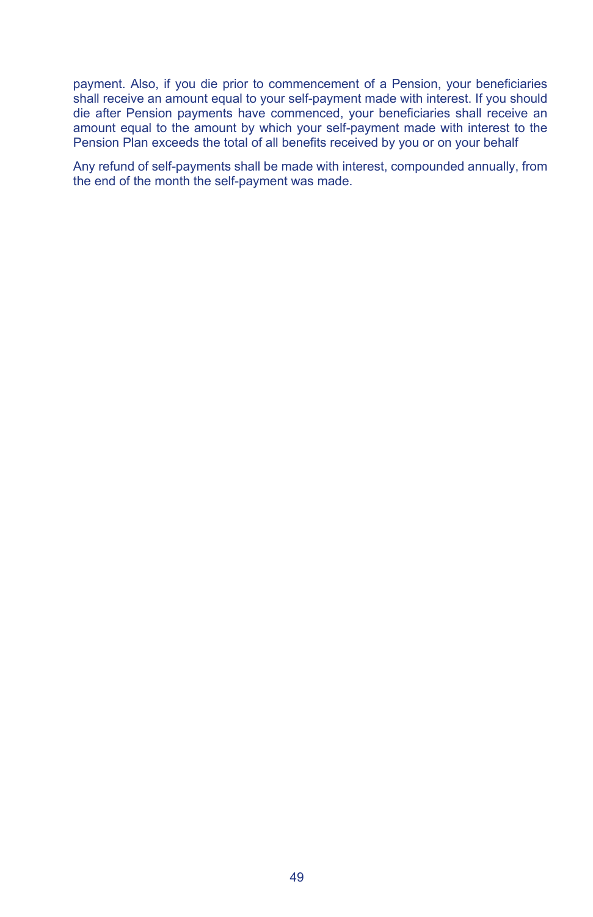payment. Also, if you die prior to commencement of a Pension, your beneficiaries shall receive an amount equal to your self-payment made with interest. If you should die after Pension payments have commenced, your beneficiaries shall receive an amount equal to the amount by which your self-payment made with interest to the Pension Plan exceeds the total of all benefits received by you or on your behalf

Any refund of self-payments shall be made with interest, compounded annually, from the end of the month the self-payment was made.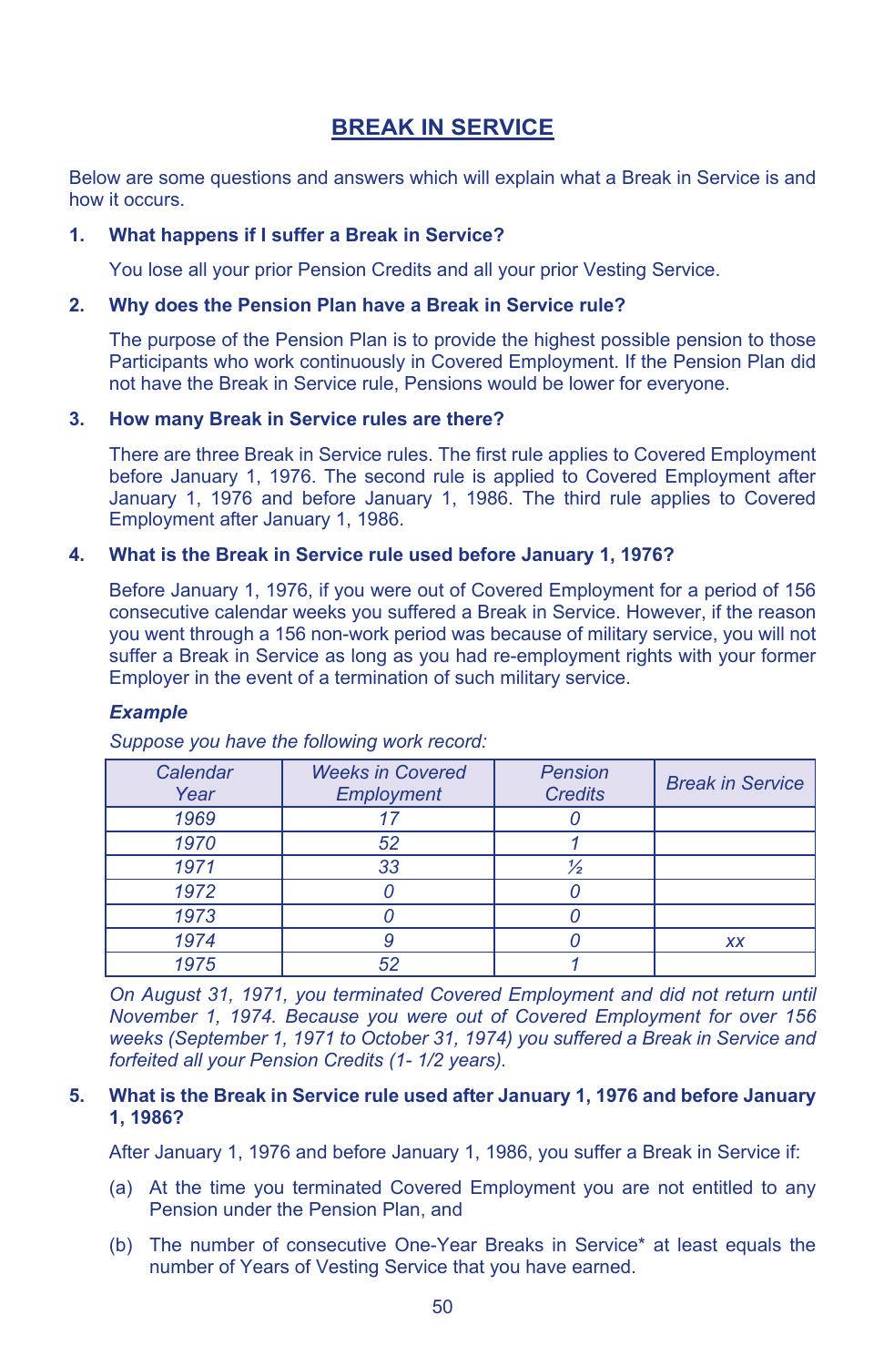# BREAK IN SERVICE

Below are some questions and answers which will explain what a Break in Service is and how it occurs.

**1. What happens if I suffer a Break in Service?**

You lose all your prior Pension Credits and all your prior Vesting Service.

**2. Why does the Pension Plan have a Break in Service rule?**

The purpose of the Pension Plan is to provide the highest possible pension to those Participants who work continuously in Covered Employment. If the Pension Plan did not have the Break in Service rule, Pensions would be lower for everyone.

**3. How many Break in Service rules are there?**

There are three Break in Service rules. The first rule applies to Covered Employment before January 1, 1976. The second rule is applied to Covered Employment after January 1, 1976 and before January 1, 1986. The third rule applies to Covered Employment after January 1, 1986.

**4. What is the Break in Service rule used before January 1, 1976?**

Before January 1, 1976, if you were out of Covered Employment for a period of 156 consecutive calendar weeks you suffered a Break in Service. However, if the reason you went through a 156 non-work period was because of military service, you will not suffer a Break in Service as long as you had re-employment rights with your former Employer in the event of a termination of such military service.

***Example***

*Suppose you have the following work record:*

| *Calendar Year* | *Weeks in Covered Employment* | *Pension Credits* | *Break in Service* |
|---|---|---|---|
| *1969* | *17* | *0* | |
| *1970* | *52* | *1* | |
| *1971* | *33* | *½* | |
| *1972* | *0* | *0* | |
| *1973* | *0* | *0* | |
| *1974* | *9* | *0* | *xx* |
| *1975* | *52* | *1* | |

*On August 31, 1971, you terminated Covered Employment and did not return until November 1, 1974. Because you were out of Covered Employment for over 156 weeks (September 1, 1971 to October 31, 1974) you suffered a Break in Service and forfeited all your Pension Credits (1- 1/2 years).*

**5. What is the Break in Service rule used after January 1, 1976 and before January 1, 1986?**

After January 1, 1976 and before January 1, 1986, you suffer a Break in Service if:

(a) At the time you terminated Covered Employment you are not entitled to any Pension under the Pension Plan, and

(b) The number of consecutive One-Year Breaks in Service* at least equals the number of Years of Vesting Service that you have earned.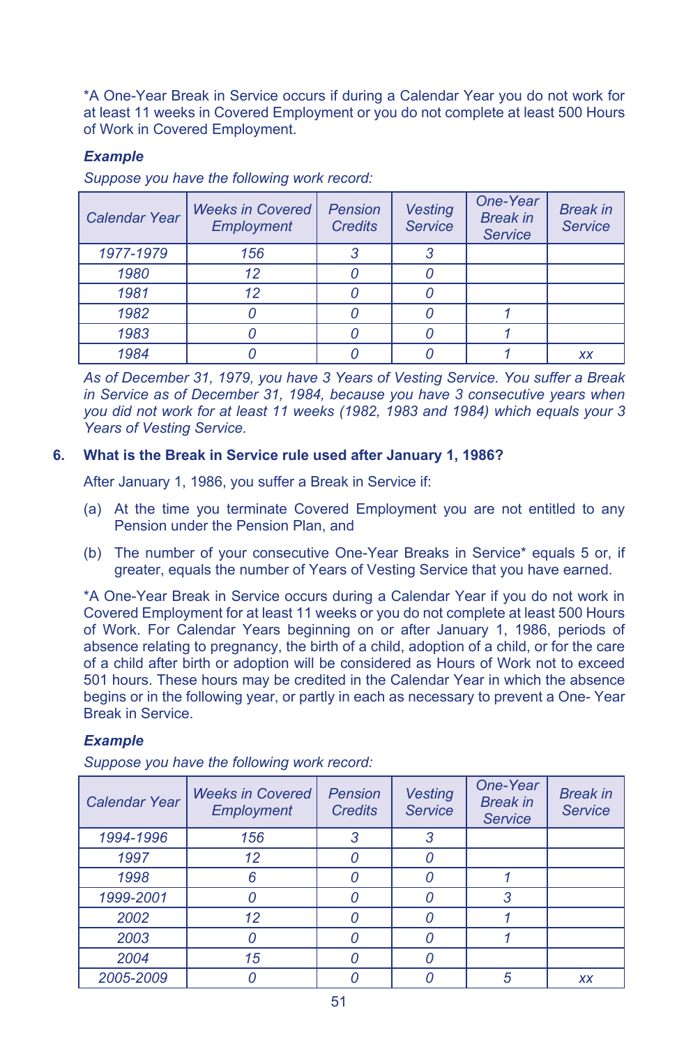*A One-Year Break in Service occurs if during a Calendar Year you do not work for at least 11 weeks in Covered Employment or you do not complete at least 500 Hours of Work in Covered Employment.

***Example***

*Suppose you have the following work record:*

| *Calendar Year* | *Weeks in Covered Employment* | *Pension Credits* | *Vesting Service* | *One-Year Break in Service* | *Break in Service* |
|---|---|---|---|---|---|
| *1977-1979* | *156* | *3* | *3* | | |
| *1980* | *12* | *0* | *0* | | |
| *1981* | *12* | *0* | *0* | | |
| *1982* | *0* | *0* | *0* | *1* | |
| *1983* | *0* | *0* | *0* | *1* | |
| *1984* | *0* | *0* | *0* | *1* | *xx* |

*As of December 31, 1979, you have 3 Years of Vesting Service. You suffer a Break in Service as of December 31, 1984, because you have 3 consecutive years when you did not work for at least 11 weeks (1982, 1983 and 1984) which equals your 3 Years of Vesting Service.*

**6. What is the Break in Service rule used after January 1, 1986?**

After January 1, 1986, you suffer a Break in Service if:

(a) At the time you terminate Covered Employment you are not entitled to any Pension under the Pension Plan, and

(b) The number of your consecutive One-Year Breaks in Service* equals 5 or, if greater, equals the number of Years of Vesting Service that you have earned.

*A One-Year Break in Service occurs during a Calendar Year if you do not work in Covered Employment for at least 11 weeks or you do not complete at least 500 Hours of Work. For Calendar Years beginning on or after January 1, 1986, periods of absence relating to pregnancy, the birth of a child, adoption of a child, or for the care of a child after birth or adoption will be considered as Hours of Work not to exceed 501 hours. These hours may be credited in the Calendar Year in which the absence begins or in the following year, or partly in each as necessary to prevent a One- Year Break in Service.

***Example***

*Suppose you have the following work record:*

| *Calendar Year* | *Weeks in Covered Employment* | *Pension Credits* | *Vesting Service* | *One-Year Break in Service* | *Break in Service* |
|---|---|---|---|---|---|
| *1994-1996* | *156* | *3* | *3* | | |
| *1997* | *12* | *0* | *0* | | |
| *1998* | *6* | *0* | *0* | *1* | |
| *1999-2001* | *0* | *0* | *0* | *3* | |
| *2002* | *12* | *0* | *0* | *1* | |
| *2003* | *0* | *0* | *0* | *1* | |
| *2004* | *15* | *0* | *0* | | |
| *2005-2009* | *0* | *0* | *0* | *5* | *xx* |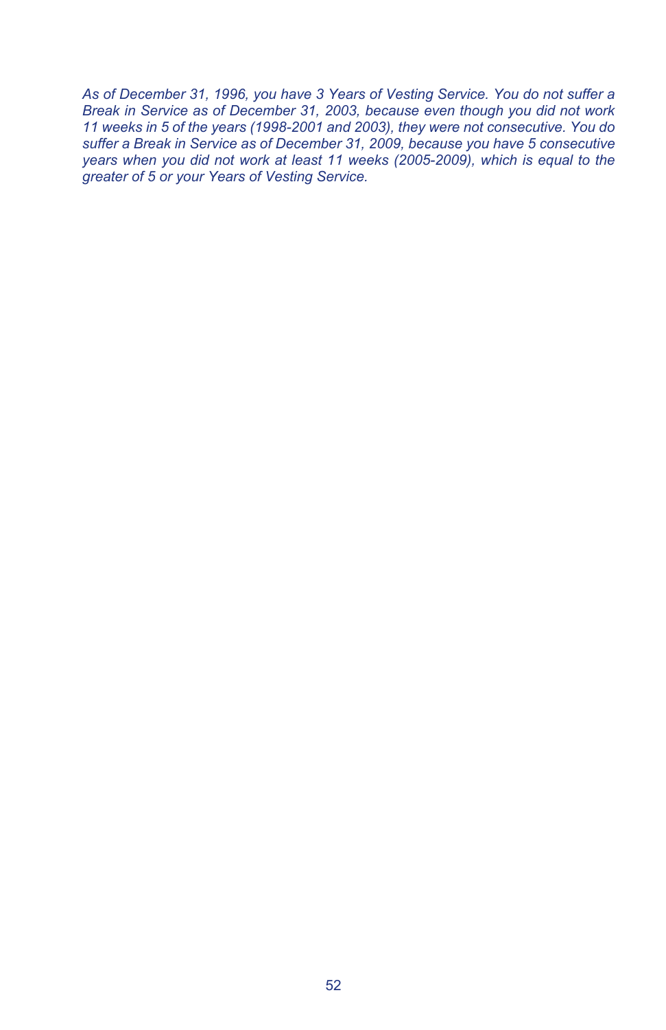*As of December 31, 1996, you have 3 Years of Vesting Service. You do not suffer a Break in Service as of December 31, 2003, because even though you did not work 11 weeks in 5 of the years (1998-2001 and 2003), they were not consecutive. You do suffer a Break in Service as of December 31, 2009, because you have 5 consecutive years when you did not work at least 11 weeks (2005-2009), which is equal to the greater of 5 or your Years of Vesting Service.*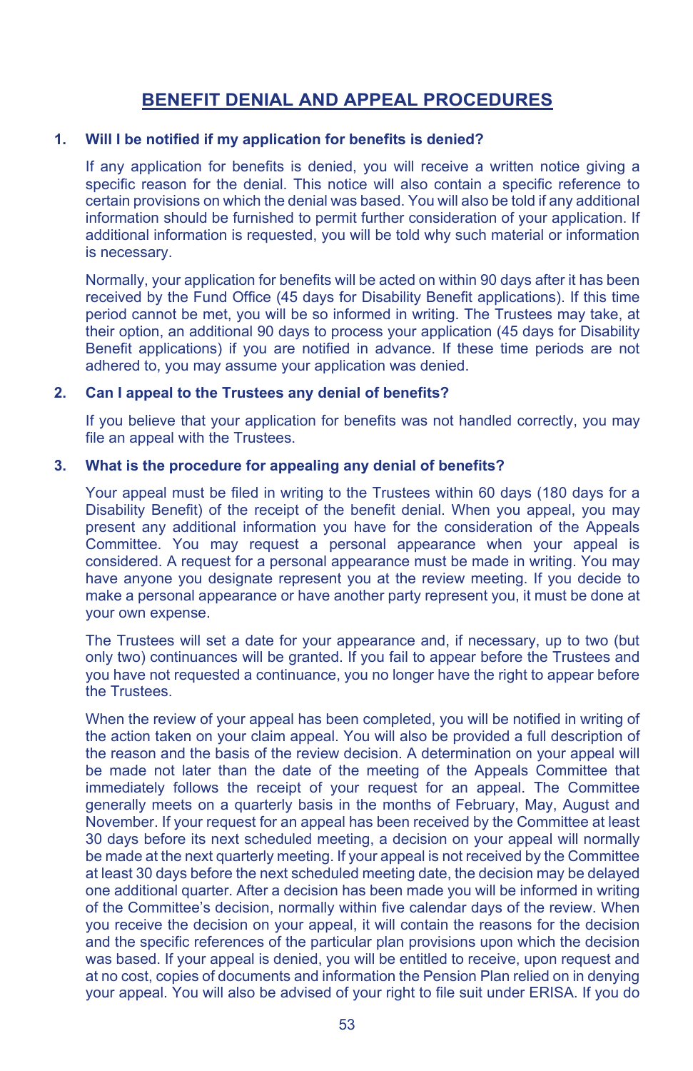## BENEFIT DENIAL AND APPEAL PROCEDURES

**1. Will I be notified if my application for benefits is denied?**

If any application for benefits is denied, you will receive a written notice giving a specific reason for the denial. This notice will also contain a specific reference to certain provisions on which the denial was based. You will also be told if any additional information should be furnished to permit further consideration of your application. If additional information is requested, you will be told why such material or information is necessary.

Normally, your application for benefits will be acted on within 90 days after it has been received by the Fund Office (45 days for Disability Benefit applications). If this time period cannot be met, you will be so informed in writing. The Trustees may take, at their option, an additional 90 days to process your application (45 days for Disability Benefit applications) if you are notified in advance. If these time periods are not adhered to, you may assume your application was denied.

**2. Can I appeal to the Trustees any denial of benefits?**

If you believe that your application for benefits was not handled correctly, you may file an appeal with the Trustees.

**3. What is the procedure for appealing any denial of benefits?**

Your appeal must be filed in writing to the Trustees within 60 days (180 days for a Disability Benefit) of the receipt of the benefit denial. When you appeal, you may present any additional information you have for the consideration of the Appeals Committee. You may request a personal appearance when your appeal is considered. A request for a personal appearance must be made in writing. You may have anyone you designate represent you at the review meeting. If you decide to make a personal appearance or have another party represent you, it must be done at your own expense.

The Trustees will set a date for your appearance and, if necessary, up to two (but only two) continuances will be granted. If you fail to appear before the Trustees and you have not requested a continuance, you no longer have the right to appear before the Trustees.

When the review of your appeal has been completed, you will be notified in writing of the action taken on your claim appeal. You will also be provided a full description of the reason and the basis of the review decision. A determination on your appeal will be made not later than the date of the meeting of the Appeals Committee that immediately follows the receipt of your request for an appeal. The Committee generally meets on a quarterly basis in the months of February, May, August and November. If your request for an appeal has been received by the Committee at least 30 days before its next scheduled meeting, a decision on your appeal will normally be made at the next quarterly meeting. If your appeal is not received by the Committee at least 30 days before the next scheduled meeting date, the decision may be delayed one additional quarter. After a decision has been made you will be informed in writing of the Committee's decision, normally within five calendar days of the review. When you receive the decision on your appeal, it will contain the reasons for the decision and the specific references of the particular plan provisions upon which the decision was based. If your appeal is denied, you will be entitled to receive, upon request and at no cost, copies of documents and information the Pension Plan relied on in denying your appeal. You will also be advised of your right to file suit under ERISA. If you do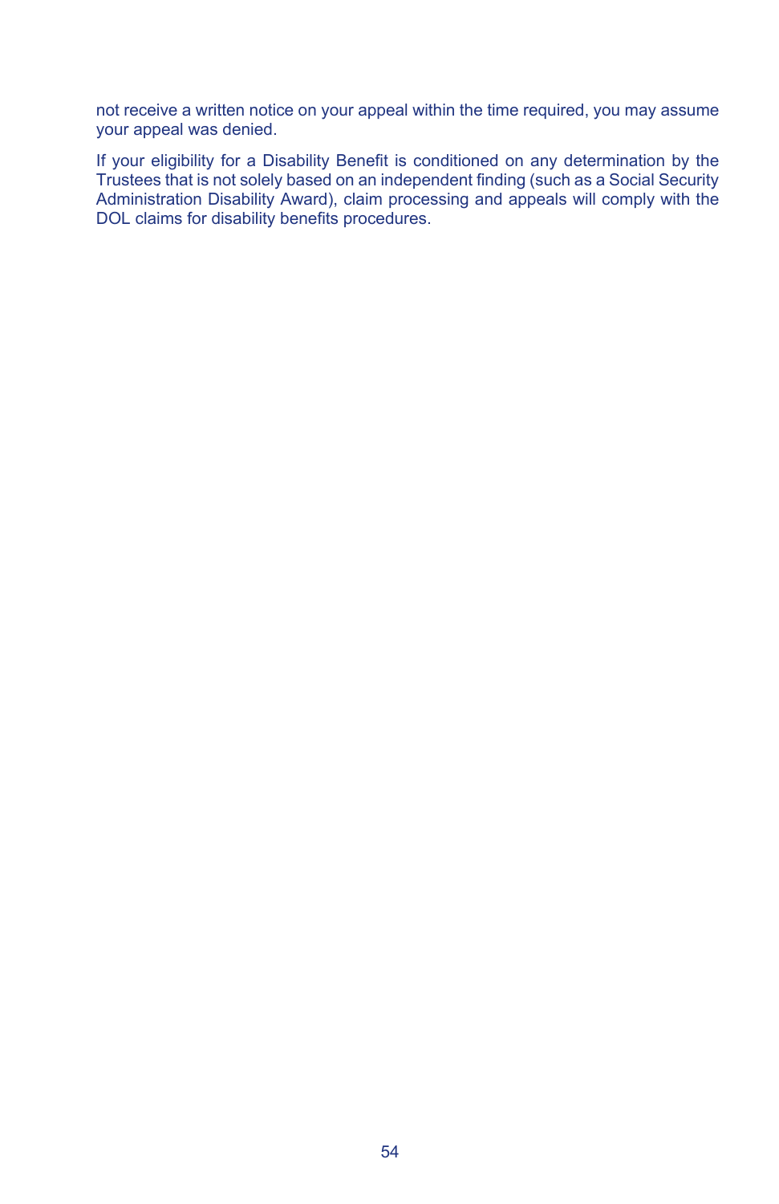not receive a written notice on your appeal within the time required, you may assume your appeal was denied.

If your eligibility for a Disability Benefit is conditioned on any determination by the Trustees that is not solely based on an independent finding (such as a Social Security Administration Disability Award), claim processing and appeals will comply with the DOL claims for disability benefits procedures.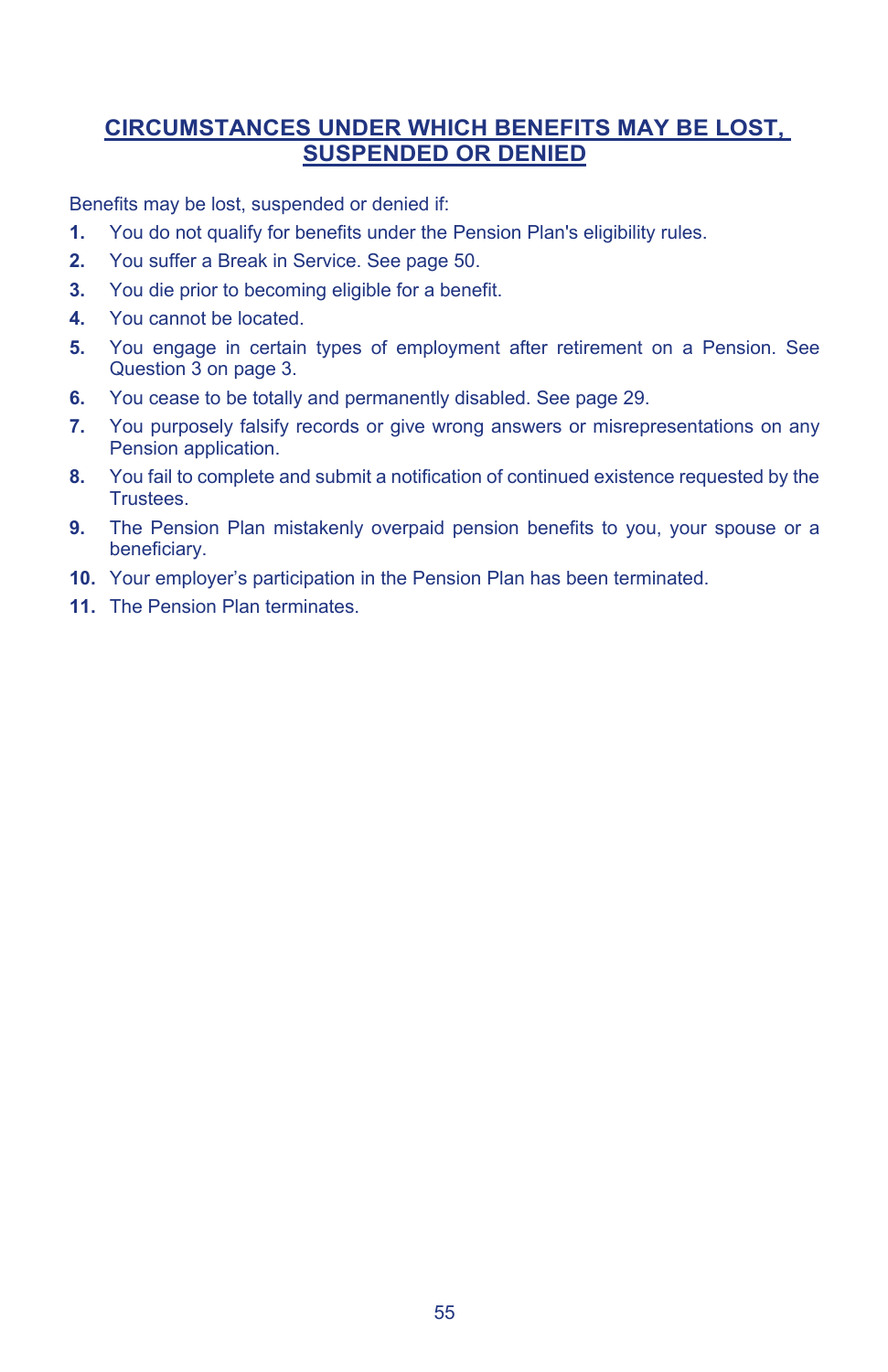## CIRCUMSTANCES UNDER WHICH BENEFITS MAY BE LOST, SUSPENDED OR DENIED

Benefits may be lost, suspended or denied if:

1. You do not qualify for benefits under the Pension Plan's eligibility rules.
2. You suffer a Break in Service. See page 50.
3. You die prior to becoming eligible for a benefit.
4. You cannot be located.
5. You engage in certain types of employment after retirement on a Pension. See Question 3 on page 3.
6. You cease to be totally and permanently disabled. See page 29.
7. You purposely falsify records or give wrong answers or misrepresentations on any Pension application.
8. You fail to complete and submit a notification of continued existence requested by the Trustees.
9. The Pension Plan mistakenly overpaid pension benefits to you, your spouse or a beneficiary.
10. Your employer's participation in the Pension Plan has been terminated.
11. The Pension Plan terminates.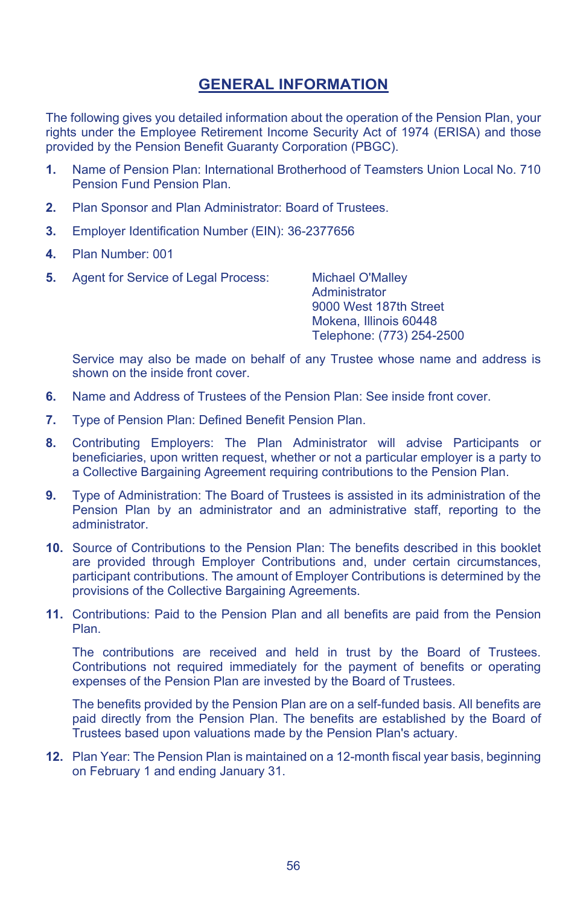# GENERAL INFORMATION

The following gives you detailed information about the operation of the Pension Plan, your rights under the Employee Retirement Income Security Act of 1974 (ERISA) and those provided by the Pension Benefit Guaranty Corporation (PBGC).

1. Name of Pension Plan: International Brotherhood of Teamsters Union Local No. 710 Pension Fund Pension Plan.

2. Plan Sponsor and Plan Administrator: Board of Trustees.

3. Employer Identification Number (EIN): 36-2377656

4. Plan Number: 001

5. Agent for Service of Legal Process:

   Michael O'Malley
   Administrator
   9000 West 187th Street
   Mokena, Illinois 60448
   Telephone: (773) 254-2500

   Service may also be made on behalf of any Trustee whose name and address is shown on the inside front cover.

6. Name and Address of Trustees of the Pension Plan: See inside front cover.

7. Type of Pension Plan: Defined Benefit Pension Plan.

8. Contributing Employers: The Plan Administrator will advise Participants or beneficiaries, upon written request, whether or not a particular employer is a party to a Collective Bargaining Agreement requiring contributions to the Pension Plan.

9. Type of Administration: The Board of Trustees is assisted in its administration of the Pension Plan by an administrator and an administrative staff, reporting to the administrator.

10. Source of Contributions to the Pension Plan: The benefits described in this booklet are provided through Employer Contributions and, under certain circumstances, participant contributions. The amount of Employer Contributions is determined by the provisions of the Collective Bargaining Agreements.

11. Contributions: Paid to the Pension Plan and all benefits are paid from the Pension Plan.

    The contributions are received and held in trust by the Board of Trustees. Contributions not required immediately for the payment of benefits or operating expenses of the Pension Plan are invested by the Board of Trustees.

    The benefits provided by the Pension Plan are on a self-funded basis. All benefits are paid directly from the Pension Plan. The benefits are established by the Board of Trustees based upon valuations made by the Pension Plan's actuary.

12. Plan Year: The Pension Plan is maintained on a 12-month fiscal year basis, beginning on February 1 and ending January 31.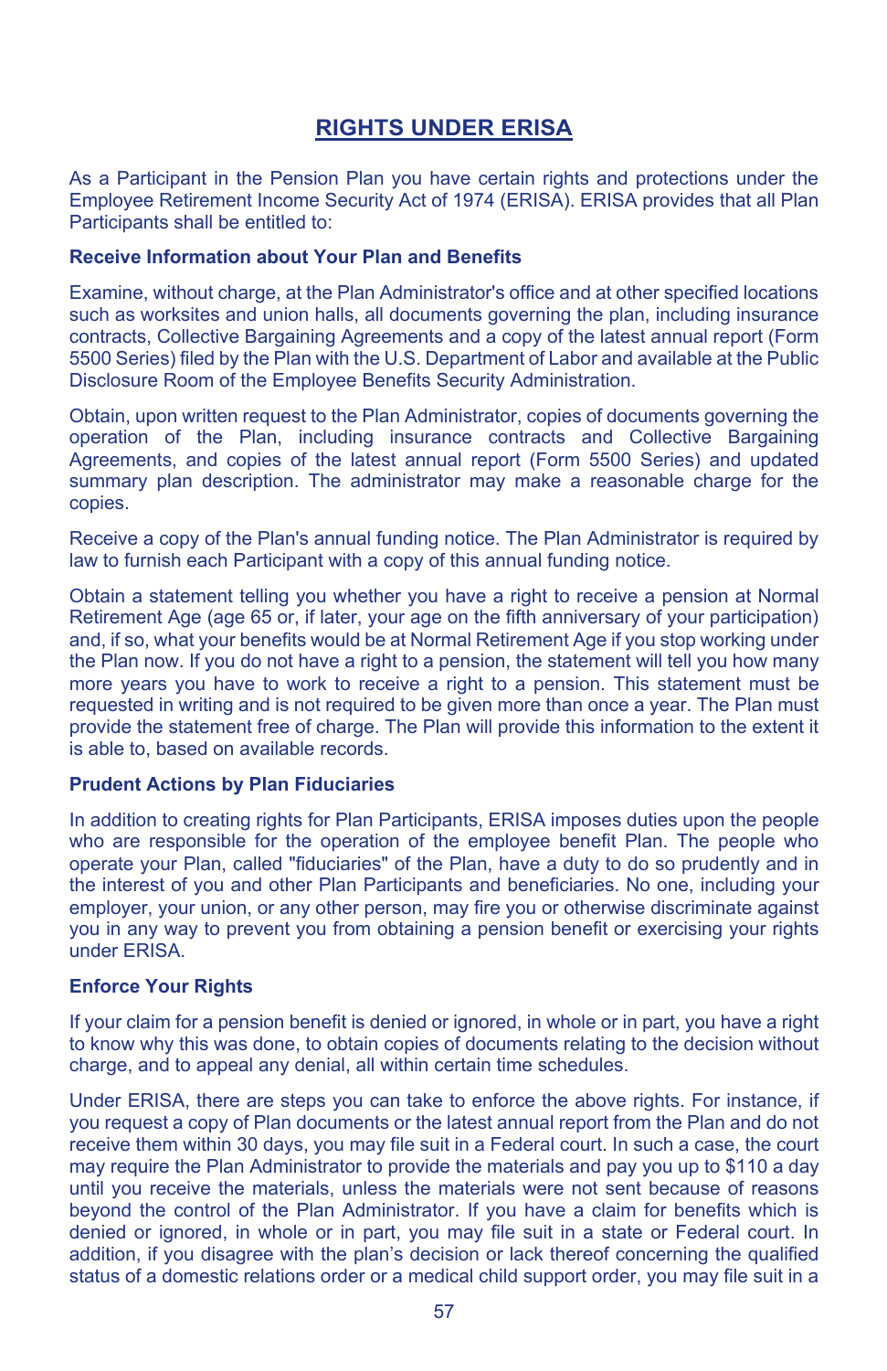# RIGHTS UNDER ERISA

As a Participant in the Pension Plan you have certain rights and protections under the Employee Retirement Income Security Act of 1974 (ERISA). ERISA provides that all Plan Participants shall be entitled to:

**Receive Information about Your Plan and Benefits**

Examine, without charge, at the Plan Administrator's office and at other specified locations such as worksites and union halls, all documents governing the plan, including insurance contracts, Collective Bargaining Agreements and a copy of the latest annual report (Form 5500 Series) filed by the Plan with the U.S. Department of Labor and available at the Public Disclosure Room of the Employee Benefits Security Administration.

Obtain, upon written request to the Plan Administrator, copies of documents governing the operation of the Plan, including insurance contracts and Collective Bargaining Agreements, and copies of the latest annual report (Form 5500 Series) and updated summary plan description. The administrator may make a reasonable charge for the copies.

Receive a copy of the Plan's annual funding notice. The Plan Administrator is required by law to furnish each Participant with a copy of this annual funding notice.

Obtain a statement telling you whether you have a right to receive a pension at Normal Retirement Age (age 65 or, if later, your age on the fifth anniversary of your participation) and, if so, what your benefits would be at Normal Retirement Age if you stop working under the Plan now. If you do not have a right to a pension, the statement will tell you how many more years you have to work to receive a right to a pension. This statement must be requested in writing and is not required to be given more than once a year. The Plan must provide the statement free of charge. The Plan will provide this information to the extent it is able to, based on available records.

**Prudent Actions by Plan Fiduciaries**

In addition to creating rights for Plan Participants, ERISA imposes duties upon the people who are responsible for the operation of the employee benefit Plan. The people who operate your Plan, called "fiduciaries" of the Plan, have a duty to do so prudently and in the interest of you and other Plan Participants and beneficiaries. No one, including your employer, your union, or any other person, may fire you or otherwise discriminate against you in any way to prevent you from obtaining a pension benefit or exercising your rights under ERISA.

**Enforce Your Rights**

If your claim for a pension benefit is denied or ignored, in whole or in part, you have a right to know why this was done, to obtain copies of documents relating to the decision without charge, and to appeal any denial, all within certain time schedules.

Under ERISA, there are steps you can take to enforce the above rights. For instance, if you request a copy of Plan documents or the latest annual report from the Plan and do not receive them within 30 days, you may file suit in a Federal court. In such a case, the court may require the Plan Administrator to provide the materials and pay you up to $110 a day until you receive the materials, unless the materials were not sent because of reasons beyond the control of the Plan Administrator. If you have a claim for benefits which is denied or ignored, in whole or in part, you may file suit in a state or Federal court. In addition, if you disagree with the plan's decision or lack thereof concerning the qualified status of a domestic relations order or a medical child support order, you may file suit in a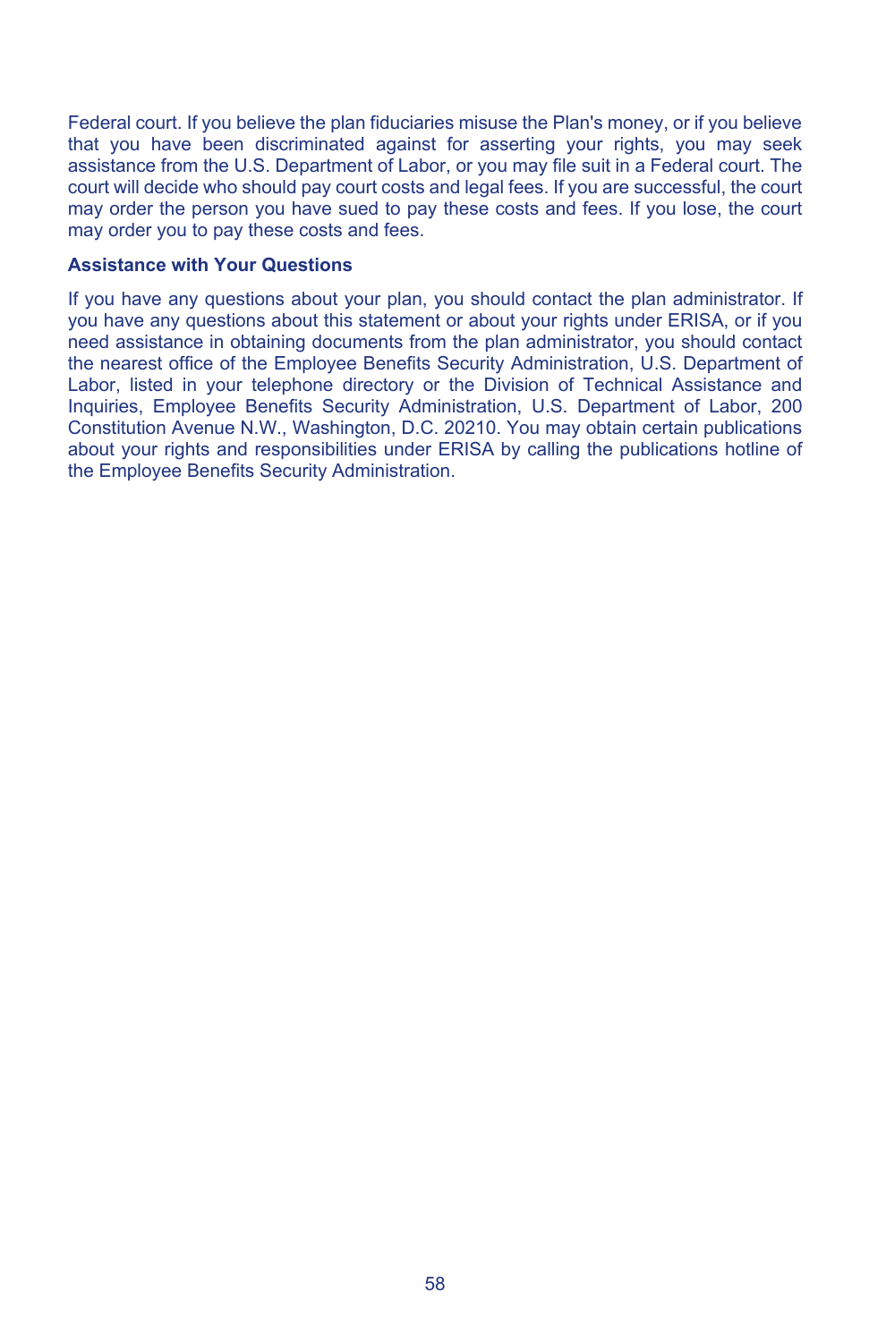Federal court. If you believe the plan fiduciaries misuse the Plan's money, or if you believe that you have been discriminated against for asserting your rights, you may seek assistance from the U.S. Department of Labor, or you may file suit in a Federal court. The court will decide who should pay court costs and legal fees. If you are successful, the court may order the person you have sued to pay these costs and fees. If you lose, the court may order you to pay these costs and fees.

### Assistance with Your Questions

If you have any questions about your plan, you should contact the plan administrator. If you have any questions about this statement or about your rights under ERISA, or if you need assistance in obtaining documents from the plan administrator, you should contact the nearest office of the Employee Benefits Security Administration, U.S. Department of Labor, listed in your telephone directory or the Division of Technical Assistance and Inquiries, Employee Benefits Security Administration, U.S. Department of Labor, 200 Constitution Avenue N.W., Washington, D.C. 20210. You may obtain certain publications about your rights and responsibilities under ERISA by calling the publications hotline of the Employee Benefits Security Administration.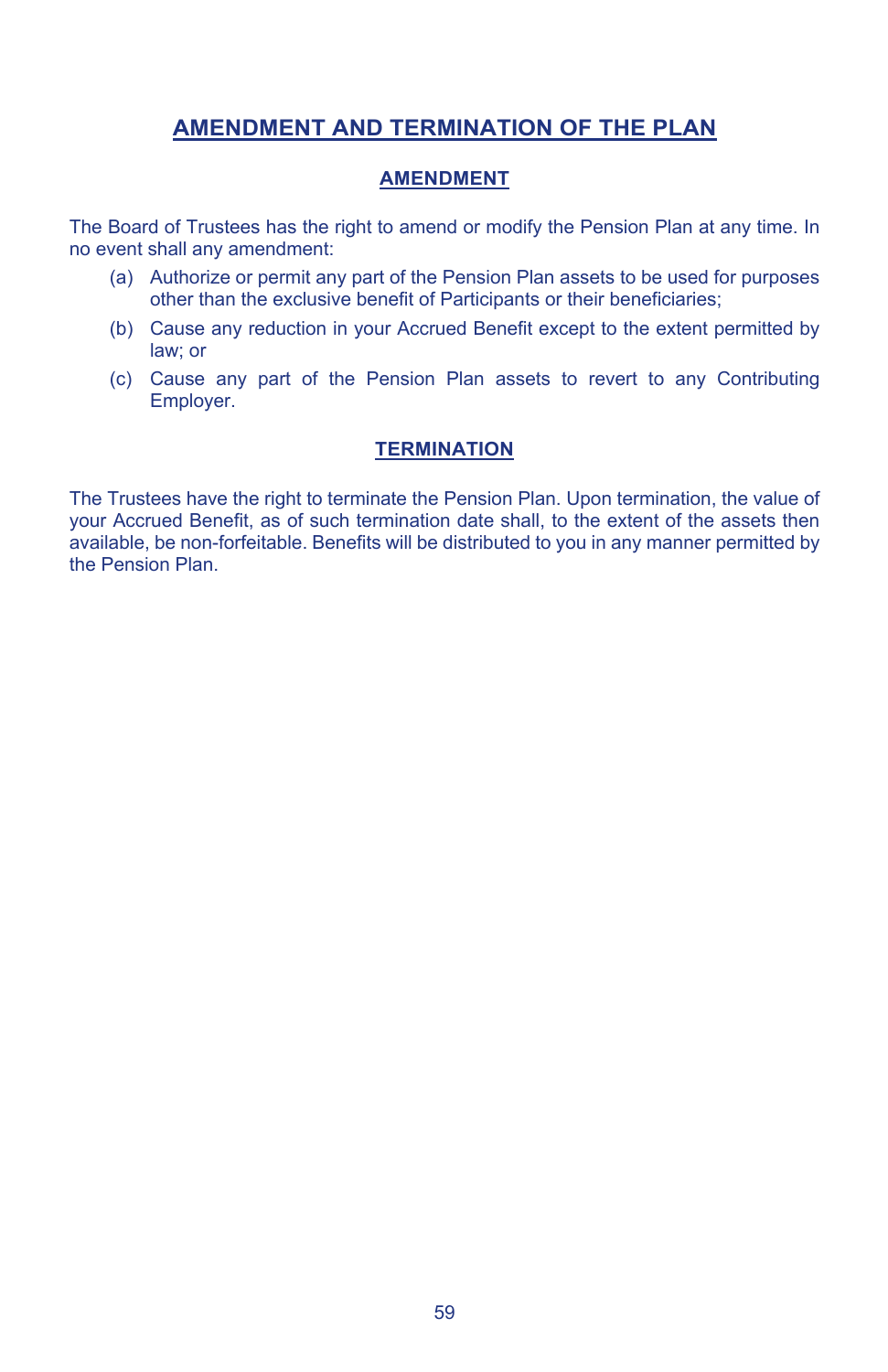# AMENDMENT AND TERMINATION OF THE PLAN

## AMENDMENT

The Board of Trustees has the right to amend or modify the Pension Plan at any time. In no event shall any amendment:

(a) Authorize or permit any part of the Pension Plan assets to be used for purposes other than the exclusive benefit of Participants or their beneficiaries;

(b) Cause any reduction in your Accrued Benefit except to the extent permitted by law; or

(c) Cause any part of the Pension Plan assets to revert to any Contributing Employer.

## TERMINATION

The Trustees have the right to terminate the Pension Plan. Upon termination, the value of your Accrued Benefit, as of such termination date shall, to the extent of the assets then available, be non-forfeitable. Benefits will be distributed to you in any manner permitted by the Pension Plan.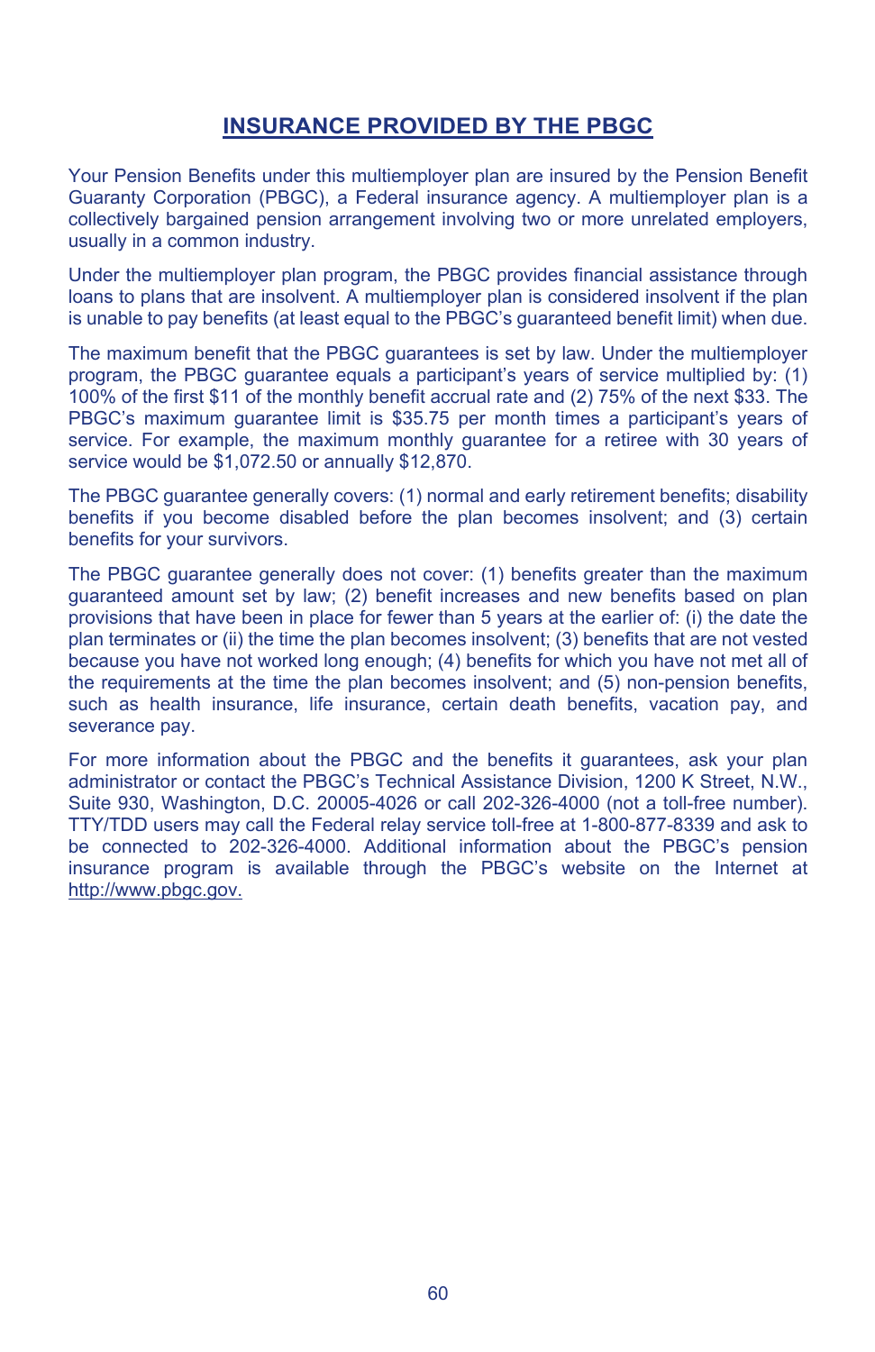## INSURANCE PROVIDED BY THE PBGC

Your Pension Benefits under this multiemployer plan are insured by the Pension Benefit Guaranty Corporation (PBGC), a Federal insurance agency. A multiemployer plan is a collectively bargained pension arrangement involving two or more unrelated employers, usually in a common industry.

Under the multiemployer plan program, the PBGC provides financial assistance through loans to plans that are insolvent. A multiemployer plan is considered insolvent if the plan is unable to pay benefits (at least equal to the PBGC's guaranteed benefit limit) when due.

The maximum benefit that the PBGC guarantees is set by law. Under the multiemployer program, the PBGC guarantee equals a participant's years of service multiplied by: (1) 100% of the first $11 of the monthly benefit accrual rate and (2) 75% of the next $33. The PBGC's maximum guarantee limit is $35.75 per month times a participant's years of service. For example, the maximum monthly guarantee for a retiree with 30 years of service would be $1,072.50 or annually $12,870.

The PBGC guarantee generally covers: (1) normal and early retirement benefits; disability benefits if you become disabled before the plan becomes insolvent; and (3) certain benefits for your survivors.

The PBGC guarantee generally does not cover: (1) benefits greater than the maximum guaranteed amount set by law; (2) benefit increases and new benefits based on plan provisions that have been in place for fewer than 5 years at the earlier of: (i) the date the plan terminates or (ii) the time the plan becomes insolvent; (3) benefits that are not vested because you have not worked long enough; (4) benefits for which you have not met all of the requirements at the time the plan becomes insolvent; and (5) non-pension benefits, such as health insurance, life insurance, certain death benefits, vacation pay, and severance pay.

For more information about the PBGC and the benefits it guarantees, ask your plan administrator or contact the PBGC's Technical Assistance Division, 1200 K Street, N.W., Suite 930, Washington, D.C. 20005-4026 or call 202-326-4000 (not a toll-free number). TTY/TDD users may call the Federal relay service toll-free at 1-800-877-8339 and ask to be connected to 202-326-4000. Additional information about the PBGC's pension insurance program is available through the PBGC's website on the Internet at http://www.pbgc.gov.